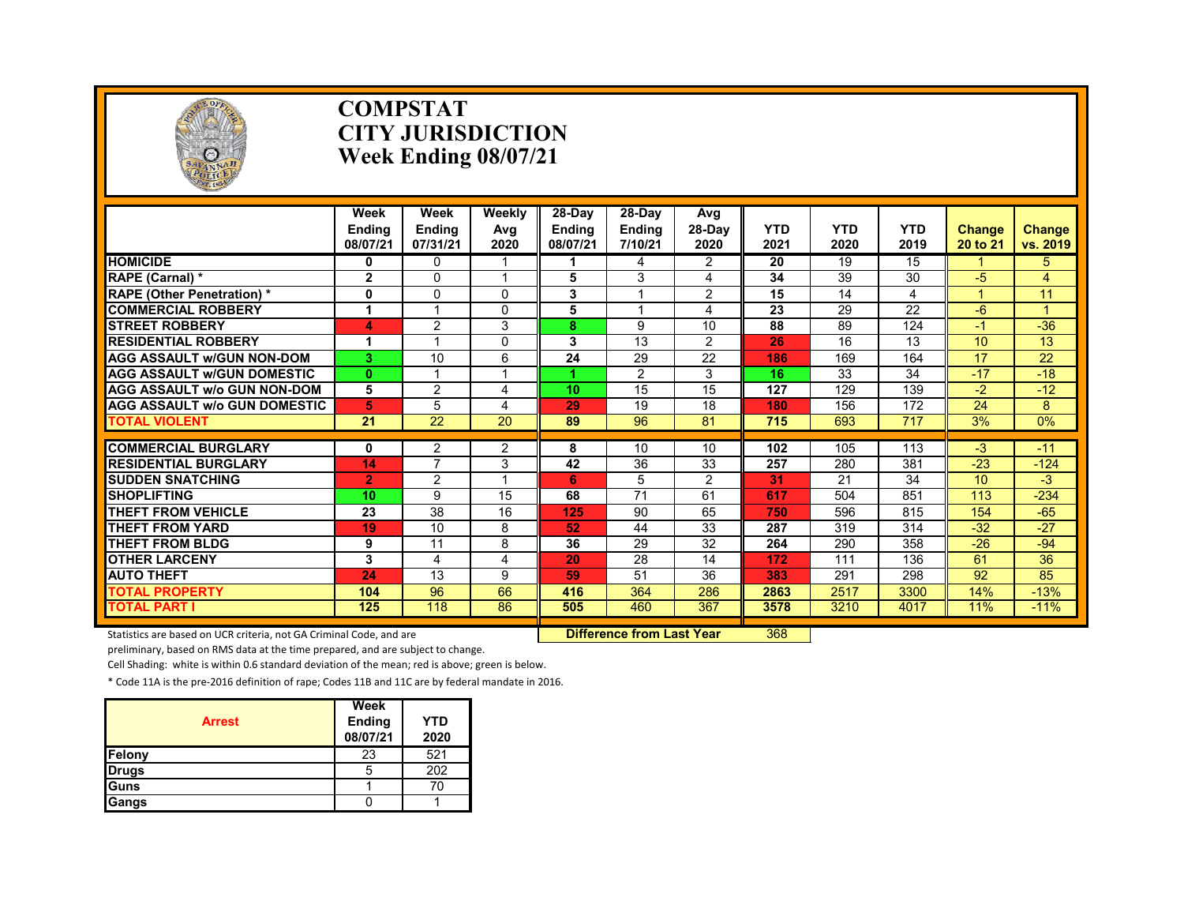# COMPSTAT
# CITY JURISDICTION
# Week Ending 08/07/21

| | Week Ending 08/07/21 | Week Ending 07/31/21 | Weekly Avg 2020 | 28-Day Ending 08/07/21 | 28-Day Ending 7/10/21 | Avg 28-Day 2020 | YTD 2021 | YTD 2020 | YTD 2019 | Change 20 to 21 | Change vs. 2019 |
|---|---|---|---|---|---|---|---|---|---|---|---|
| HOMICIDE | 0 | 0 | 1 | 1 | 4 | 2 | 20 | 19 | 15 | 1 | 5 |
| RAPE (Carnal) * | 2 | 0 | 1 | 5 | 3 | 4 | 34 | 39 | 30 | -5 | 4 |
| RAPE (Other Penetration) * | 0 | 0 | 0 | 3 | 1 | 2 | 15 | 14 | 4 | 1 | 11 |
| COMMERCIAL ROBBERY | 1 | 1 | 0 | 5 | 1 | 4 | 23 | 29 | 22 | -6 | 1 |
| STREET ROBBERY | 4 | 2 | 3 | 8 | 9 | 10 | 88 | 89 | 124 | -1 | -36 |
| RESIDENTIAL ROBBERY | 1 | 1 | 0 | 3 | 13 | 2 | 26 | 16 | 13 | 10 | 13 |
| AGG ASSAULT w/GUN NON-DOM | 3 | 10 | 6 | 24 | 29 | 22 | 186 | 169 | 164 | 17 | 22 |
| AGG ASSAULT w/GUN DOMESTIC | 0 | 1 | 1 | 1 | 2 | 3 | 16 | 33 | 34 | -17 | -18 |
| AGG ASSAULT w/o GUN NON-DOM | 5 | 2 | 4 | 10 | 15 | 15 | 127 | 129 | 139 | -2 | -12 |
| AGG ASSAULT w/o GUN DOMESTIC | 5 | 5 | 4 | 29 | 19 | 18 | 180 | 156 | 172 | 24 | 8 |
| TOTAL VIOLENT | 21 | 22 | 20 | 89 | 96 | 81 | 715 | 693 | 717 | 3% | 0% |
| COMMERCIAL BURGLARY | 0 | 2 | 2 | 8 | 10 | 10 | 102 | 105 | 113 | -3 | -11 |
| RESIDENTIAL BURGLARY | 14 | 7 | 3 | 42 | 36 | 33 | 257 | 280 | 381 | -23 | -124 |
| SUDDEN SNATCHING | 2 | 2 | 1 | 6 | 5 | 2 | 31 | 21 | 34 | 10 | -3 |
| SHOPLIFTING | 10 | 9 | 15 | 68 | 71 | 61 | 617 | 504 | 851 | 113 | -234 |
| THEFT FROM VEHICLE | 23 | 38 | 16 | 125 | 90 | 65 | 750 | 596 | 815 | 154 | -65 |
| THEFT FROM YARD | 19 | 10 | 8 | 52 | 44 | 33 | 287 | 319 | 314 | -32 | -27 |
| THEFT FROM BLDG | 9 | 11 | 8 | 36 | 29 | 32 | 264 | 290 | 358 | -26 | -94 |
| OTHER LARCENY | 3 | 4 | 4 | 20 | 28 | 14 | 172 | 111 | 136 | 61 | 36 |
| AUTO THEFT | 24 | 13 | 9 | 59 | 51 | 36 | 383 | 291 | 298 | 92 | 85 |
| TOTAL PROPERTY | 104 | 96 | 66 | 416 | 364 | 286 | 2863 | 2517 | 3300 | 14% | -13% |
| TOTAL PART I | 125 | 118 | 86 | 505 | 460 | 367 | 3578 | 3210 | 4017 | 11% | -11% |

Difference from Last Year: 368

Statistics are based on UCR criteria, not GA Criminal Code, and are preliminary, based on RMS data at the time prepared, and are subject to change.

Cell Shading: white is within 0.6 standard deviation of the mean; red is above; green is below.

* Code 11A is the pre-2016 definition of rape; Codes 11B and 11C are by federal mandate in 2016.

| Arrest | Week Ending 08/07/21 | YTD 2020 |
|---|---|---|
| Felony | 23 | 521 |
| Drugs | 5 | 202 |
| Guns | 1 | 70 |
| Gangs | 0 | 1 |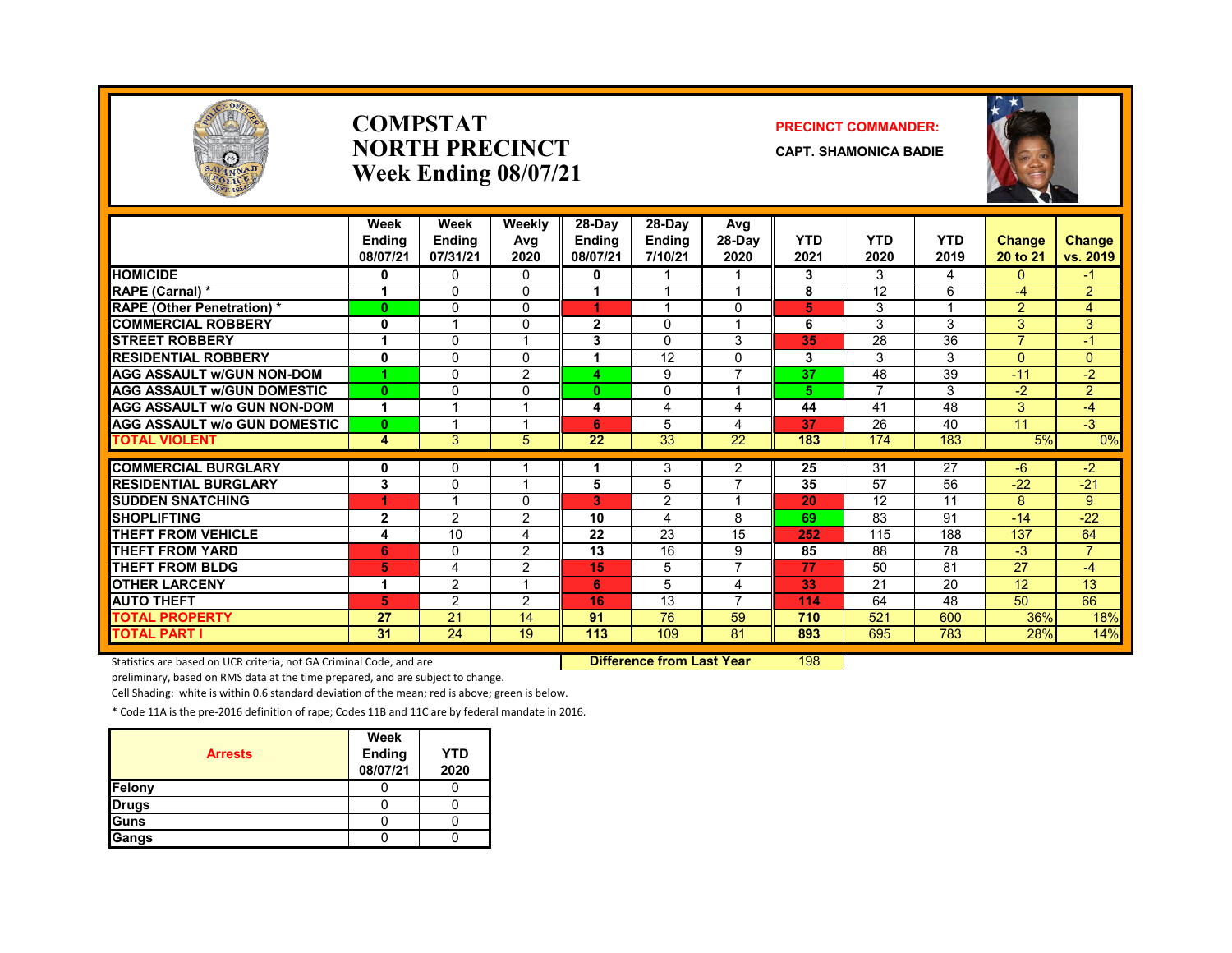# COMPSTAT
# NORTH PRECINCT
# Week Ending 08/07/21

**PRECINCT COMMANDER:**
**CAPT. SHAMONICA BADIE**

| | Week Ending 08/07/21 | Week Ending 07/31/21 | Weekly Avg 2020 | 28-Day Ending 08/07/21 | 28-Day Ending 7/10/21 | Avg 28-Day 2020 | YTD 2021 | YTD 2020 | YTD 2019 | Change 20 to 21 | Change vs. 2019 |
|---|---|---|---|---|---|---|---|---|---|---|---|
| HOMICIDE | 0 | 0 | 0 | 0 | 1 | 1 | 3 | 3 | 4 | 0 | -1 |
| RAPE (Carnal) * | 1 | 0 | 0 | 1 | 1 | 1 | 8 | 12 | 6 | -4 | 2 |
| RAPE (Other Penetration) * | 0 | 0 | 0 | 1 | 1 | 0 | 5 | 3 | 1 | 2 | 4 |
| COMMERCIAL ROBBERY | 0 | 1 | 0 | 2 | 0 | 1 | 6 | 3 | 3 | 3 | 3 |
| STREET ROBBERY | 1 | 0 | 1 | 3 | 0 | 3 | 35 | 28 | 36 | 7 | -1 |
| RESIDENTIAL ROBBERY | 0 | 0 | 0 | 1 | 12 | 0 | 3 | 3 | 3 | 0 | 0 |
| AGG ASSAULT w/GUN NON-DOM | 1 | 0 | 2 | 4 | 9 | 7 | 37 | 48 | 39 | -11 | -2 |
| AGG ASSAULT w/GUN DOMESTIC | 0 | 0 | 0 | 0 | 0 | 1 | 5 | 7 | 3 | -2 | 2 |
| AGG ASSAULT w/o GUN NON-DOM | 1 | 1 | 1 | 4 | 4 | 4 | 44 | 41 | 48 | 3 | -4 |
| AGG ASSAULT w/o GUN DOMESTIC | 0 | 1 | 1 | 6 | 5 | 4 | 37 | 26 | 40 | 11 | -3 |
| TOTAL VIOLENT | 4 | 3 | 5 | 22 | 33 | 22 | 183 | 174 | 183 | 5% | 0% |
| COMMERCIAL BURGLARY | 0 | 0 | 1 | 1 | 3 | 2 | 25 | 31 | 27 | -6 | -2 |
| RESIDENTIAL BURGLARY | 3 | 0 | 1 | 5 | 5 | 7 | 35 | 57 | 56 | -22 | -21 |
| SUDDEN SNATCHING | 1 | 1 | 0 | 3 | 2 | 1 | 20 | 12 | 11 | 8 | 9 |
| SHOPLIFTING | 2 | 2 | 2 | 10 | 4 | 8 | 69 | 83 | 91 | -14 | -22 |
| THEFT FROM VEHICLE | 4 | 10 | 4 | 22 | 23 | 15 | 252 | 115 | 188 | 137 | 64 |
| THEFT FROM YARD | 6 | 0 | 2 | 13 | 16 | 9 | 85 | 88 | 78 | -3 | 7 |
| THEFT FROM BLDG | 5 | 4 | 2 | 15 | 5 | 7 | 77 | 50 | 81 | 27 | -4 |
| OTHER LARCENY | 1 | 2 | 1 | 6 | 5 | 4 | 33 | 21 | 20 | 12 | 13 |
| AUTO THEFT | 5 | 2 | 2 | 16 | 13 | 7 | 114 | 64 | 48 | 50 | 66 |
| TOTAL PROPERTY | 27 | 21 | 14 | 91 | 76 | 59 | 710 | 521 | 600 | 36% | 18% |
| TOTAL PART I | 31 | 24 | 19 | 113 | 109 | 81 | 893 | 695 | 783 | 28% | 14% |

**Difference from Last Year** 198

Statistics are based on UCR criteria, not GA Criminal Code, and are preliminary, based on RMS data at the time prepared, and are subject to change.

Cell Shading: white is within 0.6 standard deviation of the mean; red is above; green is below.

* Code 11A is the pre-2016 definition of rape; Codes 11B and 11C are by federal mandate in 2016.

| Arrests | Week Ending 08/07/21 | YTD 2020 |
|---|---|---|
| Felony | 0 | 0 |
| Drugs | 0 | 0 |
| Guns | 0 | 0 |
| Gangs | 0 | 0 |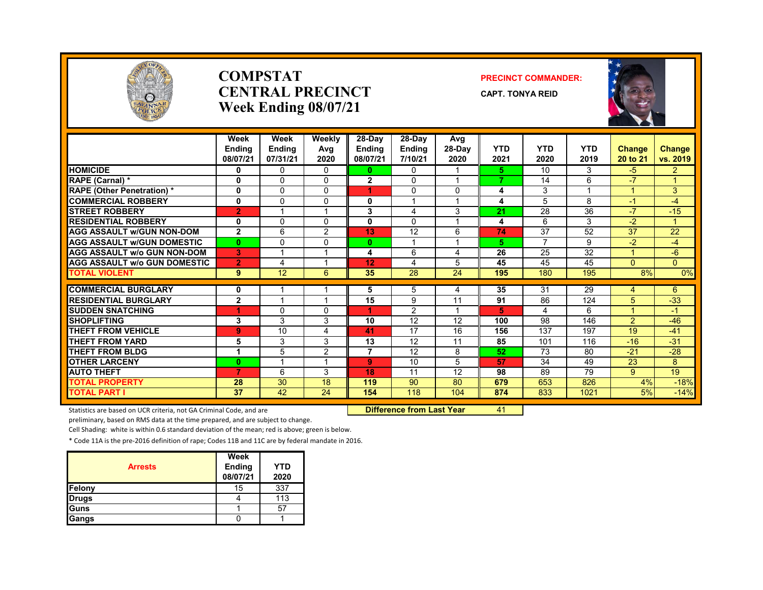# COMPSTAT
# CENTRAL PRECINCT
# Week Ending 08/07/21

**PRECINCT COMMANDER:**

**CAPT. TONYA REID**

| | Week Ending 08/07/21 | Week Ending 07/31/21 | Weekly Avg 2020 | 28-Day Ending 08/07/21 | 28-Day Ending 7/10/21 | Avg 28-Day 2020 | YTD 2021 | YTD 2020 | YTD 2019 | Change 20 to 21 | Change vs. 2019 |
|---|---|---|---|---|---|---|---|---|---|---|---|
| HOMICIDE | 0 | 0 | 0 | 0 | 0 | 1 | 5 | 10 | 3 | -5 | 2 |
| RAPE (Carnal) * | 0 | 0 | 0 | 2 | 0 | 1 | 7 | 14 | 6 | -7 | 1 |
| RAPE (Other Penetration) * | 0 | 0 | 0 | 1 | 0 | 0 | 4 | 3 | 1 | 1 | 3 |
| COMMERCIAL ROBBERY | 0 | 0 | 0 | 0 | 1 | 1 | 4 | 5 | 8 | -1 | -4 |
| STREET ROBBERY | 2 | 1 | 1 | 3 | 4 | 3 | 21 | 28 | 36 | -7 | -15 |
| RESIDENTIAL ROBBERY | 0 | 0 | 0 | 0 | 0 | 1 | 4 | 6 | 3 | -2 | 1 |
| AGG ASSAULT w/GUN NON-DOM | 2 | 6 | 2 | 13 | 12 | 6 | 74 | 37 | 52 | 37 | 22 |
| AGG ASSAULT w/GUN DOMESTIC | 0 | 0 | 0 | 0 | 1 | 1 | 5 | 7 | 9 | -2 | -4 |
| AGG ASSAULT w/o GUN NON-DOM | 3 | 1 | 1 | 4 | 6 | 4 | 26 | 25 | 32 | 1 | -6 |
| AGG ASSAULT w/o GUN DOMESTIC | 2 | 4 | 1 | 12 | 4 | 5 | 45 | 45 | 45 | 0 | 0 |
| TOTAL VIOLENT | 9 | 12 | 6 | 35 | 28 | 24 | 195 | 180 | 195 | 8% | 0% |
| COMMERCIAL BURGLARY | 0 | 1 | 1 | 5 | 5 | 4 | 35 | 31 | 29 | 4 | 6 |
| RESIDENTIAL BURGLARY | 2 | 1 | 1 | 15 | 9 | 11 | 91 | 86 | 124 | 5 | -33 |
| SUDDEN SNATCHING | 1 | 0 | 0 | 1 | 2 | 1 | 5 | 4 | 6 | 1 | -1 |
| SHOPLIFTING | 3 | 3 | 3 | 10 | 12 | 12 | 100 | 98 | 146 | 2 | -46 |
| THEFT FROM VEHICLE | 9 | 10 | 4 | 41 | 17 | 16 | 156 | 137 | 197 | 19 | -41 |
| THEFT FROM YARD | 5 | 3 | 3 | 13 | 12 | 11 | 85 | 101 | 116 | -16 | -31 |
| THEFT FROM BLDG | 1 | 5 | 2 | 7 | 12 | 8 | 52 | 73 | 80 | -21 | -28 |
| OTHER LARCENY | 0 | 1 | 1 | 9 | 10 | 5 | 57 | 34 | 49 | 23 | 8 |
| AUTO THEFT | 7 | 6 | 3 | 18 | 11 | 12 | 98 | 89 | 79 | 9 | 19 |
| TOTAL PROPERTY | 28 | 30 | 18 | 119 | 90 | 80 | 679 | 653 | 826 | 4% | -18% |
| TOTAL PART I | 37 | 42 | 24 | 154 | 118 | 104 | 874 | 833 | 1021 | 5% | -14% |

**Difference from Last Year** 41

Statistics are based on UCR criteria, not GA Criminal Code, and are preliminary, based on RMS data at the time prepared, and are subject to change.

Cell Shading: white is within 0.6 standard deviation of the mean; red is above; green is below.

* Code 11A is the pre-2016 definition of rape; Codes 11B and 11C are by federal mandate in 2016.

| Arrests | Week Ending 08/07/21 | YTD 2020 |
|---|---|---|
| Felony | 15 | 337 |
| Drugs | 4 | 113 |
| Guns | 1 | 57 |
| Gangs | 0 | 1 |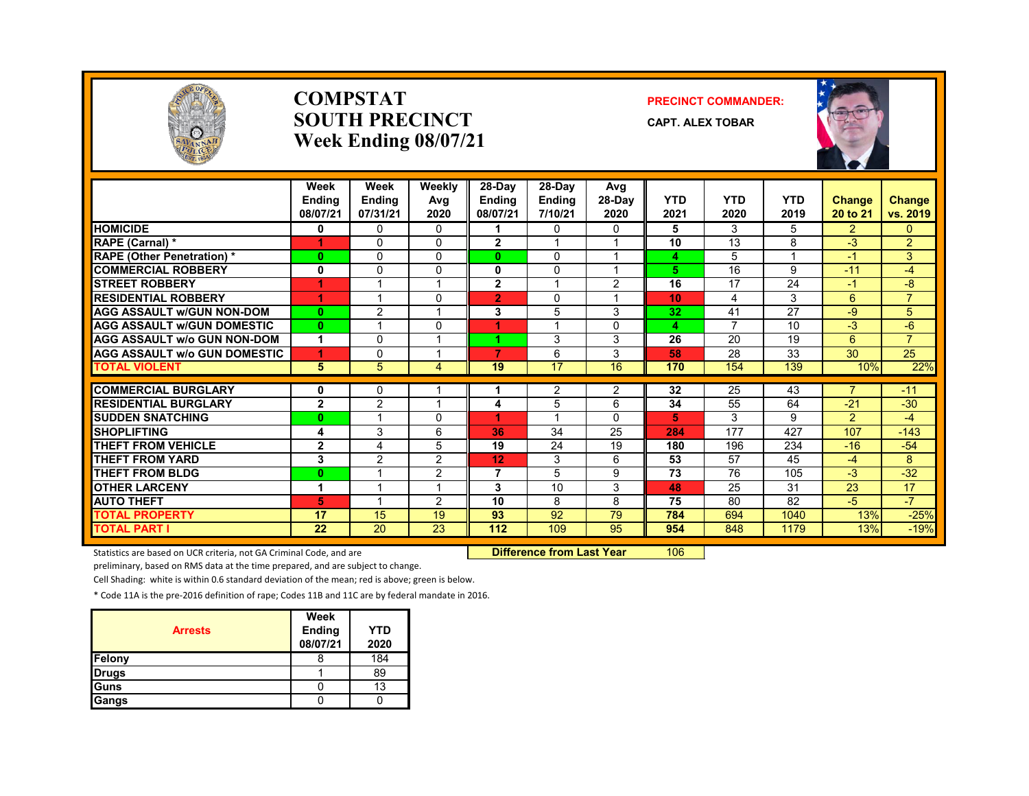# COMPSTAT SOUTH PRECINCT Week Ending 08/07/21

**PRECINCT COMMANDER:**

**CAPT. ALEX TOBAR**

| | Week Ending 08/07/21 | Week Ending 07/31/21 | Weekly Avg 2020 | 28-Day Ending 08/07/21 | 28-Day Ending 7/10/21 | Avg 28-Day 2020 | YTD 2021 | YTD 2020 | YTD 2019 | Change 20 to 21 | Change vs. 2019 |
|---|---|---|---|---|---|---|---|---|---|---|---|
| HOMICIDE | 0 | 0 | 0 | 1 | 0 | 0 | 5 | 3 | 5 | 2 | 0 |
| RAPE (Carnal) * | 1 | 0 | 0 | 2 | 1 | 1 | 10 | 13 | 8 | -3 | 2 |
| RAPE (Other Penetration) * | 0 | 0 | 0 | 0 | 0 | 1 | 4 | 5 | 1 | -1 | 3 |
| COMMERCIAL ROBBERY | 0 | 0 | 0 | 0 | 0 | 1 | 5 | 16 | 9 | -11 | -4 |
| STREET ROBBERY | 1 | 1 | 1 | 2 | 1 | 2 | 16 | 17 | 24 | -1 | -8 |
| RESIDENTIAL ROBBERY | 1 | 1 | 0 | 2 | 0 | 1 | 10 | 4 | 3 | 6 | 7 |
| AGG ASSAULT w/GUN NON-DOM | 0 | 2 | 1 | 3 | 5 | 3 | 32 | 41 | 27 | -9 | 5 |
| AGG ASSAULT w/GUN DOMESTIC | 0 | 1 | 0 | 1 | 1 | 0 | 4 | 7 | 10 | -3 | -6 |
| AGG ASSAULT w/o GUN NON-DOM | 1 | 0 | 1 | 1 | 3 | 3 | 26 | 20 | 19 | 6 | 7 |
| AGG ASSAULT w/o GUN DOMESTIC | 1 | 0 | 1 | 7 | 6 | 3 | 58 | 28 | 33 | 30 | 25 |
| TOTAL VIOLENT | 5 | 5 | 4 | 19 | 17 | 16 | 170 | 154 | 139 | 10% | 22% |
| COMMERCIAL BURGLARY | 0 | 0 | 1 | 1 | 2 | 2 | 32 | 25 | 43 | 7 | -11 |
| RESIDENTIAL BURGLARY | 2 | 2 | 1 | 4 | 5 | 6 | 34 | 55 | 64 | -21 | -30 |
| SUDDEN SNATCHING | 0 | 1 | 0 | 1 | 1 | 0 | 5 | 3 | 9 | 2 | -4 |
| SHOPLIFTING | 4 | 3 | 6 | 36 | 34 | 25 | 284 | 177 | 427 | 107 | -143 |
| THEFT FROM VEHICLE | 2 | 4 | 5 | 19 | 24 | 19 | 180 | 196 | 234 | -16 | -54 |
| THEFT FROM YARD | 3 | 2 | 2 | 12 | 3 | 6 | 53 | 57 | 45 | -4 | 8 |
| THEFT FROM BLDG | 0 | 1 | 2 | 7 | 5 | 9 | 73 | 76 | 105 | -3 | -32 |
| OTHER LARCENY | 1 | 1 | 1 | 3 | 10 | 3 | 48 | 25 | 31 | 23 | 17 |
| AUTO THEFT | 5 | 1 | 2 | 10 | 8 | 8 | 75 | 80 | 82 | -5 | -7 |
| TOTAL PROPERTY | 17 | 15 | 19 | 93 | 92 | 79 | 784 | 694 | 1040 | 13% | -25% |
| TOTAL PART I | 22 | 20 | 23 | 112 | 109 | 95 | 954 | 848 | 1179 | 13% | -19% |

**Difference from Last Year** 106

Statistics are based on UCR criteria, not GA Criminal Code, and are preliminary, based on RMS data at the time prepared, and are subject to change.

Cell Shading: white is within 0.6 standard deviation of the mean; red is above; green is below.

* Code 11A is the pre-2016 definition of rape; Codes 11B and 11C are by federal mandate in 2016.

| Arrests | Week Ending 08/07/21 | YTD 2020 |
|---|---|---|
| Felony | 8 | 184 |
| Drugs | 1 | 89 |
| Guns | 0 | 13 |
| Gangs | 0 | 0 |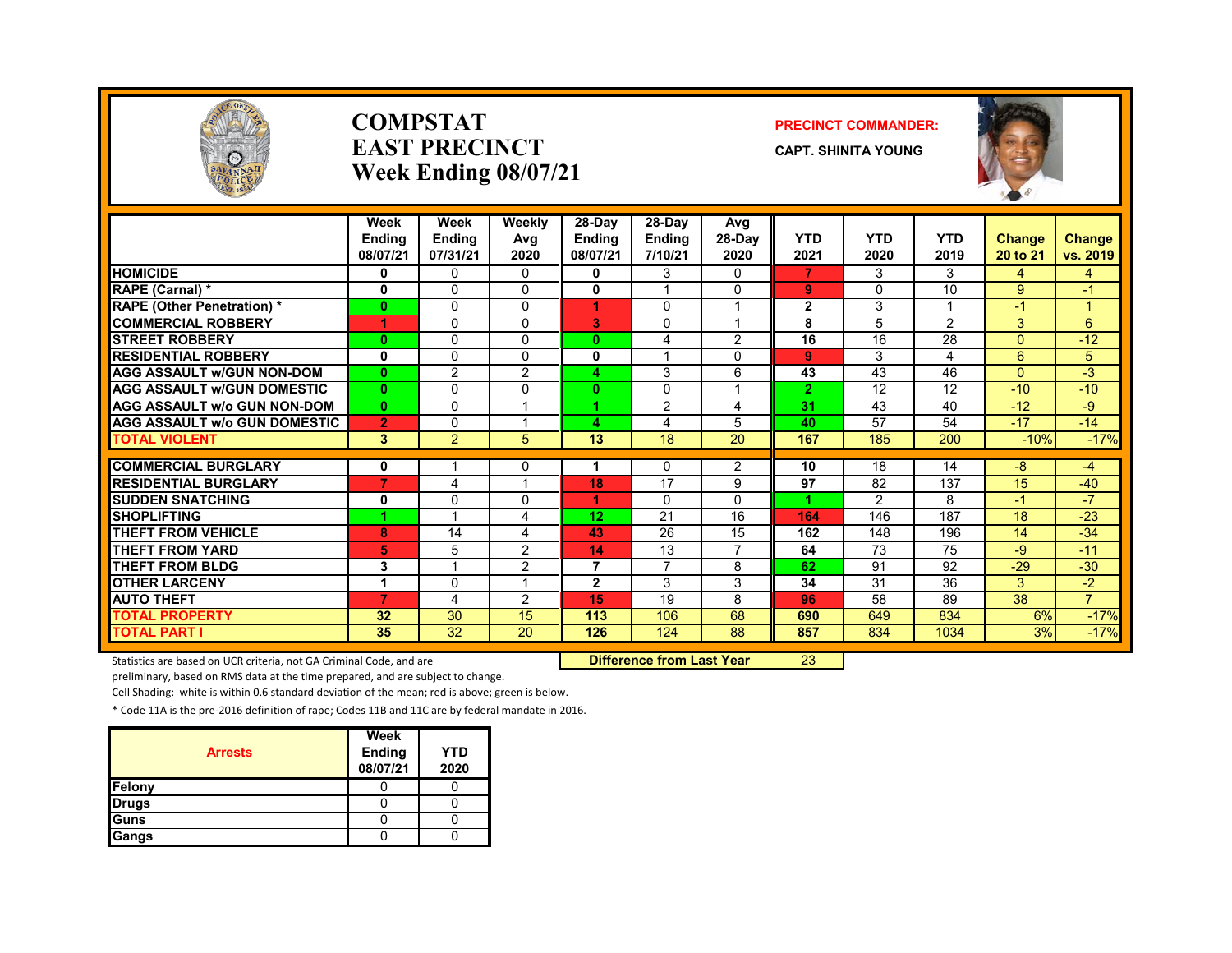# COMPSTAT
# EAST PRECINCT
# Week Ending 08/07/21

**PRECINCT COMMANDER:**

**CAPT. SHINITA YOUNG**

| | Week Ending 08/07/21 | Week Ending 07/31/21 | Weekly Avg 2020 | 28-Day Ending 08/07/21 | 28-Day Ending 7/10/21 | Avg 28-Day 2020 | YTD 2021 | YTD 2020 | YTD 2019 | Change 20 to 21 | Change vs. 2019 |
|---|---|---|---|---|---|---|---|---|---|---|---|
| HOMICIDE | 0 | 0 | 0 | 0 | 3 | 0 | 7 | 3 | 3 | 4 | 4 |
| RAPE (Carnal) * | 0 | 0 | 0 | 0 | 1 | 0 | 9 | 0 | 10 | 9 | -1 |
| RAPE (Other Penetration) * | 0 | 0 | 0 | 1 | 0 | 1 | 2 | 3 | 1 | -1 | 1 |
| COMMERCIAL ROBBERY | 1 | 0 | 0 | 3 | 0 | 1 | 8 | 5 | 2 | 3 | 6 |
| STREET ROBBERY | 0 | 0 | 0 | 0 | 4 | 2 | 16 | 16 | 28 | 0 | -12 |
| RESIDENTIAL ROBBERY | 0 | 0 | 0 | 0 | 1 | 0 | 9 | 3 | 4 | 6 | 5 |
| AGG ASSAULT w/GUN NON-DOM | 0 | 2 | 2 | 4 | 3 | 6 | 43 | 43 | 46 | 0 | -3 |
| AGG ASSAULT w/GUN DOMESTIC | 0 | 0 | 0 | 0 | 0 | 1 | 2 | 12 | 12 | -10 | -10 |
| AGG ASSAULT w/o GUN NON-DOM | 0 | 0 | 1 | 1 | 2 | 4 | 31 | 43 | 40 | -12 | -9 |
| AGG ASSAULT w/o GUN DOMESTIC | 2 | 0 | 1 | 4 | 4 | 5 | 40 | 57 | 54 | -17 | -14 |
| TOTAL VIOLENT | 3 | 2 | 5 | 13 | 18 | 20 | 167 | 185 | 200 | -10% | -17% |
| COMMERCIAL BURGLARY | 0 | 1 | 0 | 1 | 0 | 2 | 10 | 18 | 14 | -8 | -4 |
| RESIDENTIAL BURGLARY | 7 | 4 | 1 | 18 | 17 | 9 | 97 | 82 | 137 | 15 | -40 |
| SUDDEN SNATCHING | 0 | 0 | 0 | 1 | 0 | 0 | 1 | 2 | 8 | -1 | -7 |
| SHOPLIFTING | 1 | 1 | 4 | 12 | 21 | 16 | 164 | 146 | 187 | 18 | -23 |
| THEFT FROM VEHICLE | 8 | 14 | 4 | 43 | 26 | 15 | 162 | 148 | 196 | 14 | -34 |
| THEFT FROM YARD | 5 | 5 | 2 | 14 | 13 | 7 | 64 | 73 | 75 | -9 | -11 |
| THEFT FROM BLDG | 3 | 1 | 2 | 7 | 7 | 8 | 62 | 91 | 92 | -29 | -30 |
| OTHER LARCENY | 1 | 0 | 1 | 2 | 3 | 3 | 34 | 31 | 36 | 3 | -2 |
| AUTO THEFT | 7 | 4 | 2 | 15 | 19 | 8 | 96 | 58 | 89 | 38 | 7 |
| TOTAL PROPERTY | 32 | 30 | 15 | 113 | 106 | 68 | 690 | 649 | 834 | 6% | -17% |
| TOTAL PART I | 35 | 32 | 20 | 126 | 124 | 88 | 857 | 834 | 1034 | 3% | -17% |

**Difference from Last Year** 23

Statistics are based on UCR criteria, not GA Criminal Code, and are preliminary, based on RMS data at the time prepared, and are subject to change.

Cell Shading: white is within 0.6 standard deviation of the mean; red is above; green is below.

* Code 11A is the pre-2016 definition of rape; Codes 11B and 11C are by federal mandate in 2016.

| Arrests | Week Ending 08/07/21 | YTD 2020 |
|---|---|---|
| Felony | 0 | 0 |
| Drugs | 0 | 0 |
| Guns | 0 | 0 |
| Gangs | 0 | 0 |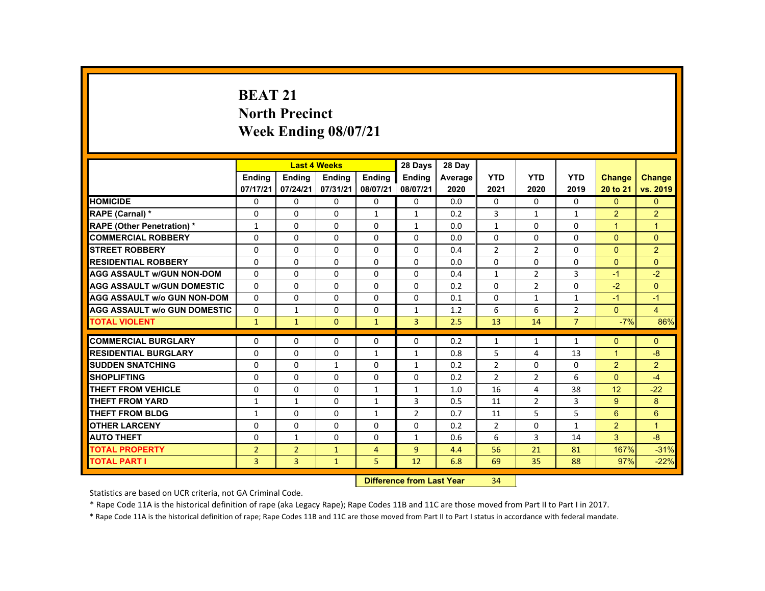# BEAT 21
## North Precinct
## Week Ending 08/07/21

| | Last 4 Weeks | | | | 28 Days | 28 Day | | | | | |
|---|---|---|---|---|---|---|---|---|---|---|---|
| | Ending 07/17/21 | Ending 07/24/21 | Ending 07/31/21 | Ending 08/07/21 | Ending 08/07/21 | Average 2020 | YTD 2021 | YTD 2020 | YTD 2019 | Change 20 to 21 | Change vs. 2019 |
| HOMICIDE | 0 | 0 | 0 | 0 | 0 | 0.0 | 0 | 0 | 0 | 0 | 0 |
| RAPE (Carnal) * | 0 | 0 | 0 | 1 | 1 | 0.2 | 3 | 1 | 1 | 2 | 2 |
| RAPE (Other Penetration) * | 1 | 0 | 0 | 0 | 1 | 0.0 | 1 | 0 | 0 | 1 | 1 |
| COMMERCIAL ROBBERY | 0 | 0 | 0 | 0 | 0 | 0.0 | 0 | 0 | 0 | 0 | 0 |
| STREET ROBBERY | 0 | 0 | 0 | 0 | 0 | 0.4 | 2 | 2 | 0 | 0 | 2 |
| RESIDENTIAL ROBBERY | 0 | 0 | 0 | 0 | 0 | 0.0 | 0 | 0 | 0 | 0 | 0 |
| AGG ASSAULT w/GUN NON-DOM | 0 | 0 | 0 | 0 | 0 | 0.4 | 1 | 2 | 3 | -1 | -2 |
| AGG ASSAULT w/GUN DOMESTIC | 0 | 0 | 0 | 0 | 0 | 0.2 | 0 | 2 | 0 | -2 | 0 |
| AGG ASSAULT w/o GUN NON-DOM | 0 | 0 | 0 | 0 | 0 | 0.1 | 0 | 1 | 1 | -1 | -1 |
| AGG ASSAULT w/o GUN DOMESTIC | 0 | 1 | 0 | 0 | 1 | 1.2 | 6 | 6 | 2 | 0 | 4 |
| TOTAL VIOLENT | 1 | 1 | 0 | 1 | 3 | 2.5 | 13 | 14 | 7 | -7% | 86% |
| COMMERCIAL BURGLARY | 0 | 0 | 0 | 0 | 0 | 0.2 | 1 | 1 | 1 | 0 | 0 |
| RESIDENTIAL BURGLARY | 0 | 0 | 0 | 1 | 1 | 0.8 | 5 | 4 | 13 | 1 | -8 |
| SUDDEN SNATCHING | 0 | 0 | 1 | 0 | 1 | 0.2 | 2 | 0 | 0 | 2 | 2 |
| SHOPLIFTING | 0 | 0 | 0 | 0 | 0 | 0.2 | 2 | 2 | 6 | 0 | -4 |
| THEFT FROM VEHICLE | 0 | 0 | 0 | 1 | 1 | 1.0 | 16 | 4 | 38 | 12 | -22 |
| THEFT FROM YARD | 1 | 1 | 0 | 1 | 3 | 0.5 | 11 | 2 | 3 | 9 | 8 |
| THEFT FROM BLDG | 1 | 0 | 0 | 1 | 2 | 0.7 | 11 | 5 | 5 | 6 | 6 |
| OTHER LARCENY | 0 | 0 | 0 | 0 | 0 | 0.2 | 2 | 0 | 1 | 2 | 1 |
| AUTO THEFT | 0 | 1 | 0 | 0 | 1 | 0.6 | 6 | 3 | 14 | 3 | -8 |
| TOTAL PROPERTY | 2 | 2 | 1 | 4 | 9 | 4.4 | 56 | 21 | 81 | 167% | -31% |
| TOTAL PART I | 3 | 3 | 1 | 5 | 12 | 6.8 | 69 | 35 | 88 | 97% | -22% |

**Difference from Last Year** 34

Statistics are based on UCR criteria, not GA Criminal Code.

* Rape Code 11A is the historical definition of rape (aka Legacy Rape); Rape Codes 11B and 11C are those moved from Part II to Part I in 2017.

* Rape Code 11A is the historical definition of rape; Rape Codes 11B and 11C are those moved from Part II to Part I status in accordance with federal mandate.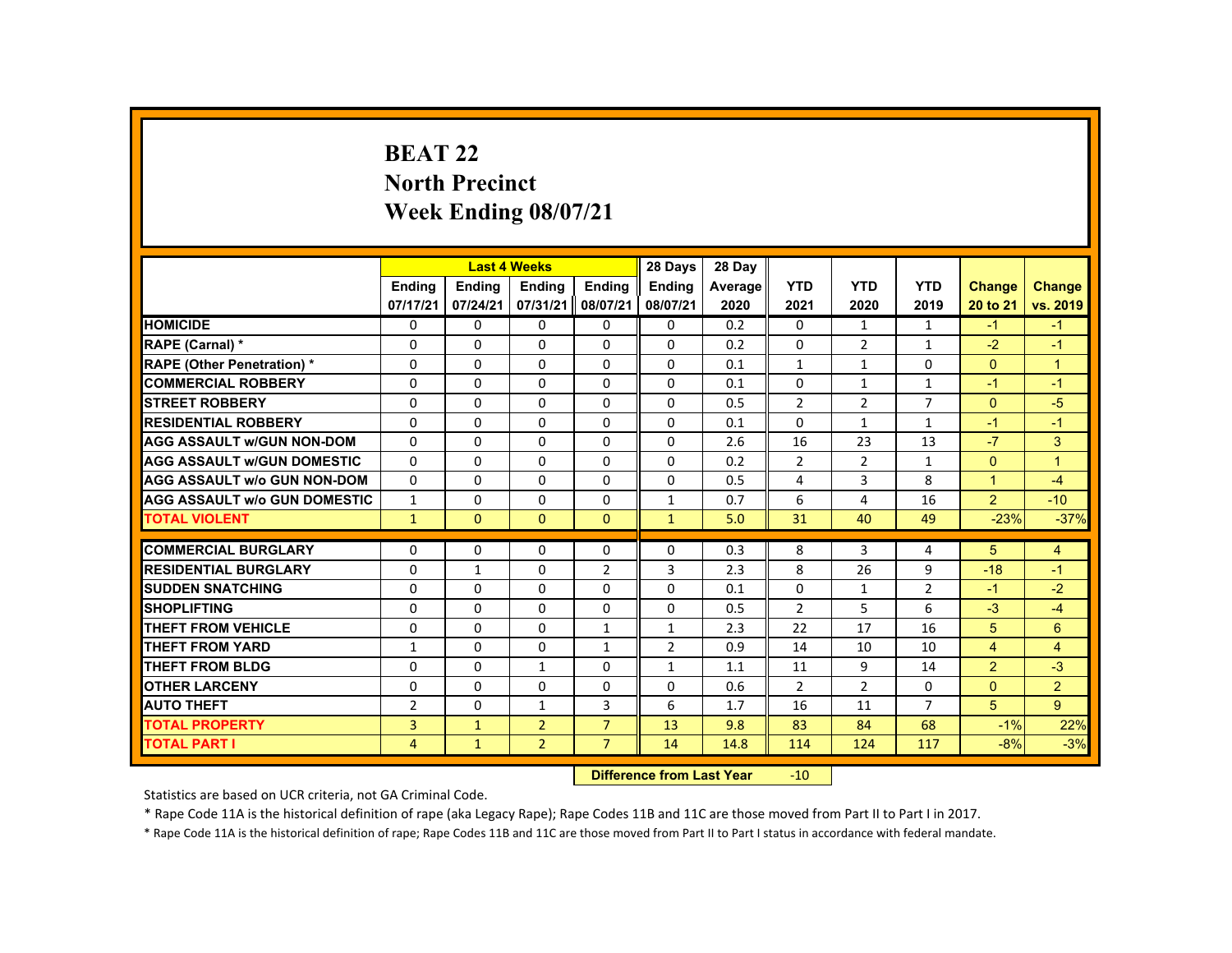# BEAT 22
## North Precinct
## Week Ending 08/07/21

| | Last 4 Weeks | | | | 28 Days | 28 Day | | | | | |
|---|---|---|---|---|---|---|---|---|---|---|---|
| | Ending 07/17/21 | Ending 07/24/21 | Ending 07/31/21 | Ending 08/07/21 | Ending 08/07/21 | Average 2020 | YTD 2021 | YTD 2020 | YTD 2019 | Change 20 to 21 | Change vs. 2019 |
| HOMICIDE | 0 | 0 | 0 | 0 | 0 | 0.2 | 0 | 1 | 1 | -1 | -1 |
| RAPE (Carnal) * | 0 | 0 | 0 | 0 | 0 | 0.2 | 0 | 2 | 1 | -2 | -1 |
| RAPE (Other Penetration) * | 0 | 0 | 0 | 0 | 0 | 0.1 | 1 | 1 | 0 | 0 | 1 |
| COMMERCIAL ROBBERY | 0 | 0 | 0 | 0 | 0 | 0.1 | 0 | 1 | 1 | -1 | -1 |
| STREET ROBBERY | 0 | 0 | 0 | 0 | 0 | 0.5 | 2 | 2 | 7 | 0 | -5 |
| RESIDENTIAL ROBBERY | 0 | 0 | 0 | 0 | 0 | 0.1 | 0 | 1 | 1 | -1 | -1 |
| AGG ASSAULT w/GUN NON-DOM | 0 | 0 | 0 | 0 | 0 | 2.6 | 16 | 23 | 13 | -7 | 3 |
| AGG ASSAULT w/GUN DOMESTIC | 0 | 0 | 0 | 0 | 0 | 0.2 | 2 | 2 | 1 | 0 | 1 |
| AGG ASSAULT w/o GUN NON-DOM | 0 | 0 | 0 | 0 | 0 | 0.5 | 4 | 3 | 8 | 1 | -4 |
| AGG ASSAULT w/o GUN DOMESTIC | 1 | 0 | 0 | 0 | 1 | 0.7 | 6 | 4 | 16 | 2 | -10 |
| TOTAL VIOLENT | 1 | 0 | 0 | 0 | 1 | 5.0 | 31 | 40 | 49 | -23% | -37% |
| COMMERCIAL BURGLARY | 0 | 0 | 0 | 0 | 0 | 0.3 | 8 | 3 | 4 | 5 | 4 |
| RESIDENTIAL BURGLARY | 0 | 1 | 0 | 2 | 3 | 2.3 | 8 | 26 | 9 | -18 | -1 |
| SUDDEN SNATCHING | 0 | 0 | 0 | 0 | 0 | 0.1 | 0 | 1 | 2 | -1 | -2 |
| SHOPLIFTING | 0 | 0 | 0 | 0 | 0 | 0.5 | 2 | 5 | 6 | -3 | -4 |
| THEFT FROM VEHICLE | 0 | 0 | 0 | 1 | 1 | 2.3 | 22 | 17 | 16 | 5 | 6 |
| THEFT FROM YARD | 1 | 0 | 0 | 1 | 2 | 0.9 | 14 | 10 | 10 | 4 | 4 |
| THEFT FROM BLDG | 0 | 0 | 1 | 0 | 1 | 1.1 | 11 | 9 | 14 | 2 | -3 |
| OTHER LARCENY | 0 | 0 | 0 | 0 | 0 | 0.6 | 2 | 2 | 0 | 0 | 2 |
| AUTO THEFT | 2 | 0 | 1 | 3 | 6 | 1.7 | 16 | 11 | 7 | 5 | 9 |
| TOTAL PROPERTY | 3 | 1 | 2 | 7 | 13 | 9.8 | 83 | 84 | 68 | -1% | 22% |
| TOTAL PART I | 4 | 1 | 2 | 7 | 14 | 14.8 | 114 | 124 | 117 | -8% | -3% |

**Difference from Last Year** -10

Statistics are based on UCR criteria, not GA Criminal Code.

* Rape Code 11A is the historical definition of rape (aka Legacy Rape); Rape Codes 11B and 11C are those moved from Part II to Part I in 2017.

* Rape Code 11A is the historical definition of rape; Rape Codes 11B and 11C are those moved from Part II to Part I status in accordance with federal mandate.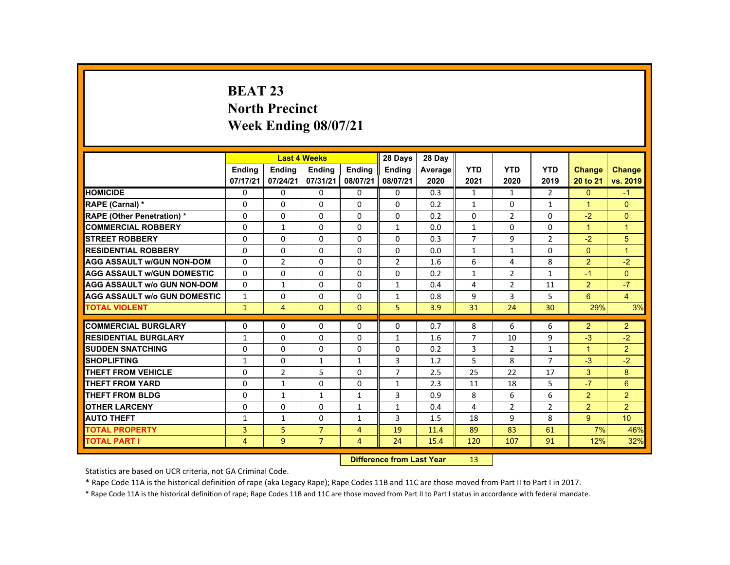# BEAT 23
# North Precinct
# Week Ending 08/07/21

| | Last 4 Weeks | | | | 28 Days | 28 Day | | | | | |
|---|---|---|---|---|---|---|---|---|---|---|---|
| | Ending 07/17/21 | Ending 07/24/21 | Ending 07/31/21 | Ending 08/07/21 | Ending 08/07/21 | Average 2020 | YTD 2021 | YTD 2020 | YTD 2019 | Change 20 to 21 | Change vs. 2019 |
| HOMICIDE | 0 | 0 | 0 | 0 | 0 | 0.3 | 1 | 1 | 2 | 0 | -1 |
| RAPE (Carnal) * | 0 | 0 | 0 | 0 | 0 | 0.2 | 1 | 0 | 1 | 1 | 0 |
| RAPE (Other Penetration) * | 0 | 0 | 0 | 0 | 0 | 0.2 | 0 | 2 | 0 | -2 | 0 |
| COMMERCIAL ROBBERY | 0 | 1 | 0 | 0 | 1 | 0.0 | 1 | 0 | 0 | 1 | 1 |
| STREET ROBBERY | 0 | 0 | 0 | 0 | 0 | 0.3 | 7 | 9 | 2 | -2 | 5 |
| RESIDENTIAL ROBBERY | 0 | 0 | 0 | 0 | 0 | 0.0 | 1 | 1 | 0 | 0 | 1 |
| AGG ASSAULT w/GUN NON-DOM | 0 | 2 | 0 | 0 | 2 | 1.6 | 6 | 4 | 8 | 2 | -2 |
| AGG ASSAULT w/GUN DOMESTIC | 0 | 0 | 0 | 0 | 0 | 0.2 | 1 | 2 | 1 | -1 | 0 |
| AGG ASSAULT w/o GUN NON-DOM | 0 | 1 | 0 | 0 | 1 | 0.4 | 4 | 2 | 11 | 2 | -7 |
| AGG ASSAULT w/o GUN DOMESTIC | 1 | 0 | 0 | 0 | 1 | 0.8 | 9 | 3 | 5 | 6 | 4 |
| TOTAL VIOLENT | 1 | 4 | 0 | 0 | 5 | 3.9 | 31 | 24 | 30 | 29% | 3% |
| COMMERCIAL BURGLARY | 0 | 0 | 0 | 0 | 0 | 0.7 | 8 | 6 | 6 | 2 | 2 |
| RESIDENTIAL BURGLARY | 1 | 0 | 0 | 0 | 1 | 1.6 | 7 | 10 | 9 | -3 | -2 |
| SUDDEN SNATCHING | 0 | 0 | 0 | 0 | 0 | 0.2 | 3 | 2 | 1 | 1 | 2 |
| SHOPLIFTING | 1 | 0 | 1 | 1 | 3 | 1.2 | 5 | 8 | 7 | -3 | -2 |
| THEFT FROM VEHICLE | 0 | 2 | 5 | 0 | 7 | 2.5 | 25 | 22 | 17 | 3 | 8 |
| THEFT FROM YARD | 0 | 1 | 0 | 0 | 1 | 2.3 | 11 | 18 | 5 | -7 | 6 |
| THEFT FROM BLDG | 0 | 1 | 1 | 1 | 3 | 0.9 | 8 | 6 | 6 | 2 | 2 |
| OTHER LARCENY | 0 | 0 | 0 | 1 | 1 | 0.4 | 4 | 2 | 2 | 2 | 2 |
| AUTO THEFT | 1 | 1 | 0 | 1 | 3 | 1.5 | 18 | 9 | 8 | 9 | 10 |
| TOTAL PROPERTY | 3 | 5 | 7 | 4 | 19 | 11.4 | 89 | 83 | 61 | 7% | 46% |
| TOTAL PART I | 4 | 9 | 7 | 4 | 24 | 15.4 | 120 | 107 | 91 | 12% | 32% |

**Difference from Last Year** 13

Statistics are based on UCR criteria, not GA Criminal Code.

* Rape Code 11A is the historical definition of rape (aka Legacy Rape); Rape Codes 11B and 11C are those moved from Part II to Part I in 2017.

* Rape Code 11A is the historical definition of rape; Rape Codes 11B and 11C are those moved from Part II to Part I status in accordance with federal mandate.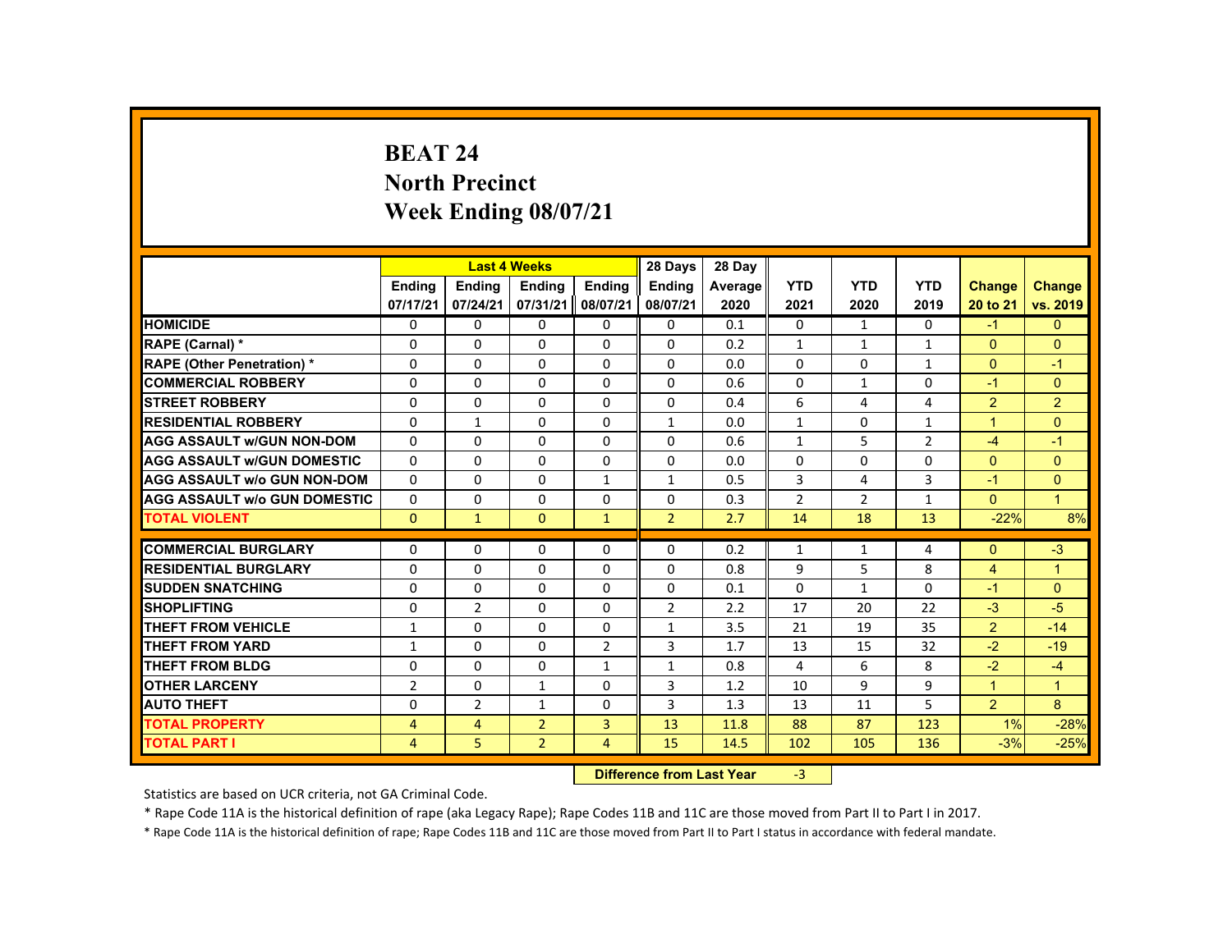# BEAT 24
# North Precinct
# Week Ending 08/07/21

| | Last 4 Weeks | | | | 28 Days | 28 Day | | | | | |
|---|---|---|---|---|---|---|---|---|---|---|---|
| | Ending 07/17/21 | Ending 07/24/21 | Ending 07/31/21 | Ending 08/07/21 | Ending 08/07/21 | Average 2020 | YTD 2021 | YTD 2020 | YTD 2019 | Change 20 to 21 | Change vs. 2019 |
| HOMICIDE | 0 | 0 | 0 | 0 | 0 | 0.1 | 0 | 1 | 0 | -1 | 0 |
| RAPE (Carnal) * | 0 | 0 | 0 | 0 | 0 | 0.2 | 1 | 1 | 1 | 0 | 0 |
| RAPE (Other Penetration) * | 0 | 0 | 0 | 0 | 0 | 0.0 | 0 | 0 | 1 | 0 | -1 |
| COMMERCIAL ROBBERY | 0 | 0 | 0 | 0 | 0 | 0.6 | 0 | 1 | 0 | -1 | 0 |
| STREET ROBBERY | 0 | 0 | 0 | 0 | 0 | 0.4 | 6 | 4 | 4 | 2 | 2 |
| RESIDENTIAL ROBBERY | 0 | 1 | 0 | 0 | 1 | 0.0 | 1 | 0 | 1 | 1 | 0 |
| AGG ASSAULT w/GUN NON-DOM | 0 | 0 | 0 | 0 | 0 | 0.6 | 1 | 5 | 2 | -4 | -1 |
| AGG ASSAULT w/GUN DOMESTIC | 0 | 0 | 0 | 0 | 0 | 0.0 | 0 | 0 | 0 | 0 | 0 |
| AGG ASSAULT w/o GUN NON-DOM | 0 | 0 | 0 | 1 | 1 | 0.5 | 3 | 4 | 3 | -1 | 0 |
| AGG ASSAULT w/o GUN DOMESTIC | 0 | 0 | 0 | 0 | 0 | 0.3 | 2 | 2 | 1 | 0 | 1 |
| TOTAL VIOLENT | 0 | 1 | 0 | 1 | 2 | 2.7 | 14 | 18 | 13 | -22% | 8% |
| COMMERCIAL BURGLARY | 0 | 0 | 0 | 0 | 0 | 0.2 | 1 | 1 | 4 | 0 | -3 |
| RESIDENTIAL BURGLARY | 0 | 0 | 0 | 0 | 0 | 0.8 | 9 | 5 | 8 | 4 | 1 |
| SUDDEN SNATCHING | 0 | 0 | 0 | 0 | 0 | 0.1 | 0 | 1 | 0 | -1 | 0 |
| SHOPLIFTING | 0 | 2 | 0 | 0 | 2 | 2.2 | 17 | 20 | 22 | -3 | -5 |
| THEFT FROM VEHICLE | 1 | 0 | 0 | 0 | 1 | 3.5 | 21 | 19 | 35 | 2 | -14 |
| THEFT FROM YARD | 1 | 0 | 0 | 2 | 3 | 1.7 | 13 | 15 | 32 | -2 | -19 |
| THEFT FROM BLDG | 0 | 0 | 0 | 1 | 1 | 0.8 | 4 | 6 | 8 | -2 | -4 |
| OTHER LARCENY | 2 | 0 | 1 | 0 | 3 | 1.2 | 10 | 9 | 9 | 1 | 1 |
| AUTO THEFT | 0 | 2 | 1 | 0 | 3 | 1.3 | 13 | 11 | 5 | 2 | 8 |
| TOTAL PROPERTY | 4 | 4 | 2 | 3 | 13 | 11.8 | 88 | 87 | 123 | 1% | -28% |
| TOTAL PART I | 4 | 5 | 2 | 4 | 15 | 14.5 | 102 | 105 | 136 | -3% | -25% |

**Difference from Last Year** -3

Statistics are based on UCR criteria, not GA Criminal Code.

* Rape Code 11A is the historical definition of rape (aka Legacy Rape); Rape Codes 11B and 11C are those moved from Part II to Part I in 2017.

* Rape Code 11A is the historical definition of rape; Rape Codes 11B and 11C are those moved from Part II to Part I status in accordance with federal mandate.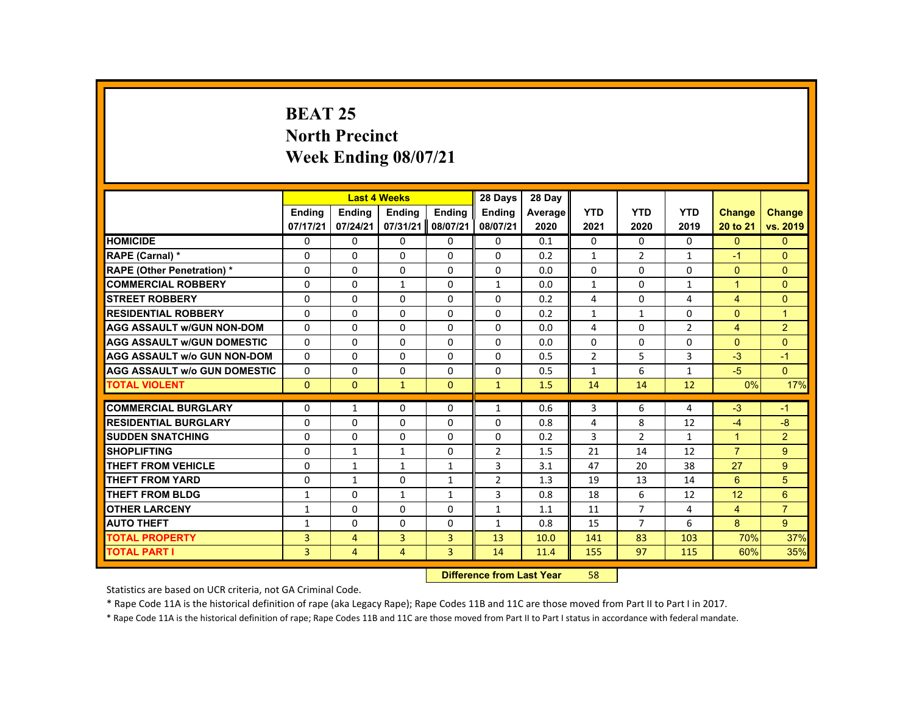# BEAT 25
## North Precinct
## Week Ending 08/07/21

| | Last 4 Weeks | | | | 28 Days | 28 Day | | | | | |
|---|---|---|---|---|---|---|---|---|---|---|---|
| | Ending 07/17/21 | Ending 07/24/21 | Ending 07/31/21 | Ending 08/07/21 | Ending 08/07/21 | Average 2020 | YTD 2021 | YTD 2020 | YTD 2019 | Change 20 to 21 | Change vs. 2019 |
| HOMICIDE | 0 | 0 | 0 | 0 | 0 | 0.1 | 0 | 0 | 0 | 0 | 0 |
| RAPE (Carnal) * | 0 | 0 | 0 | 0 | 0 | 0.2 | 1 | 2 | 1 | -1 | 0 |
| RAPE (Other Penetration) * | 0 | 0 | 0 | 0 | 0 | 0.0 | 0 | 0 | 0 | 0 | 0 |
| COMMERCIAL ROBBERY | 0 | 0 | 1 | 0 | 1 | 0.0 | 1 | 0 | 1 | 1 | 0 |
| STREET ROBBERY | 0 | 0 | 0 | 0 | 0 | 0.2 | 4 | 0 | 4 | 4 | 0 |
| RESIDENTIAL ROBBERY | 0 | 0 | 0 | 0 | 0 | 0.2 | 1 | 1 | 0 | 0 | 1 |
| AGG ASSAULT w/GUN NON-DOM | 0 | 0 | 0 | 0 | 0 | 0.0 | 4 | 0 | 2 | 4 | 2 |
| AGG ASSAULT w/GUN DOMESTIC | 0 | 0 | 0 | 0 | 0 | 0.0 | 0 | 0 | 0 | 0 | 0 |
| AGG ASSAULT w/o GUN NON-DOM | 0 | 0 | 0 | 0 | 0 | 0.5 | 2 | 5 | 3 | -3 | -1 |
| AGG ASSAULT w/o GUN DOMESTIC | 0 | 0 | 0 | 0 | 0 | 0.5 | 1 | 6 | 1 | -5 | 0 |
| TOTAL VIOLENT | 0 | 0 | 1 | 0 | 1 | 1.5 | 14 | 14 | 12 | 0% | 17% |
| COMMERCIAL BURGLARY | 0 | 1 | 0 | 0 | 1 | 0.6 | 3 | 6 | 4 | -3 | -1 |
| RESIDENTIAL BURGLARY | 0 | 0 | 0 | 0 | 0 | 0.8 | 4 | 8 | 12 | -4 | -8 |
| SUDDEN SNATCHING | 0 | 0 | 0 | 0 | 0 | 0.2 | 3 | 2 | 1 | 1 | 2 |
| SHOPLIFTING | 0 | 1 | 1 | 0 | 2 | 1.5 | 21 | 14 | 12 | 7 | 9 |
| THEFT FROM VEHICLE | 0 | 1 | 1 | 1 | 3 | 3.1 | 47 | 20 | 38 | 27 | 9 |
| THEFT FROM YARD | 0 | 1 | 0 | 1 | 2 | 1.3 | 19 | 13 | 14 | 6 | 5 |
| THEFT FROM BLDG | 1 | 0 | 1 | 1 | 3 | 0.8 | 18 | 6 | 12 | 12 | 6 |
| OTHER LARCENY | 1 | 0 | 0 | 0 | 1 | 1.1 | 11 | 7 | 4 | 4 | 7 |
| AUTO THEFT | 1 | 0 | 0 | 0 | 1 | 0.8 | 15 | 7 | 6 | 8 | 9 |
| TOTAL PROPERTY | 3 | 4 | 3 | 3 | 13 | 10.0 | 141 | 83 | 103 | 70% | 37% |
| TOTAL PART I | 3 | 4 | 4 | 3 | 14 | 11.4 | 155 | 97 | 115 | 60% | 35% |

**Difference from Last Year** 58

Statistics are based on UCR criteria, not GA Criminal Code.

* Rape Code 11A is the historical definition of rape (aka Legacy Rape); Rape Codes 11B and 11C are those moved from Part II to Part I in 2017.

* Rape Code 11A is the historical definition of rape; Rape Codes 11B and 11C are those moved from Part II to Part I status in accordance with federal mandate.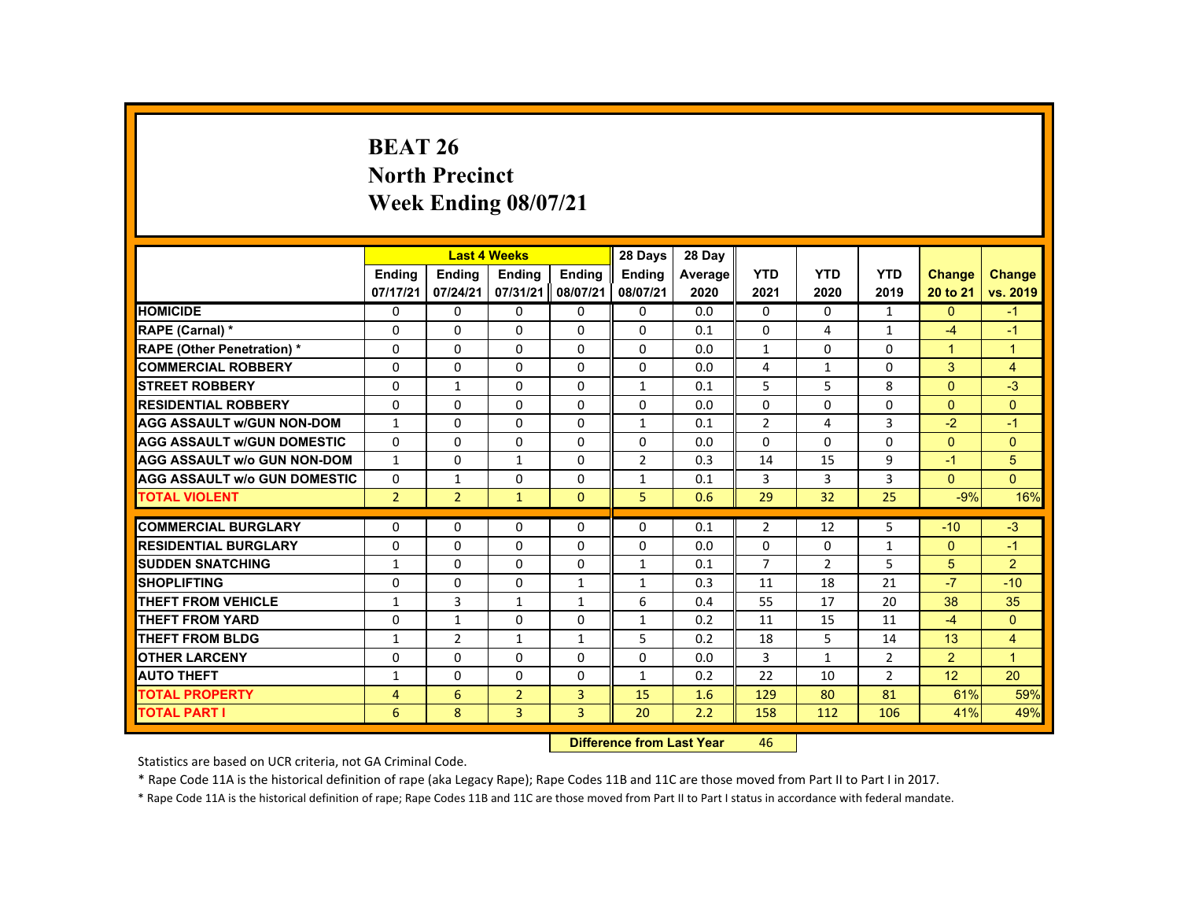# BEAT 26
## North Precinct
## Week Ending 08/07/21

| | Last 4 Weeks | | | | 28 Days | 28 Day | | | | | |
|---|---|---|---|---|---|---|---|---|---|---|---|
| | Ending 07/17/21 | Ending 07/24/21 | Ending 07/31/21 | Ending 08/07/21 | Ending 08/07/21 | Average 2020 | YTD 2021 | YTD 2020 | YTD 2019 | Change 20 to 21 | Change vs. 2019 |
| HOMICIDE | 0 | 0 | 0 | 0 | 0 | 0.0 | 0 | 0 | 1 | 0 | -1 |
| RAPE (Carnal) * | 0 | 0 | 0 | 0 | 0 | 0.1 | 0 | 4 | 1 | -4 | -1 |
| RAPE (Other Penetration) * | 0 | 0 | 0 | 0 | 0 | 0.0 | 1 | 0 | 0 | 1 | 1 |
| COMMERCIAL ROBBERY | 0 | 0 | 0 | 0 | 0 | 0.0 | 4 | 1 | 0 | 3 | 4 |
| STREET ROBBERY | 0 | 1 | 0 | 0 | 1 | 0.1 | 5 | 5 | 8 | 0 | -3 |
| RESIDENTIAL ROBBERY | 0 | 0 | 0 | 0 | 0 | 0.0 | 0 | 0 | 0 | 0 | 0 |
| AGG ASSAULT w/GUN NON-DOM | 1 | 0 | 0 | 0 | 1 | 0.1 | 2 | 4 | 3 | -2 | -1 |
| AGG ASSAULT w/GUN DOMESTIC | 0 | 0 | 0 | 0 | 0 | 0.0 | 0 | 0 | 0 | 0 | 0 |
| AGG ASSAULT w/o GUN NON-DOM | 1 | 0 | 1 | 0 | 2 | 0.3 | 14 | 15 | 9 | -1 | 5 |
| AGG ASSAULT w/o GUN DOMESTIC | 0 | 1 | 0 | 0 | 1 | 0.1 | 3 | 3 | 3 | 0 | 0 |
| TOTAL VIOLENT | 2 | 2 | 1 | 0 | 5 | 0.6 | 29 | 32 | 25 | -9% | 16% |
| COMMERCIAL BURGLARY | 0 | 0 | 0 | 0 | 0 | 0.1 | 2 | 12 | 5 | -10 | -3 |
| RESIDENTIAL BURGLARY | 0 | 0 | 0 | 0 | 0 | 0.0 | 0 | 0 | 1 | 0 | -1 |
| SUDDEN SNATCHING | 1 | 0 | 0 | 0 | 1 | 0.1 | 7 | 2 | 5 | 5 | 2 |
| SHOPLIFTING | 0 | 0 | 0 | 1 | 1 | 0.3 | 11 | 18 | 21 | -7 | -10 |
| THEFT FROM VEHICLE | 1 | 3 | 1 | 1 | 6 | 0.4 | 55 | 17 | 20 | 38 | 35 |
| THEFT FROM YARD | 0 | 1 | 0 | 0 | 1 | 0.2 | 11 | 15 | 11 | -4 | 0 |
| THEFT FROM BLDG | 1 | 2 | 1 | 1 | 5 | 0.2 | 18 | 5 | 14 | 13 | 4 |
| OTHER LARCENY | 0 | 0 | 0 | 0 | 0 | 0.0 | 3 | 1 | 2 | 2 | 1 |
| AUTO THEFT | 1 | 0 | 0 | 0 | 1 | 0.2 | 22 | 10 | 2 | 12 | 20 |
| TOTAL PROPERTY | 4 | 6 | 2 | 3 | 15 | 1.6 | 129 | 80 | 81 | 61% | 59% |
| TOTAL PART I | 6 | 8 | 3 | 3 | 20 | 2.2 | 158 | 112 | 106 | 41% | 49% |

**Difference from Last Year** 46

Statistics are based on UCR criteria, not GA Criminal Code.

* Rape Code 11A is the historical definition of rape (aka Legacy Rape); Rape Codes 11B and 11C are those moved from Part II to Part I in 2017.

* Rape Code 11A is the historical definition of rape; Rape Codes 11B and 11C are those moved from Part II to Part I status in accordance with federal mandate.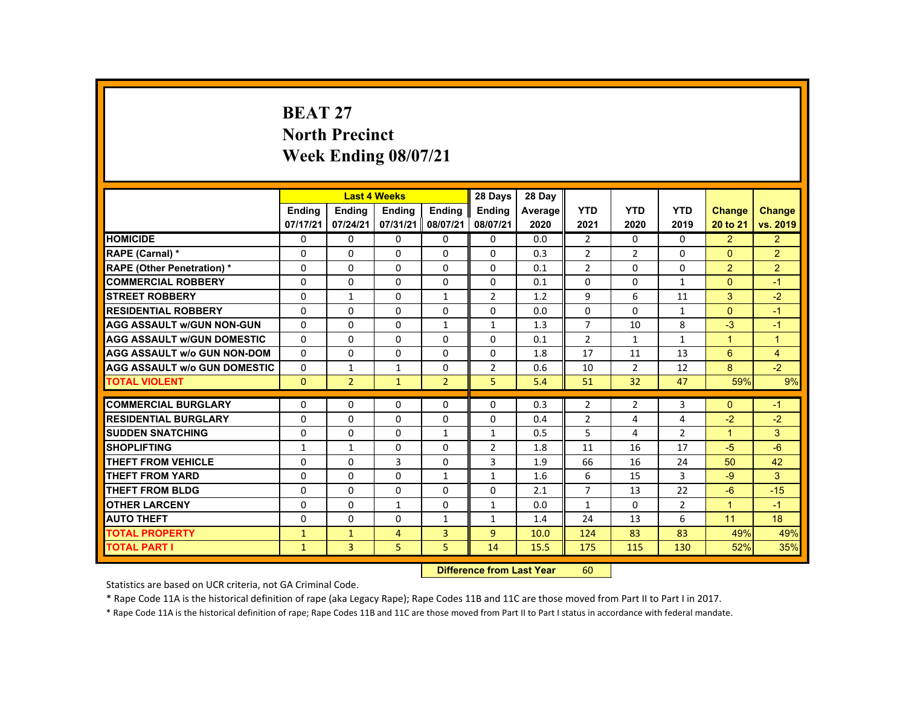# BEAT 27
## North Precinct
## Week Ending 08/07/21

| | Last 4 Weeks | | | | 28 Days | 28 Day | | | | | |
|---|---|---|---|---|---|---|---|---|---|---|---|
| | Ending 07/17/21 | Ending 07/24/21 | Ending 07/31/21 | Ending 08/07/21 | Ending 08/07/21 | Average 2020 | YTD 2021 | YTD 2020 | YTD 2019 | Change 20 to 21 | Change vs. 2019 |
| HOMICIDE | 0 | 0 | 0 | 0 | 0 | 0.0 | 2 | 0 | 0 | 2 | 2 |
| RAPE (Carnal) * | 0 | 0 | 0 | 0 | 0 | 0.3 | 2 | 2 | 0 | 0 | 2 |
| RAPE (Other Penetration) * | 0 | 0 | 0 | 0 | 0 | 0.1 | 2 | 0 | 0 | 2 | 2 |
| COMMERCIAL ROBBERY | 0 | 0 | 0 | 0 | 0 | 0.1 | 0 | 0 | 1 | 0 | -1 |
| STREET ROBBERY | 0 | 1 | 0 | 1 | 2 | 1.2 | 9 | 6 | 11 | 3 | -2 |
| RESIDENTIAL ROBBERY | 0 | 0 | 0 | 0 | 0 | 0.0 | 0 | 0 | 1 | 0 | -1 |
| AGG ASSAULT w/GUN NON-GUN | 0 | 0 | 0 | 1 | 1 | 1.3 | 7 | 10 | 8 | -3 | -1 |
| AGG ASSAULT w/GUN DOMESTIC | 0 | 0 | 0 | 0 | 0 | 0.1 | 2 | 1 | 1 | 1 | 1 |
| AGG ASSAULT w/o GUN NON-DOM | 0 | 0 | 0 | 0 | 0 | 1.8 | 17 | 11 | 13 | 6 | 4 |
| AGG ASSAULT w/o GUN DOMESTIC | 0 | 1 | 1 | 0 | 2 | 0.6 | 10 | 2 | 12 | 8 | -2 |
| TOTAL VIOLENT | 0 | 2 | 1 | 2 | 5 | 5.4 | 51 | 32 | 47 | 59% | 9% |
| COMMERCIAL BURGLARY | 0 | 0 | 0 | 0 | 0 | 0.3 | 2 | 2 | 3 | 0 | -1 |
| RESIDENTIAL BURGLARY | 0 | 0 | 0 | 0 | 0 | 0.4 | 2 | 4 | 4 | -2 | -2 |
| SUDDEN SNATCHING | 0 | 0 | 0 | 1 | 1 | 0.5 | 5 | 4 | 2 | 1 | 3 |
| SHOPLIFTING | 1 | 1 | 0 | 0 | 2 | 1.8 | 11 | 16 | 17 | -5 | -6 |
| THEFT FROM VEHICLE | 0 | 0 | 3 | 0 | 3 | 1.9 | 66 | 16 | 24 | 50 | 42 |
| THEFT FROM YARD | 0 | 0 | 0 | 1 | 1 | 1.6 | 6 | 15 | 3 | -9 | 3 |
| THEFT FROM BLDG | 0 | 0 | 0 | 0 | 0 | 2.1 | 7 | 13 | 22 | -6 | -15 |
| OTHER LARCENY | 0 | 0 | 1 | 0 | 1 | 0.0 | 1 | 0 | 2 | 1 | -1 |
| AUTO THEFT | 0 | 0 | 0 | 1 | 1 | 1.4 | 24 | 13 | 6 | 11 | 18 |
| TOTAL PROPERTY | 1 | 1 | 4 | 3 | 9 | 10.0 | 124 | 83 | 83 | 49% | 49% |
| TOTAL PART I | 1 | 3 | 5 | 5 | 14 | 15.5 | 175 | 115 | 130 | 52% | 35% |

**Difference from Last Year** 60

Statistics are based on UCR criteria, not GA Criminal Code.

* Rape Code 11A is the historical definition of rape (aka Legacy Rape); Rape Codes 11B and 11C are those moved from Part II to Part I in 2017.

* Rape Code 11A is the historical definition of rape; Rape Codes 11B and 11C are those moved from Part II to Part I status in accordance with federal mandate.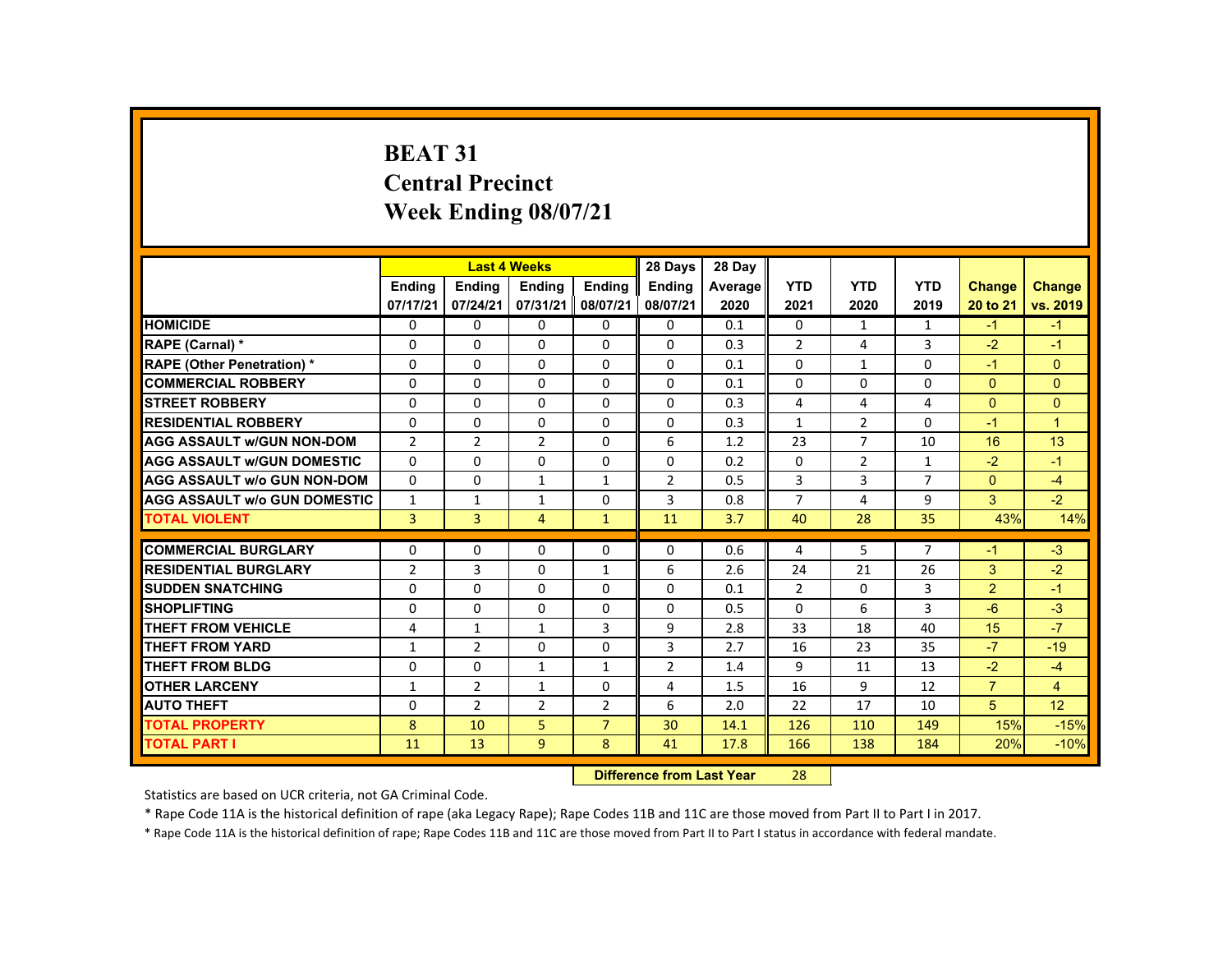# BEAT 31
## Central Precinct
## Week Ending 08/07/21

| | Last 4 Weeks | | | | 28 Days | 28 Day | YTD | YTD | YTD | Change | Change |
|---|---|---|---|---|---|---|---|---|---|---|---|
| | Ending 07/17/21 | Ending 07/24/21 | Ending 07/31/21 | Ending 08/07/21 | Ending 08/07/21 | Average 2020 | 2021 | 2020 | 2019 | 20 to 21 | vs. 2019 |
| **HOMICIDE** | 0 | 0 | 0 | 0 | 0 | 0.1 | 0 | 1 | 1 | -1 | -1 |
| **RAPE (Carnal) *** | 0 | 0 | 0 | 0 | 0 | 0.3 | 2 | 4 | 3 | -2 | -1 |
| **RAPE (Other Penetration) *** | 0 | 0 | 0 | 0 | 0 | 0.1 | 0 | 1 | 0 | -1 | 0 |
| **COMMERCIAL ROBBERY** | 0 | 0 | 0 | 0 | 0 | 0.1 | 0 | 0 | 0 | 0 | 0 |
| **STREET ROBBERY** | 0 | 0 | 0 | 0 | 0 | 0.3 | 4 | 4 | 4 | 0 | 0 |
| **RESIDENTIAL ROBBERY** | 0 | 0 | 0 | 0 | 0 | 0.3 | 1 | 2 | 0 | -1 | 1 |
| **AGG ASSAULT w/GUN NON-DOM** | 2 | 2 | 2 | 0 | 6 | 1.2 | 23 | 7 | 10 | 16 | 13 |
| **AGG ASSAULT w/GUN DOMESTIC** | 0 | 0 | 0 | 0 | 0 | 0.2 | 0 | 2 | 1 | -2 | -1 |
| **AGG ASSAULT w/o GUN NON-DOM** | 0 | 0 | 1 | 1 | 2 | 0.5 | 3 | 3 | 7 | 0 | -4 |
| **AGG ASSAULT w/o GUN DOMESTIC** | 1 | 1 | 1 | 0 | 3 | 0.8 | 7 | 4 | 9 | 3 | -2 |
| **TOTAL VIOLENT** | 3 | 3 | 4 | 1 | 11 | 3.7 | 40 | 28 | 35 | 43% | 14% |
| **COMMERCIAL BURGLARY** | 0 | 0 | 0 | 0 | 0 | 0.6 | 4 | 5 | 7 | -1 | -3 |
| **RESIDENTIAL BURGLARY** | 2 | 3 | 0 | 1 | 6 | 2.6 | 24 | 21 | 26 | 3 | -2 |
| **SUDDEN SNATCHING** | 0 | 0 | 0 | 0 | 0 | 0.1 | 2 | 0 | 3 | 2 | -1 |
| **SHOPLIFTING** | 0 | 0 | 0 | 0 | 0 | 0.5 | 0 | 6 | 3 | -6 | -3 |
| **THEFT FROM VEHICLE** | 4 | 1 | 1 | 3 | 9 | 2.8 | 33 | 18 | 40 | 15 | -7 |
| **THEFT FROM YARD** | 1 | 2 | 0 | 0 | 3 | 2.7 | 16 | 23 | 35 | -7 | -19 |
| **THEFT FROM BLDG** | 0 | 0 | 1 | 1 | 2 | 1.4 | 9 | 11 | 13 | -2 | -4 |
| **OTHER LARCENY** | 1 | 2 | 1 | 0 | 4 | 1.5 | 16 | 9 | 12 | 7 | 4 |
| **AUTO THEFT** | 0 | 2 | 2 | 2 | 6 | 2.0 | 22 | 17 | 10 | 5 | 12 |
| **TOTAL PROPERTY** | 8 | 10 | 5 | 7 | 30 | 14.1 | 126 | 110 | 149 | 15% | -15% |
| **TOTAL PART I** | 11 | 13 | 9 | 8 | 41 | 17.8 | 166 | 138 | 184 | 20% | -10% |

**Difference from Last Year** 28

Statistics are based on UCR criteria, not GA Criminal Code.

* Rape Code 11A is the historical definition of rape (aka Legacy Rape); Rape Codes 11B and 11C are those moved from Part II to Part I in 2017.

* Rape Code 11A is the historical definition of rape; Rape Codes 11B and 11C are those moved from Part II to Part I status in accordance with federal mandate.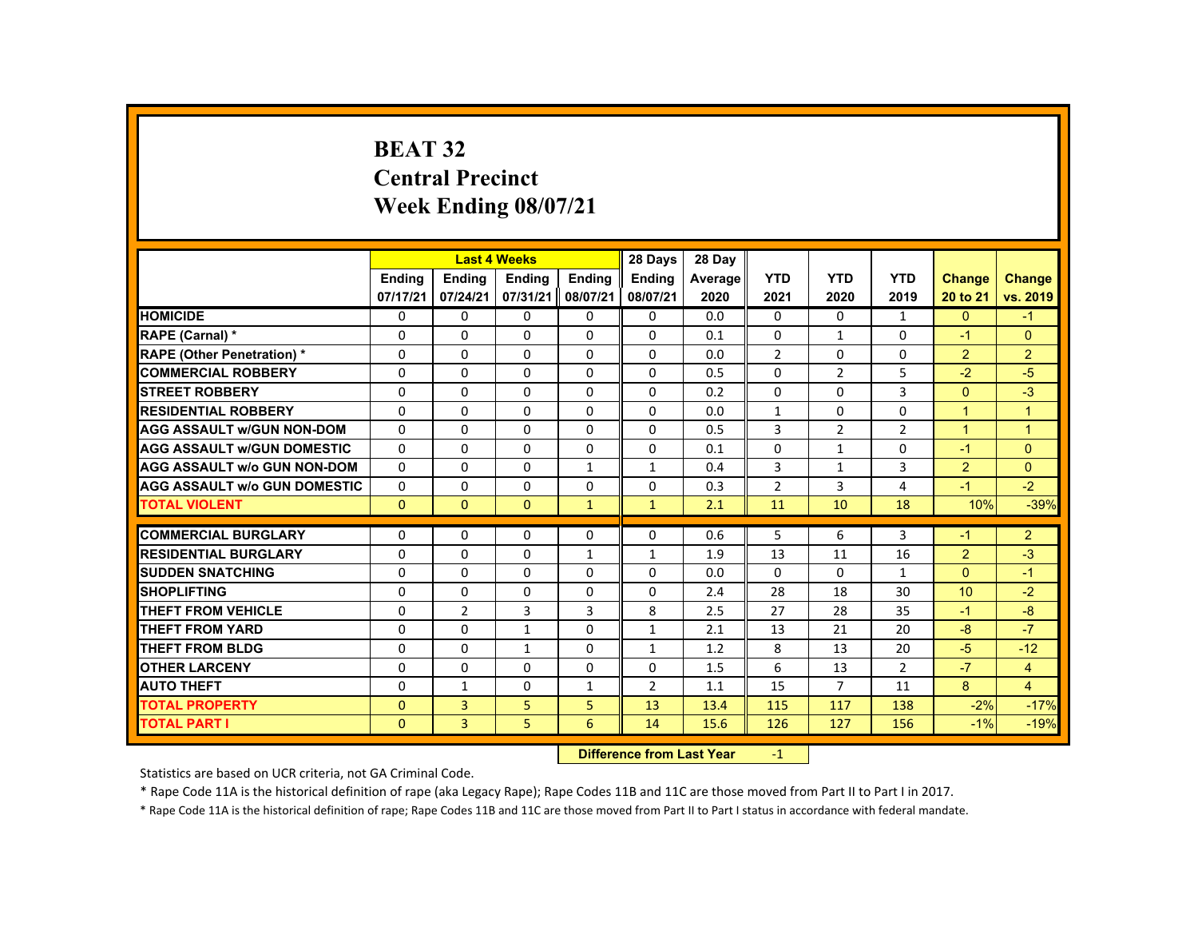# BEAT 32
# Central Precinct
# Week Ending 08/07/21

| | Last 4 Weeks | | | | 28 Days | 28 Day | | | | | |
|---|---|---|---|---|---|---|---|---|---|---|---|
| | Ending 07/17/21 | Ending 07/24/21 | Ending 07/31/21 | Ending 08/07/21 | Ending 08/07/21 | Average 2020 | YTD 2021 | YTD 2020 | YTD 2019 | Change 20 to 21 | Change vs. 2019 |
| HOMICIDE | 0 | 0 | 0 | 0 | 0 | 0.0 | 0 | 0 | 1 | 0 | -1 |
| RAPE (Carnal) * | 0 | 0 | 0 | 0 | 0 | 0.1 | 0 | 1 | 0 | -1 | 0 |
| RAPE (Other Penetration) * | 0 | 0 | 0 | 0 | 0 | 0.0 | 2 | 0 | 0 | 2 | 2 |
| COMMERCIAL ROBBERY | 0 | 0 | 0 | 0 | 0 | 0.5 | 0 | 2 | 5 | -2 | -5 |
| STREET ROBBERY | 0 | 0 | 0 | 0 | 0 | 0.2 | 0 | 0 | 3 | 0 | -3 |
| RESIDENTIAL ROBBERY | 0 | 0 | 0 | 0 | 0 | 0.0 | 1 | 0 | 0 | 1 | 1 |
| AGG ASSAULT w/GUN NON-DOM | 0 | 0 | 0 | 0 | 0 | 0.5 | 3 | 2 | 2 | 1 | 1 |
| AGG ASSAULT w/GUN DOMESTIC | 0 | 0 | 0 | 0 | 0 | 0.1 | 0 | 1 | 0 | -1 | 0 |
| AGG ASSAULT w/o GUN NON-DOM | 0 | 0 | 0 | 1 | 1 | 0.4 | 3 | 1 | 3 | 2 | 0 |
| AGG ASSAULT w/o GUN DOMESTIC | 0 | 0 | 0 | 0 | 0 | 0.3 | 2 | 3 | 4 | -1 | -2 |
| TOTAL VIOLENT | 0 | 0 | 0 | 1 | 1 | 2.1 | 11 | 10 | 18 | 10% | -39% |
| COMMERCIAL BURGLARY | 0 | 0 | 0 | 0 | 0 | 0.6 | 5 | 6 | 3 | -1 | 2 |
| RESIDENTIAL BURGLARY | 0 | 0 | 0 | 1 | 1 | 1.9 | 13 | 11 | 16 | 2 | -3 |
| SUDDEN SNATCHING | 0 | 0 | 0 | 0 | 0 | 0.0 | 0 | 0 | 1 | 0 | -1 |
| SHOPLIFTING | 0 | 0 | 0 | 0 | 0 | 2.4 | 28 | 18 | 30 | 10 | -2 |
| THEFT FROM VEHICLE | 0 | 2 | 3 | 3 | 8 | 2.5 | 27 | 28 | 35 | -1 | -8 |
| THEFT FROM YARD | 0 | 0 | 1 | 0 | 1 | 2.1 | 13 | 21 | 20 | -8 | -7 |
| THEFT FROM BLDG | 0 | 0 | 1 | 0 | 1 | 1.2 | 8 | 13 | 20 | -5 | -12 |
| OTHER LARCENY | 0 | 0 | 0 | 0 | 0 | 1.5 | 6 | 13 | 2 | -7 | 4 |
| AUTO THEFT | 0 | 1 | 0 | 1 | 2 | 1.1 | 15 | 7 | 11 | 8 | 4 |
| TOTAL PROPERTY | 0 | 3 | 5 | 5 | 13 | 13.4 | 115 | 117 | 138 | -2% | -17% |
| TOTAL PART I | 0 | 3 | 5 | 6 | 14 | 15.6 | 126 | 127 | 156 | -1% | -19% |

**Difference from Last Year** -1

Statistics are based on UCR criteria, not GA Criminal Code.

* Rape Code 11A is the historical definition of rape (aka Legacy Rape); Rape Codes 11B and 11C are those moved from Part II to Part I in 2017.

* Rape Code 11A is the historical definition of rape; Rape Codes 11B and 11C are those moved from Part II to Part I status in accordance with federal mandate.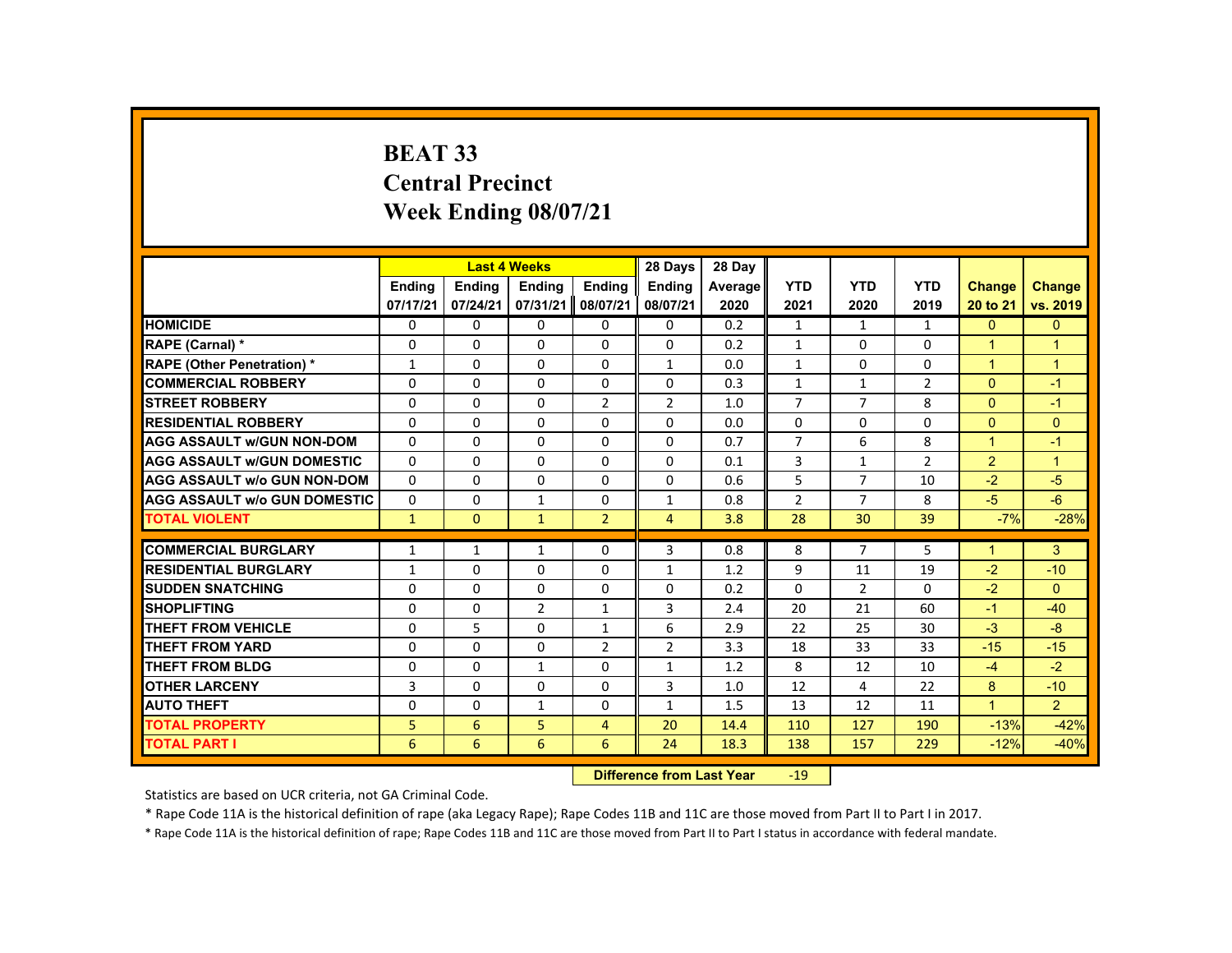# BEAT 33
## Central Precinct
## Week Ending 08/07/21

| | Last 4 Weeks | | | | 28 Days | 28 Day | YTD | YTD | YTD | Change | Change |
|---|---|---|---|---|---|---|---|---|---|---|---|
| | Ending 07/17/21 | Ending 07/24/21 | Ending 07/31/21 | Ending 08/07/21 | Ending 08/07/21 | Average 2020 | 2021 | 2020 | 2019 | 20 to 21 | vs. 2019 |
| **HOMICIDE** | 0 | 0 | 0 | 0 | 0 | 0.2 | 1 | 1 | 1 | 0 | 0 |
| **RAPE (Carnal) *** | 0 | 0 | 0 | 0 | 0 | 0.2 | 1 | 0 | 0 | 1 | 1 |
| **RAPE (Other Penetration) *** | 1 | 0 | 0 | 0 | 1 | 0.0 | 1 | 0 | 0 | 1 | 1 |
| **COMMERCIAL ROBBERY** | 0 | 0 | 0 | 0 | 0 | 0.3 | 1 | 1 | 2 | 0 | -1 |
| **STREET ROBBERY** | 0 | 0 | 0 | 2 | 2 | 1.0 | 7 | 7 | 8 | 0 | -1 |
| **RESIDENTIAL ROBBERY** | 0 | 0 | 0 | 0 | 0 | 0.0 | 0 | 0 | 0 | 0 | 0 |
| **AGG ASSAULT w/GUN NON-DOM** | 0 | 0 | 0 | 0 | 0 | 0.7 | 7 | 6 | 8 | 1 | -1 |
| **AGG ASSAULT w/GUN DOMESTIC** | 0 | 0 | 0 | 0 | 0 | 0.1 | 3 | 1 | 2 | 2 | 1 |
| **AGG ASSAULT w/o GUN NON-DOM** | 0 | 0 | 0 | 0 | 0 | 0.6 | 5 | 7 | 10 | -2 | -5 |
| **AGG ASSAULT w/o GUN DOMESTIC** | 0 | 0 | 1 | 0 | 1 | 0.8 | 2 | 7 | 8 | -5 | -6 |
| **TOTAL VIOLENT** | 1 | 0 | 1 | 2 | 4 | 3.8 | 28 | 30 | 39 | -7% | -28% |
| **COMMERCIAL BURGLARY** | 1 | 1 | 1 | 0 | 3 | 0.8 | 8 | 7 | 5 | 1 | 3 |
| **RESIDENTIAL BURGLARY** | 1 | 0 | 0 | 0 | 1 | 1.2 | 9 | 11 | 19 | -2 | -10 |
| **SUDDEN SNATCHING** | 0 | 0 | 0 | 0 | 0 | 0.2 | 0 | 2 | 0 | -2 | 0 |
| **SHOPLIFTING** | 0 | 0 | 2 | 1 | 3 | 2.4 | 20 | 21 | 60 | -1 | -40 |
| **THEFT FROM VEHICLE** | 0 | 5 | 0 | 1 | 6 | 2.9 | 22 | 25 | 30 | -3 | -8 |
| **THEFT FROM YARD** | 0 | 0 | 0 | 2 | 2 | 3.3 | 18 | 33 | 33 | -15 | -15 |
| **THEFT FROM BLDG** | 0 | 0 | 1 | 0 | 1 | 1.2 | 8 | 12 | 10 | -4 | -2 |
| **OTHER LARCENY** | 3 | 0 | 0 | 0 | 3 | 1.0 | 12 | 4 | 22 | 8 | -10 |
| **AUTO THEFT** | 0 | 0 | 1 | 0 | 1 | 1.5 | 13 | 12 | 11 | 1 | 2 |
| **TOTAL PROPERTY** | 5 | 6 | 5 | 4 | 20 | 14.4 | 110 | 127 | 190 | -13% | -42% |
| **TOTAL PART I** | 6 | 6 | 6 | 6 | 24 | 18.3 | 138 | 157 | 229 | -12% | -40% |

**Difference from Last Year** -19

Statistics are based on UCR criteria, not GA Criminal Code.

* Rape Code 11A is the historical definition of rape (aka Legacy Rape); Rape Codes 11B and 11C are those moved from Part II to Part I in 2017.

* Rape Code 11A is the historical definition of rape; Rape Codes 11B and 11C are those moved from Part II to Part I status in accordance with federal mandate.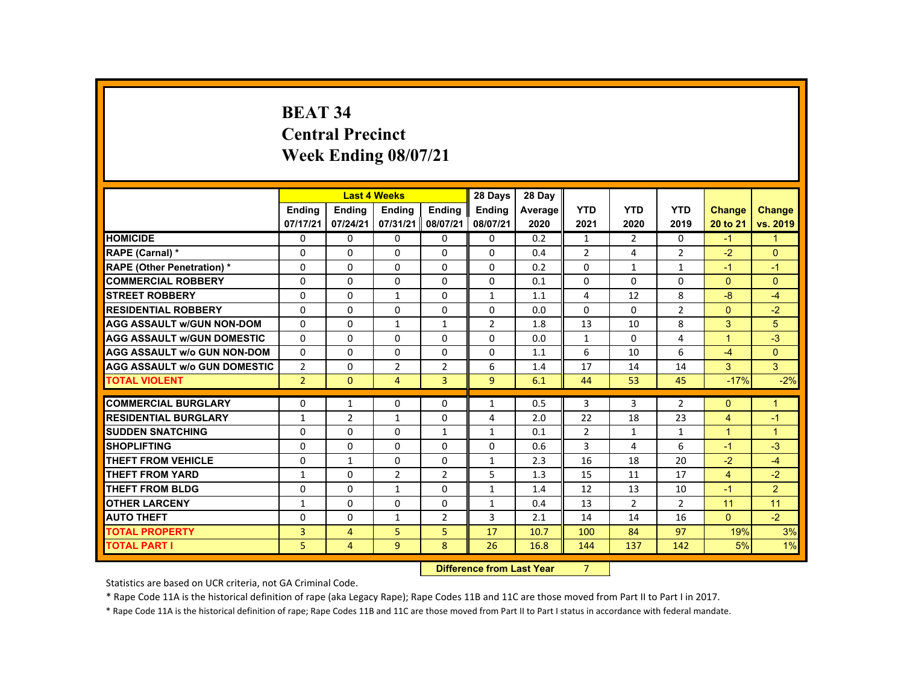# BEAT 34
## Central Precinct
## Week Ending 08/07/21

| | Last 4 Weeks | | | | 28 Days | 28 Day | | | | | |
|---|---|---|---|---|---|---|---|---|---|---|---|
| | Ending 07/17/21 | Ending 07/24/21 | Ending 07/31/21 | Ending 08/07/21 | Ending 08/07/21 | Average 2020 | YTD 2021 | YTD 2020 | YTD 2019 | Change 20 to 21 | Change vs. 2019 |
| HOMICIDE | 0 | 0 | 0 | 0 | 0 | 0.2 | 1 | 2 | 0 | -1 | 1 |
| RAPE (Carnal) * | 0 | 0 | 0 | 0 | 0 | 0.4 | 2 | 4 | 2 | -2 | 0 |
| RAPE (Other Penetration) * | 0 | 0 | 0 | 0 | 0 | 0.2 | 0 | 1 | 1 | -1 | -1 |
| COMMERCIAL ROBBERY | 0 | 0 | 0 | 0 | 0 | 0.1 | 0 | 0 | 0 | 0 | 0 |
| STREET ROBBERY | 0 | 0 | 1 | 0 | 1 | 1.1 | 4 | 12 | 8 | -8 | -4 |
| RESIDENTIAL ROBBERY | 0 | 0 | 0 | 0 | 0 | 0.0 | 0 | 0 | 2 | 0 | -2 |
| AGG ASSAULT w/GUN NON-DOM | 0 | 0 | 1 | 1 | 2 | 1.8 | 13 | 10 | 8 | 3 | 5 |
| AGG ASSAULT w/GUN DOMESTIC | 0 | 0 | 0 | 0 | 0 | 0.0 | 1 | 0 | 4 | 1 | -3 |
| AGG ASSAULT w/o GUN NON-DOM | 0 | 0 | 0 | 0 | 0 | 1.1 | 6 | 10 | 6 | -4 | 0 |
| AGG ASSAULT w/o GUN DOMESTIC | 2 | 0 | 2 | 2 | 6 | 1.4 | 17 | 14 | 14 | 3 | 3 |
| TOTAL VIOLENT | 2 | 0 | 4 | 3 | 9 | 6.1 | 44 | 53 | 45 | -17% | -2% |
| COMMERCIAL BURGLARY | 0 | 1 | 0 | 0 | 1 | 0.5 | 3 | 3 | 2 | 0 | 1 |
| RESIDENTIAL BURGLARY | 1 | 2 | 1 | 0 | 4 | 2.0 | 22 | 18 | 23 | 4 | -1 |
| SUDDEN SNATCHING | 0 | 0 | 0 | 1 | 1 | 0.1 | 2 | 1 | 1 | 1 | 1 |
| SHOPLIFTING | 0 | 0 | 0 | 0 | 0 | 0.6 | 3 | 4 | 6 | -1 | -3 |
| THEFT FROM VEHICLE | 0 | 1 | 0 | 0 | 1 | 2.3 | 16 | 18 | 20 | -2 | -4 |
| THEFT FROM YARD | 1 | 0 | 2 | 2 | 5 | 1.3 | 15 | 11 | 17 | 4 | -2 |
| THEFT FROM BLDG | 0 | 0 | 1 | 0 | 1 | 1.4 | 12 | 13 | 10 | -1 | 2 |
| OTHER LARCENY | 1 | 0 | 0 | 0 | 1 | 0.4 | 13 | 2 | 2 | 11 | 11 |
| AUTO THEFT | 0 | 0 | 1 | 2 | 3 | 2.1 | 14 | 14 | 16 | 0 | -2 |
| TOTAL PROPERTY | 3 | 4 | 5 | 5 | 17 | 10.7 | 100 | 84 | 97 | 19% | 3% |
| TOTAL PART I | 5 | 4 | 9 | 8 | 26 | 16.8 | 144 | 137 | 142 | 5% | 1% |

**Difference from Last Year** 7

Statistics are based on UCR criteria, not GA Criminal Code.

* Rape Code 11A is the historical definition of rape (aka Legacy Rape); Rape Codes 11B and 11C are those moved from Part II to Part I in 2017.

* Rape Code 11A is the historical definition of rape; Rape Codes 11B and 11C are those moved from Part II to Part I status in accordance with federal mandate.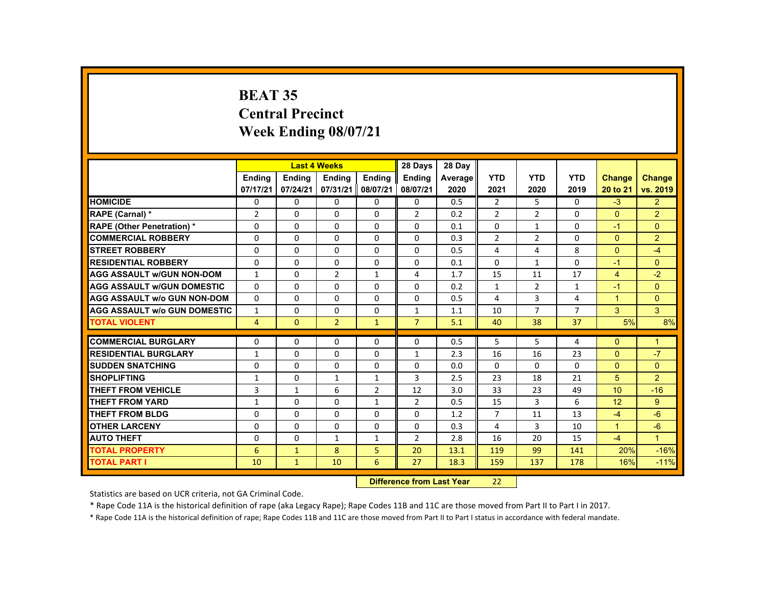# BEAT 35
## Central Precinct
## Week Ending 08/07/21

| | Last 4 Weeks | | | | 28 Days | 28 Day | | | | | |
|---|---|---|---|---|---|---|---|---|---|---|---|
| | Ending 07/17/21 | Ending 07/24/21 | Ending 07/31/21 | Ending 08/07/21 | Ending 08/07/21 | Average 2020 | YTD 2021 | YTD 2020 | YTD 2019 | Change 20 to 21 | Change vs. 2019 |
| HOMICIDE | 0 | 0 | 0 | 0 | 0 | 0.5 | 2 | 5 | 0 | -3 | 2 |
| RAPE (Carnal) * | 2 | 0 | 0 | 0 | 2 | 0.2 | 2 | 2 | 0 | 0 | 2 |
| RAPE (Other Penetration) * | 0 | 0 | 0 | 0 | 0 | 0.1 | 0 | 1 | 0 | -1 | 0 |
| COMMERCIAL ROBBERY | 0 | 0 | 0 | 0 | 0 | 0.3 | 2 | 2 | 0 | 0 | 2 |
| STREET ROBBERY | 0 | 0 | 0 | 0 | 0 | 0.5 | 4 | 4 | 8 | 0 | -4 |
| RESIDENTIAL ROBBERY | 0 | 0 | 0 | 0 | 0 | 0.1 | 0 | 1 | 0 | -1 | 0 |
| AGG ASSAULT w/GUN NON-DOM | 1 | 0 | 2 | 1 | 4 | 1.7 | 15 | 11 | 17 | 4 | -2 |
| AGG ASSAULT w/GUN DOMESTIC | 0 | 0 | 0 | 0 | 0 | 0.2 | 1 | 2 | 1 | -1 | 0 |
| AGG ASSAULT w/o GUN NON-DOM | 0 | 0 | 0 | 0 | 0 | 0.5 | 4 | 3 | 4 | 1 | 0 |
| AGG ASSAULT w/o GUN DOMESTIC | 1 | 0 | 0 | 0 | 1 | 1.1 | 10 | 7 | 7 | 3 | 3 |
| TOTAL VIOLENT | 4 | 0 | 2 | 1 | 7 | 5.1 | 40 | 38 | 37 | 5% | 8% |
| COMMERCIAL BURGLARY | 0 | 0 | 0 | 0 | 0 | 0.5 | 5 | 5 | 4 | 0 | 1 |
| RESIDENTIAL BURGLARY | 1 | 0 | 0 | 0 | 1 | 2.3 | 16 | 16 | 23 | 0 | -7 |
| SUDDEN SNATCHING | 0 | 0 | 0 | 0 | 0 | 0.0 | 0 | 0 | 0 | 0 | 0 |
| SHOPLIFTING | 1 | 0 | 1 | 1 | 3 | 2.5 | 23 | 18 | 21 | 5 | 2 |
| THEFT FROM VEHICLE | 3 | 1 | 6 | 2 | 12 | 3.0 | 33 | 23 | 49 | 10 | -16 |
| THEFT FROM YARD | 1 | 0 | 0 | 1 | 2 | 0.5 | 15 | 3 | 6 | 12 | 9 |
| THEFT FROM BLDG | 0 | 0 | 0 | 0 | 0 | 1.2 | 7 | 11 | 13 | -4 | -6 |
| OTHER LARCENY | 0 | 0 | 0 | 0 | 0 | 0.3 | 4 | 3 | 10 | 1 | -6 |
| AUTO THEFT | 0 | 0 | 1 | 1 | 2 | 2.8 | 16 | 20 | 15 | -4 | 1 |
| TOTAL PROPERTY | 6 | 1 | 8 | 5 | 20 | 13.1 | 119 | 99 | 141 | 20% | -16% |
| TOTAL PART I | 10 | 1 | 10 | 6 | 27 | 18.3 | 159 | 137 | 178 | 16% | -11% |

**Difference from Last Year** 22

Statistics are based on UCR criteria, not GA Criminal Code.

* Rape Code 11A is the historical definition of rape (aka Legacy Rape); Rape Codes 11B and 11C are those moved from Part II to Part I in 2017.

* Rape Code 11A is the historical definition of rape; Rape Codes 11B and 11C are those moved from Part II to Part I status in accordance with federal mandate.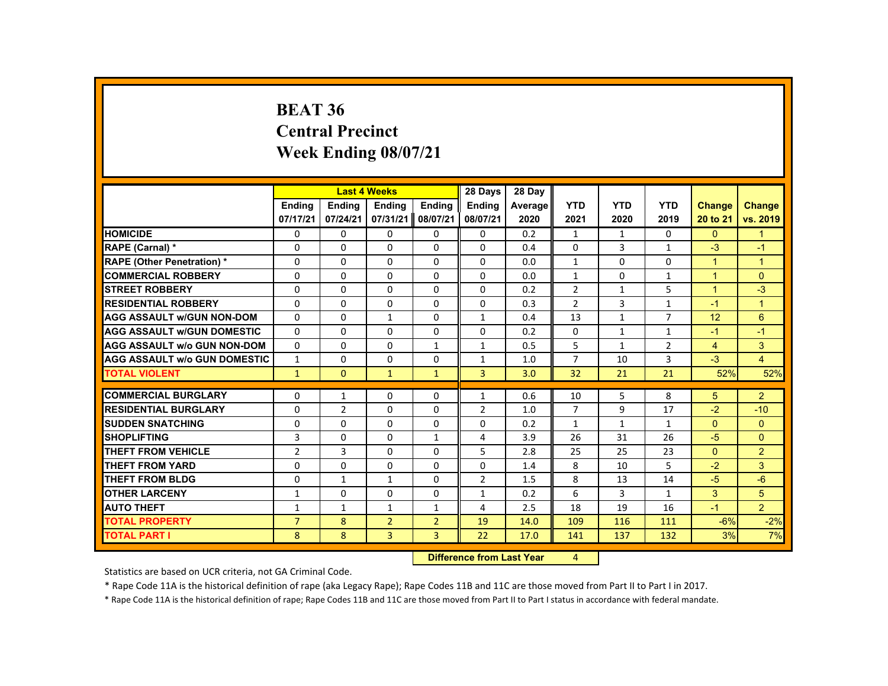# BEAT 36
# Central Precinct
# Week Ending 08/07/21

| | Last 4 Weeks | | | | 28 Days | 28 Day | YTD | YTD | YTD | Change | Change |
|---|---|---|---|---|---|---|---|---|---|---|---|
| | Ending 07/17/21 | Ending 07/24/21 | Ending 07/31/21 | Ending 08/07/21 | Ending 08/07/21 | Average 2020 | 2021 | 2020 | 2019 | 20 to 21 | vs. 2019 |
| HOMICIDE | 0 | 0 | 0 | 0 | 0 | 0.2 | 1 | 1 | 0 | 0 | 1 |
| RAPE (Carnal) * | 0 | 0 | 0 | 0 | 0 | 0.4 | 0 | 3 | 1 | -3 | -1 |
| RAPE (Other Penetration) * | 0 | 0 | 0 | 0 | 0 | 0.0 | 1 | 0 | 0 | 1 | 1 |
| COMMERCIAL ROBBERY | 0 | 0 | 0 | 0 | 0 | 0.0 | 1 | 0 | 1 | 1 | 0 |
| STREET ROBBERY | 0 | 0 | 0 | 0 | 0 | 0.2 | 2 | 1 | 5 | 1 | -3 |
| RESIDENTIAL ROBBERY | 0 | 0 | 0 | 0 | 0 | 0.3 | 2 | 3 | 1 | -1 | 1 |
| AGG ASSAULT w/GUN NON-DOM | 0 | 0 | 1 | 0 | 1 | 0.4 | 13 | 1 | 7 | 12 | 6 |
| AGG ASSAULT w/GUN DOMESTIC | 0 | 0 | 0 | 0 | 0 | 0.2 | 0 | 1 | 1 | -1 | -1 |
| AGG ASSAULT w/o GUN NON-DOM | 0 | 0 | 0 | 1 | 1 | 0.5 | 5 | 1 | 2 | 4 | 3 |
| AGG ASSAULT w/o GUN DOMESTIC | 1 | 0 | 0 | 0 | 1 | 1.0 | 7 | 10 | 3 | -3 | 4 |
| TOTAL VIOLENT | 1 | 0 | 1 | 1 | 3 | 3.0 | 32 | 21 | 21 | 52% | 52% |
| COMMERCIAL BURGLARY | 0 | 1 | 0 | 0 | 1 | 0.6 | 10 | 5 | 8 | 5 | 2 |
| RESIDENTIAL BURGLARY | 0 | 2 | 0 | 0 | 2 | 1.0 | 7 | 9 | 17 | -2 | -10 |
| SUDDEN SNATCHING | 0 | 0 | 0 | 0 | 0 | 0.2 | 1 | 1 | 1 | 0 | 0 |
| SHOPLIFTING | 3 | 0 | 0 | 1 | 4 | 3.9 | 26 | 31 | 26 | -5 | 0 |
| THEFT FROM VEHICLE | 2 | 3 | 0 | 0 | 5 | 2.8 | 25 | 25 | 23 | 0 | 2 |
| THEFT FROM YARD | 0 | 0 | 0 | 0 | 0 | 1.4 | 8 | 10 | 5 | -2 | 3 |
| THEFT FROM BLDG | 0 | 1 | 1 | 0 | 2 | 1.5 | 8 | 13 | 14 | -5 | -6 |
| OTHER LARCENY | 1 | 0 | 0 | 0 | 1 | 0.2 | 6 | 3 | 1 | 3 | 5 |
| AUTO THEFT | 1 | 1 | 1 | 1 | 4 | 2.5 | 18 | 19 | 16 | -1 | 2 |
| TOTAL PROPERTY | 7 | 8 | 2 | 2 | 19 | 14.0 | 109 | 116 | 111 | -6% | -2% |
| TOTAL PART I | 8 | 8 | 3 | 3 | 22 | 17.0 | 141 | 137 | 132 | 3% | 7% |

**Difference from Last Year** 4

Statistics are based on UCR criteria, not GA Criminal Code.

* Rape Code 11A is the historical definition of rape (aka Legacy Rape); Rape Codes 11B and 11C are those moved from Part II to Part I in 2017.

* Rape Code 11A is the historical definition of rape; Rape Codes 11B and 11C are those moved from Part II to Part I status in accordance with federal mandate.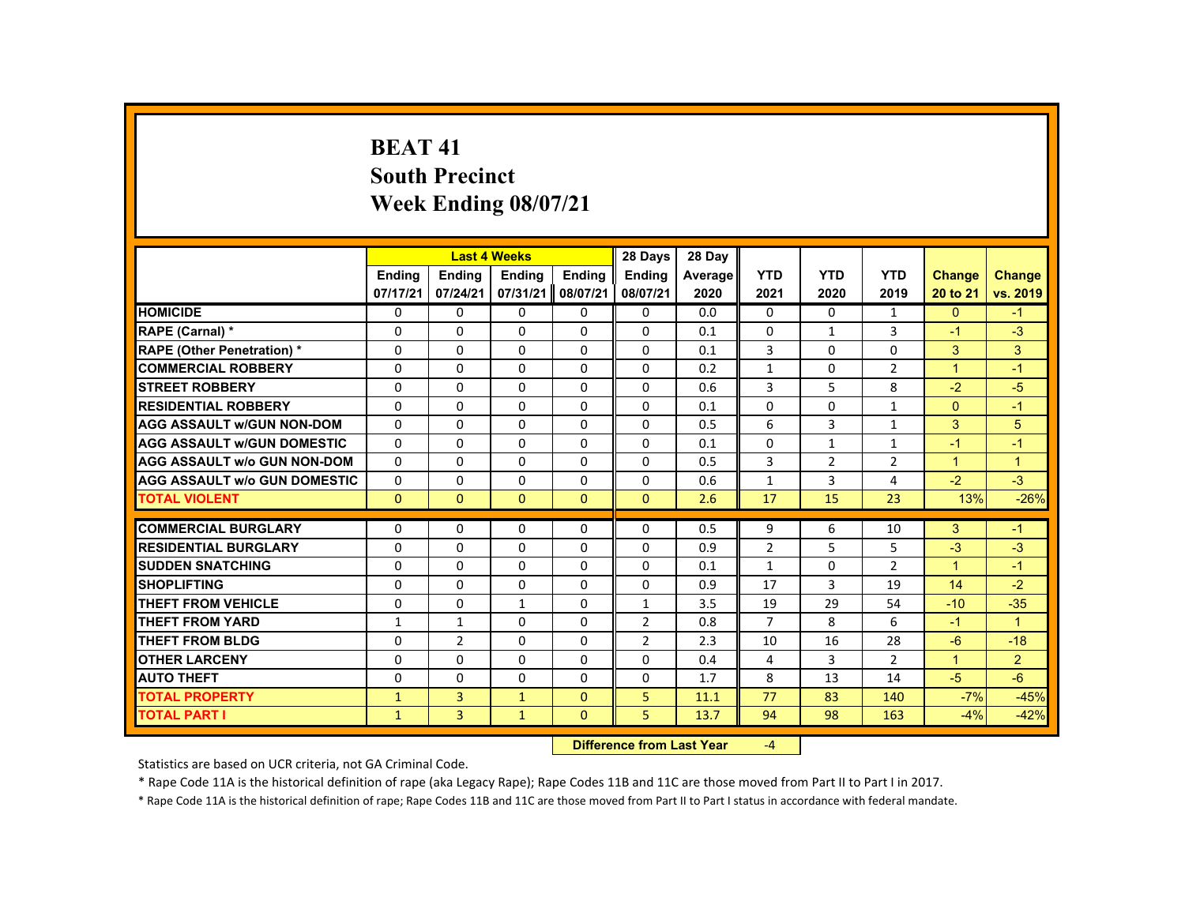# BEAT 41
## South Precinct
## Week Ending 08/07/21

| | Last 4 Weeks | | | | 28 Days | 28 Day | | | | | |
|---|---|---|---|---|---|---|---|---|---|---|---|
| | Ending 07/17/21 | Ending 07/24/21 | Ending 07/31/21 | Ending 08/07/21 | Ending 08/07/21 | Average 2020 | YTD 2021 | YTD 2020 | YTD 2019 | Change 20 to 21 | Change vs. 2019 |
| HOMICIDE | 0 | 0 | 0 | 0 | 0 | 0.0 | 0 | 0 | 1 | 0 | -1 |
| RAPE (Carnal) * | 0 | 0 | 0 | 0 | 0 | 0.1 | 0 | 1 | 3 | -1 | -3 |
| RAPE (Other Penetration) * | 0 | 0 | 0 | 0 | 0 | 0.1 | 3 | 0 | 0 | 3 | 3 |
| COMMERCIAL ROBBERY | 0 | 0 | 0 | 0 | 0 | 0.2 | 1 | 0 | 2 | 1 | -1 |
| STREET ROBBERY | 0 | 0 | 0 | 0 | 0 | 0.6 | 3 | 5 | 8 | -2 | -5 |
| RESIDENTIAL ROBBERY | 0 | 0 | 0 | 0 | 0 | 0.1 | 0 | 0 | 1 | 0 | -1 |
| AGG ASSAULT w/GUN NON-DOM | 0 | 0 | 0 | 0 | 0 | 0.5 | 6 | 3 | 1 | 3 | 5 |
| AGG ASSAULT w/GUN DOMESTIC | 0 | 0 | 0 | 0 | 0 | 0.1 | 0 | 1 | 1 | -1 | -1 |
| AGG ASSAULT w/o GUN NON-DOM | 0 | 0 | 0 | 0 | 0 | 0.5 | 3 | 2 | 2 | 1 | 1 |
| AGG ASSAULT w/o GUN DOMESTIC | 0 | 0 | 0 | 0 | 0 | 0.6 | 1 | 3 | 4 | -2 | -3 |
| TOTAL VIOLENT | 0 | 0 | 0 | 0 | 0 | 2.6 | 17 | 15 | 23 | 13% | -26% |
| COMMERCIAL BURGLARY | 0 | 0 | 0 | 0 | 0 | 0.5 | 9 | 6 | 10 | 3 | -1 |
| RESIDENTIAL BURGLARY | 0 | 0 | 0 | 0 | 0 | 0.9 | 2 | 5 | 5 | -3 | -3 |
| SUDDEN SNATCHING | 0 | 0 | 0 | 0 | 0 | 0.1 | 1 | 0 | 2 | 1 | -1 |
| SHOPLIFTING | 0 | 0 | 0 | 0 | 0 | 0.9 | 17 | 3 | 19 | 14 | -2 |
| THEFT FROM VEHICLE | 0 | 0 | 1 | 0 | 1 | 3.5 | 19 | 29 | 54 | -10 | -35 |
| THEFT FROM YARD | 1 | 1 | 0 | 0 | 2 | 0.8 | 7 | 8 | 6 | -1 | 1 |
| THEFT FROM BLDG | 0 | 2 | 0 | 0 | 2 | 2.3 | 10 | 16 | 28 | -6 | -18 |
| OTHER LARCENY | 0 | 0 | 0 | 0 | 0 | 0.4 | 4 | 3 | 2 | 1 | 2 |
| AUTO THEFT | 0 | 0 | 0 | 0 | 0 | 1.7 | 8 | 13 | 14 | -5 | -6 |
| TOTAL PROPERTY | 1 | 3 | 1 | 0 | 5 | 11.1 | 77 | 83 | 140 | -7% | -45% |
| TOTAL PART I | 1 | 3 | 1 | 0 | 5 | 13.7 | 94 | 98 | 163 | -4% | -42% |

**Difference from Last Year** -4

Statistics are based on UCR criteria, not GA Criminal Code.

* Rape Code 11A is the historical definition of rape (aka Legacy Rape); Rape Codes 11B and 11C are those moved from Part II to Part I in 2017.

* Rape Code 11A is the historical definition of rape; Rape Codes 11B and 11C are those moved from Part II to Part I status in accordance with federal mandate.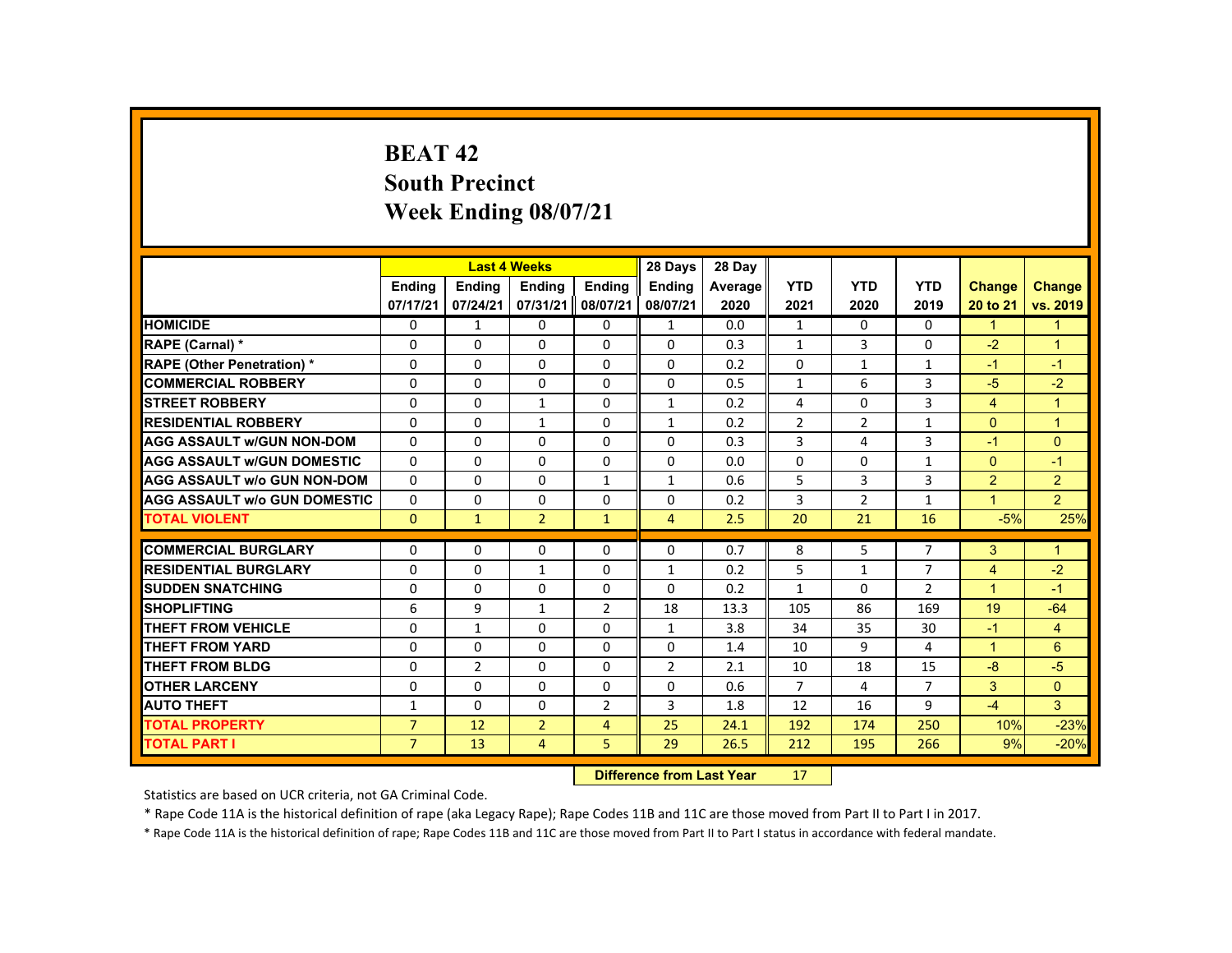# BEAT 42
## South Precinct
## Week Ending 08/07/21

| | Last 4 Weeks | | | | 28 Days | 28 Day | | | | | |
|---|---|---|---|---|---|---|---|---|---|---|---|
| | Ending 07/17/21 | Ending 07/24/21 | Ending 07/31/21 | Ending 08/07/21 | Ending 08/07/21 | Average 2020 | YTD 2021 | YTD 2020 | YTD 2019 | Change 20 to 21 | Change vs. 2019 |
| HOMICIDE | 0 | 1 | 0 | 0 | 1 | 0.0 | 1 | 0 | 0 | 1 | 1 |
| RAPE (Carnal) * | 0 | 0 | 0 | 0 | 0 | 0.3 | 1 | 3 | 0 | -2 | 1 |
| RAPE (Other Penetration) * | 0 | 0 | 0 | 0 | 0 | 0.2 | 0 | 1 | 1 | -1 | -1 |
| COMMERCIAL ROBBERY | 0 | 0 | 0 | 0 | 0 | 0.5 | 1 | 6 | 3 | -5 | -2 |
| STREET ROBBERY | 0 | 0 | 1 | 0 | 1 | 0.2 | 4 | 0 | 3 | 4 | 1 |
| RESIDENTIAL ROBBERY | 0 | 0 | 1 | 0 | 1 | 0.2 | 2 | 2 | 1 | 0 | 1 |
| AGG ASSAULT w/GUN NON-DOM | 0 | 0 | 0 | 0 | 0 | 0.3 | 3 | 4 | 3 | -1 | 0 |
| AGG ASSAULT w/GUN DOMESTIC | 0 | 0 | 0 | 0 | 0 | 0.0 | 0 | 0 | 1 | 0 | -1 |
| AGG ASSAULT w/o GUN NON-DOM | 0 | 0 | 0 | 1 | 1 | 0.6 | 5 | 3 | 3 | 2 | 2 |
| AGG ASSAULT w/o GUN DOMESTIC | 0 | 0 | 0 | 0 | 0 | 0.2 | 3 | 2 | 1 | 1 | 2 |
| TOTAL VIOLENT | 0 | 1 | 2 | 1 | 4 | 2.5 | 20 | 21 | 16 | -5% | 25% |
| COMMERCIAL BURGLARY | 0 | 0 | 0 | 0 | 0 | 0.7 | 8 | 5 | 7 | 3 | 1 |
| RESIDENTIAL BURGLARY | 0 | 0 | 1 | 0 | 1 | 0.2 | 5 | 1 | 7 | 4 | -2 |
| SUDDEN SNATCHING | 0 | 0 | 0 | 0 | 0 | 0.2 | 1 | 0 | 2 | 1 | -1 |
| SHOPLIFTING | 6 | 9 | 1 | 2 | 18 | 13.3 | 105 | 86 | 169 | 19 | -64 |
| THEFT FROM VEHICLE | 0 | 1 | 0 | 0 | 1 | 3.8 | 34 | 35 | 30 | -1 | 4 |
| THEFT FROM YARD | 0 | 0 | 0 | 0 | 0 | 1.4 | 10 | 9 | 4 | 1 | 6 |
| THEFT FROM BLDG | 0 | 2 | 0 | 0 | 2 | 2.1 | 10 | 18 | 15 | -8 | -5 |
| OTHER LARCENY | 0 | 0 | 0 | 0 | 0 | 0.6 | 7 | 4 | 7 | 3 | 0 |
| AUTO THEFT | 1 | 0 | 0 | 2 | 3 | 1.8 | 12 | 16 | 9 | -4 | 3 |
| TOTAL PROPERTY | 7 | 12 | 2 | 4 | 25 | 24.1 | 192 | 174 | 250 | 10% | -23% |
| TOTAL PART I | 7 | 13 | 4 | 5 | 29 | 26.5 | 212 | 195 | 266 | 9% | -20% |

**Difference from Last Year** 17

Statistics are based on UCR criteria, not GA Criminal Code.

* Rape Code 11A is the historical definition of rape (aka Legacy Rape); Rape Codes 11B and 11C are those moved from Part II to Part I in 2017.

* Rape Code 11A is the historical definition of rape; Rape Codes 11B and 11C are those moved from Part II to Part I status in accordance with federal mandate.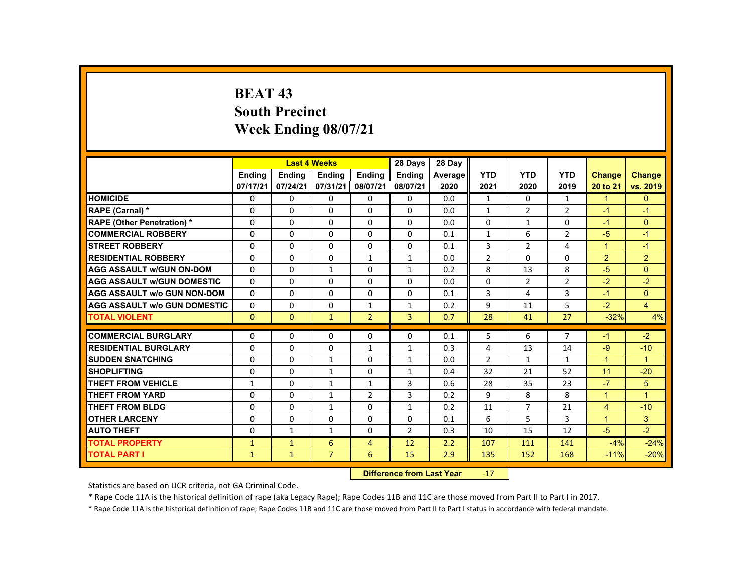# BEAT 43
## South Precinct
## Week Ending 08/07/21

| | Last 4 Weeks | | | | 28 Days | 28 Day | YTD | YTD | YTD | Change | Change |
|---|---|---|---|---|---|---|---|---|---|---|---|
| | Ending 07/17/21 | Ending 07/24/21 | Ending 07/31/21 | Ending 08/07/21 | Ending 08/07/21 | Average 2020 | YTD 2021 | YTD 2020 | YTD 2019 | Change 20 to 21 | Change vs. 2019 |
| **HOMICIDE** | 0 | 0 | 0 | 0 | 0 | 0.0 | 1 | 0 | 1 | 1 | 0 |
| **RAPE (Carnal) *** | 0 | 0 | 0 | 0 | 0 | 0.0 | 1 | 2 | 2 | -1 | -1 |
| **RAPE (Other Penetration) *** | 0 | 0 | 0 | 0 | 0 | 0.0 | 0 | 1 | 0 | -1 | 0 |
| **COMMERCIAL ROBBERY** | 0 | 0 | 0 | 0 | 0 | 0.1 | 1 | 6 | 2 | -5 | -1 |
| **STREET ROBBERY** | 0 | 0 | 0 | 0 | 0 | 0.1 | 3 | 2 | 4 | 1 | -1 |
| **RESIDENTIAL ROBBERY** | 0 | 0 | 0 | 1 | 1 | 0.0 | 2 | 0 | 0 | 2 | 2 |
| **AGG ASSAULT w/GUN ON-DOM** | 0 | 0 | 1 | 0 | 1 | 0.2 | 8 | 13 | 8 | -5 | 0 |
| **AGG ASSAULT w/GUN DOMESTIC** | 0 | 0 | 0 | 0 | 0 | 0.0 | 0 | 2 | 2 | -2 | -2 |
| **AGG ASSAULT w/o GUN NON-DOM** | 0 | 0 | 0 | 0 | 0 | 0.1 | 3 | 4 | 3 | -1 | 0 |
| **AGG ASSAULT w/o GUN DOMESTIC** | 0 | 0 | 0 | 1 | 1 | 0.2 | 9 | 11 | 5 | -2 | 4 |
| **TOTAL VIOLENT** | 0 | 0 | 1 | 2 | 3 | 0.7 | 28 | 41 | 27 | -32% | 4% |
| **COMMERCIAL BURGLARY** | 0 | 0 | 0 | 0 | 0 | 0.1 | 5 | 6 | 7 | -1 | -2 |
| **RESIDENTIAL BURGLARY** | 0 | 0 | 0 | 1 | 1 | 0.3 | 4 | 13 | 14 | -9 | -10 |
| **SUDDEN SNATCHING** | 0 | 0 | 1 | 0 | 1 | 0.0 | 2 | 1 | 1 | 1 | 1 |
| **SHOPLIFTING** | 0 | 0 | 1 | 0 | 1 | 0.4 | 32 | 21 | 52 | 11 | -20 |
| **THEFT FROM VEHICLE** | 1 | 0 | 1 | 1 | 3 | 0.6 | 28 | 35 | 23 | -7 | 5 |
| **THEFT FROM YARD** | 0 | 0 | 1 | 2 | 3 | 0.2 | 9 | 8 | 8 | 1 | 1 |
| **THEFT FROM BLDG** | 0 | 0 | 1 | 0 | 1 | 0.2 | 11 | 7 | 21 | 4 | -10 |
| **OTHER LARCENY** | 0 | 0 | 0 | 0 | 0 | 0.1 | 6 | 5 | 3 | 1 | 3 |
| **AUTO THEFT** | 0 | 1 | 1 | 0 | 2 | 0.3 | 10 | 15 | 12 | -5 | -2 |
| **TOTAL PROPERTY** | 1 | 1 | 6 | 4 | 12 | 2.2 | 107 | 111 | 141 | -4% | -24% |
| **TOTAL PART I** | 1 | 1 | 7 | 6 | 15 | 2.9 | 135 | 152 | 168 | -11% | -20% |

**Difference from Last Year** -17

Statistics are based on UCR criteria, not GA Criminal Code.

* Rape Code 11A is the historical definition of rape (aka Legacy Rape); Rape Codes 11B and 11C are those moved from Part II to Part I in 2017.

* Rape Code 11A is the historical definition of rape; Rape Codes 11B and 11C are those moved from Part II to Part I status in accordance with federal mandate.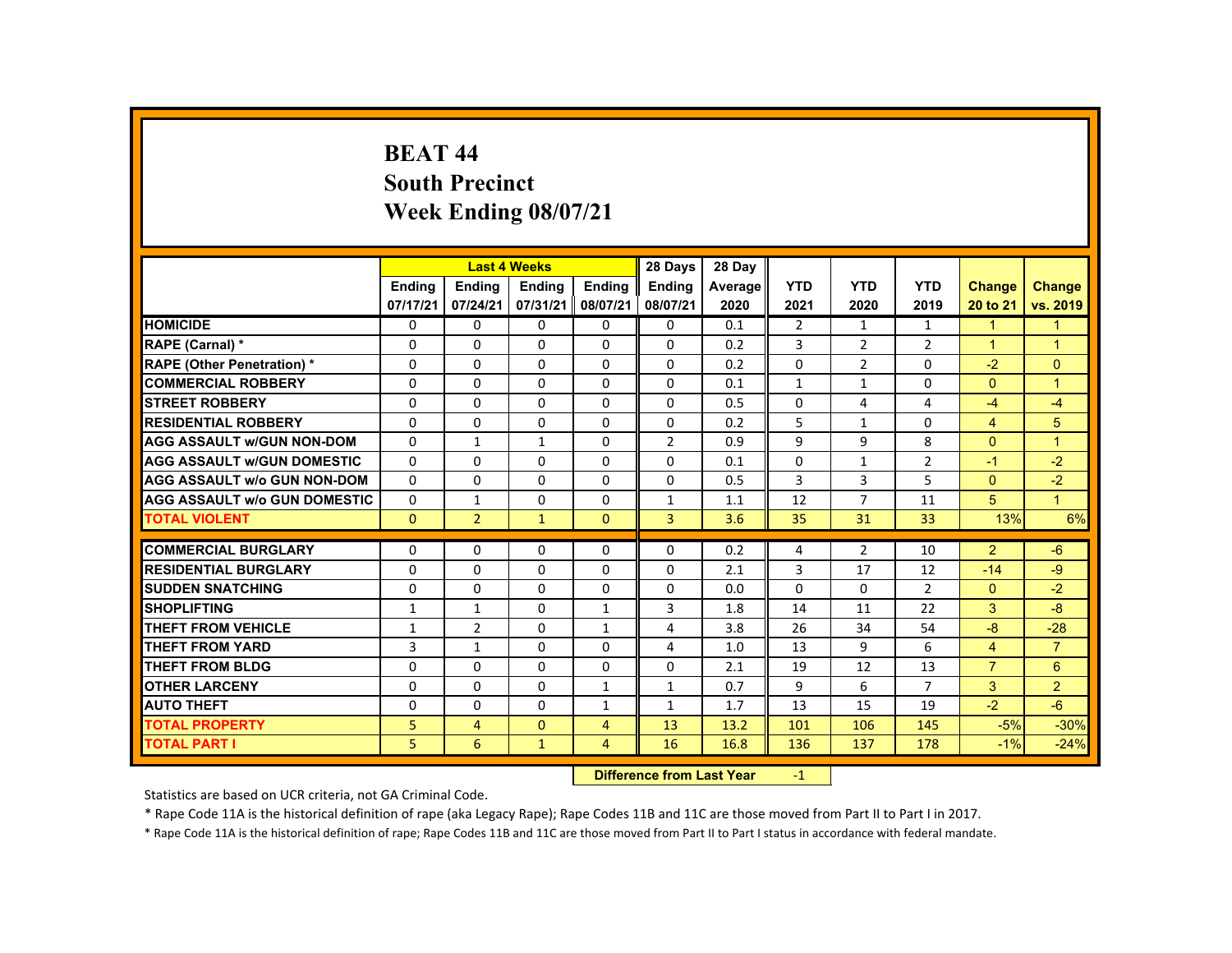# BEAT 44
## South Precinct
## Week Ending 08/07/21

| | Last 4 Weeks | | | | 28 Days | 28 Day | | | | | |
|---|---|---|---|---|---|---|---|---|---|---|---|
| | Ending 07/17/21 | Ending 07/24/21 | Ending 07/31/21 | Ending 08/07/21 | Ending 08/07/21 | Average 2020 | YTD 2021 | YTD 2020 | YTD 2019 | Change 20 to 21 | Change vs. 2019 |
| **HOMICIDE** | 0 | 0 | 0 | 0 | 0 | 0.1 | 2 | 1 | 1 | 1 | 1 |
| **RAPE (Carnal) *** | 0 | 0 | 0 | 0 | 0 | 0.2 | 3 | 2 | 2 | 1 | 1 |
| **RAPE (Other Penetration) *** | 0 | 0 | 0 | 0 | 0 | 0.2 | 0 | 2 | 0 | -2 | 0 |
| **COMMERCIAL ROBBERY** | 0 | 0 | 0 | 0 | 0 | 0.1 | 1 | 1 | 0 | 0 | 1 |
| **STREET ROBBERY** | 0 | 0 | 0 | 0 | 0 | 0.5 | 0 | 4 | 4 | -4 | -4 |
| **RESIDENTIAL ROBBERY** | 0 | 0 | 0 | 0 | 0 | 0.2 | 5 | 1 | 0 | 4 | 5 |
| **AGG ASSAULT w/GUN NON-DOM** | 0 | 1 | 1 | 0 | 2 | 0.9 | 9 | 9 | 8 | 0 | 1 |
| **AGG ASSAULT w/GUN DOMESTIC** | 0 | 0 | 0 | 0 | 0 | 0.1 | 0 | 1 | 2 | -1 | -2 |
| **AGG ASSAULT w/o GUN NON-DOM** | 0 | 0 | 0 | 0 | 0 | 0.5 | 3 | 3 | 5 | 0 | -2 |
| **AGG ASSAULT w/o GUN DOMESTIC** | 0 | 1 | 0 | 0 | 1 | 1.1 | 12 | 7 | 11 | 5 | 1 |
| **TOTAL VIOLENT** | 0 | 2 | 1 | 0 | 3 | 3.6 | 35 | 31 | 33 | 13% | 6% |
| **COMMERCIAL BURGLARY** | 0 | 0 | 0 | 0 | 0 | 0.2 | 4 | 2 | 10 | 2 | -6 |
| **RESIDENTIAL BURGLARY** | 0 | 0 | 0 | 0 | 0 | 2.1 | 3 | 17 | 12 | -14 | -9 |
| **SUDDEN SNATCHING** | 0 | 0 | 0 | 0 | 0 | 0.0 | 0 | 0 | 2 | 0 | -2 |
| **SHOPLIFTING** | 1 | 1 | 0 | 1 | 3 | 1.8 | 14 | 11 | 22 | 3 | -8 |
| **THEFT FROM VEHICLE** | 1 | 2 | 0 | 1 | 4 | 3.8 | 26 | 34 | 54 | -8 | -28 |
| **THEFT FROM YARD** | 3 | 1 | 0 | 0 | 4 | 1.0 | 13 | 9 | 6 | 4 | 7 |
| **THEFT FROM BLDG** | 0 | 0 | 0 | 0 | 0 | 2.1 | 19 | 12 | 13 | 7 | 6 |
| **OTHER LARCENY** | 0 | 0 | 0 | 1 | 1 | 0.7 | 9 | 6 | 7 | 3 | 2 |
| **AUTO THEFT** | 0 | 0 | 0 | 1 | 1 | 1.7 | 13 | 15 | 19 | -2 | -6 |
| **TOTAL PROPERTY** | 5 | 4 | 0 | 4 | 13 | 13.2 | 101 | 106 | 145 | -5% | -30% |
| **TOTAL PART I** | 5 | 6 | 1 | 4 | 16 | 16.8 | 136 | 137 | 178 | -1% | -24% |

**Difference from Last Year** -1

Statistics are based on UCR criteria, not GA Criminal Code.

* Rape Code 11A is the historical definition of rape (aka Legacy Rape); Rape Codes 11B and 11C are those moved from Part II to Part I in 2017.

* Rape Code 11A is the historical definition of rape; Rape Codes 11B and 11C are those moved from Part II to Part I status in accordance with federal mandate.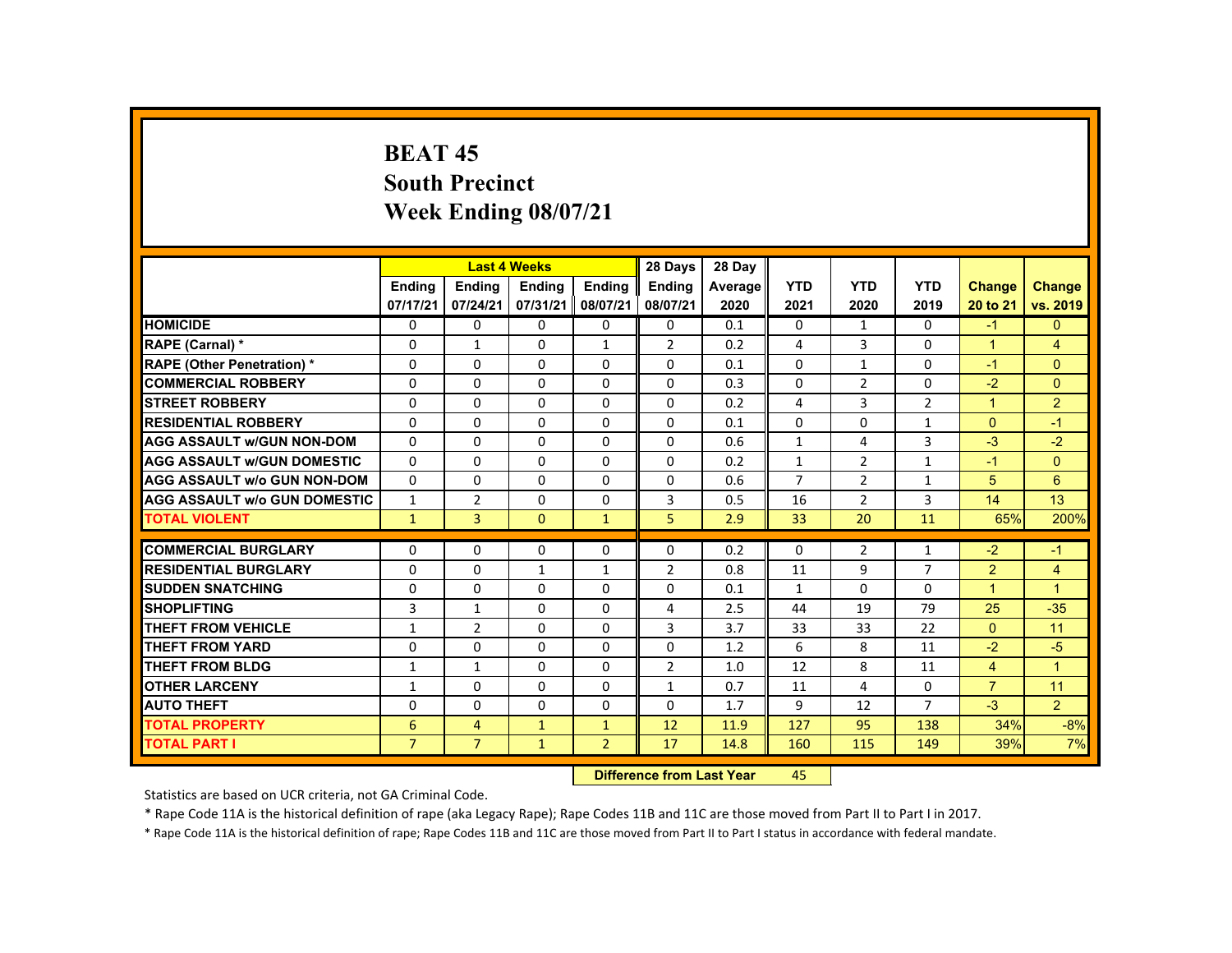# BEAT 45
## South Precinct
## Week Ending 08/07/21

| | Last 4 Weeks | | | | 28 Days | 28 Day | YTD | YTD | YTD | Change | Change |
|---|---|---|---|---|---|---|---|---|---|---|---|
| | Ending 07/17/21 | Ending 07/24/21 | Ending 07/31/21 | Ending 08/07/21 | Ending 08/07/21 | Average 2020 | 2021 | 2020 | 2019 | 20 to 21 | vs. 2019 |
| **HOMICIDE** | 0 | 0 | 0 | 0 | 0 | 0.1 | 0 | 1 | 0 | -1 | 0 |
| **RAPE (Carnal) *** | 0 | 1 | 0 | 1 | 2 | 0.2 | 4 | 3 | 0 | 1 | 4 |
| **RAPE (Other Penetration) *** | 0 | 0 | 0 | 0 | 0 | 0.1 | 0 | 1 | 0 | -1 | 0 |
| **COMMERCIAL ROBBERY** | 0 | 0 | 0 | 0 | 0 | 0.3 | 0 | 2 | 0 | -2 | 0 |
| **STREET ROBBERY** | 0 | 0 | 0 | 0 | 0 | 0.2 | 4 | 3 | 2 | 1 | 2 |
| **RESIDENTIAL ROBBERY** | 0 | 0 | 0 | 0 | 0 | 0.1 | 0 | 0 | 1 | 0 | -1 |
| **AGG ASSAULT w/GUN NON-DOM** | 0 | 0 | 0 | 0 | 0 | 0.6 | 1 | 4 | 3 | -3 | -2 |
| **AGG ASSAULT w/GUN DOMESTIC** | 0 | 0 | 0 | 0 | 0 | 0.2 | 1 | 2 | 1 | -1 | 0 |
| **AGG ASSAULT w/o GUN NON-DOM** | 0 | 0 | 0 | 0 | 0 | 0.6 | 7 | 2 | 1 | 5 | 6 |
| **AGG ASSAULT w/o GUN DOMESTIC** | 1 | 2 | 0 | 0 | 3 | 0.5 | 16 | 2 | 3 | 14 | 13 |
| **TOTAL VIOLENT** | 1 | 3 | 0 | 1 | 5 | 2.9 | 33 | 20 | 11 | 65% | 200% |
| **COMMERCIAL BURGLARY** | 0 | 0 | 0 | 0 | 0 | 0.2 | 0 | 2 | 1 | -2 | -1 |
| **RESIDENTIAL BURGLARY** | 0 | 0 | 1 | 1 | 2 | 0.8 | 11 | 9 | 7 | 2 | 4 |
| **SUDDEN SNATCHING** | 0 | 0 | 0 | 0 | 0 | 0.1 | 1 | 0 | 0 | 1 | 1 |
| **SHOPLIFTING** | 3 | 1 | 0 | 0 | 4 | 2.5 | 44 | 19 | 79 | 25 | -35 |
| **THEFT FROM VEHICLE** | 1 | 2 | 0 | 0 | 3 | 3.7 | 33 | 33 | 22 | 0 | 11 |
| **THEFT FROM YARD** | 0 | 0 | 0 | 0 | 0 | 1.2 | 6 | 8 | 11 | -2 | -5 |
| **THEFT FROM BLDG** | 1 | 1 | 0 | 0 | 2 | 1.0 | 12 | 8 | 11 | 4 | 1 |
| **OTHER LARCENY** | 1 | 0 | 0 | 0 | 1 | 0.7 | 11 | 4 | 0 | 7 | 11 |
| **AUTO THEFT** | 0 | 0 | 0 | 0 | 0 | 1.7 | 9 | 12 | 7 | -3 | 2 |
| **TOTAL PROPERTY** | 6 | 4 | 1 | 1 | 12 | 11.9 | 127 | 95 | 138 | 34% | -8% |
| **TOTAL PART I** | 7 | 7 | 1 | 2 | 17 | 14.8 | 160 | 115 | 149 | 39% | 7% |

**Difference from Last Year** 45

Statistics are based on UCR criteria, not GA Criminal Code.

* Rape Code 11A is the historical definition of rape (aka Legacy Rape); Rape Codes 11B and 11C are those moved from Part II to Part I in 2017.

* Rape Code 11A is the historical definition of rape; Rape Codes 11B and 11C are those moved from Part II to Part I status in accordance with federal mandate.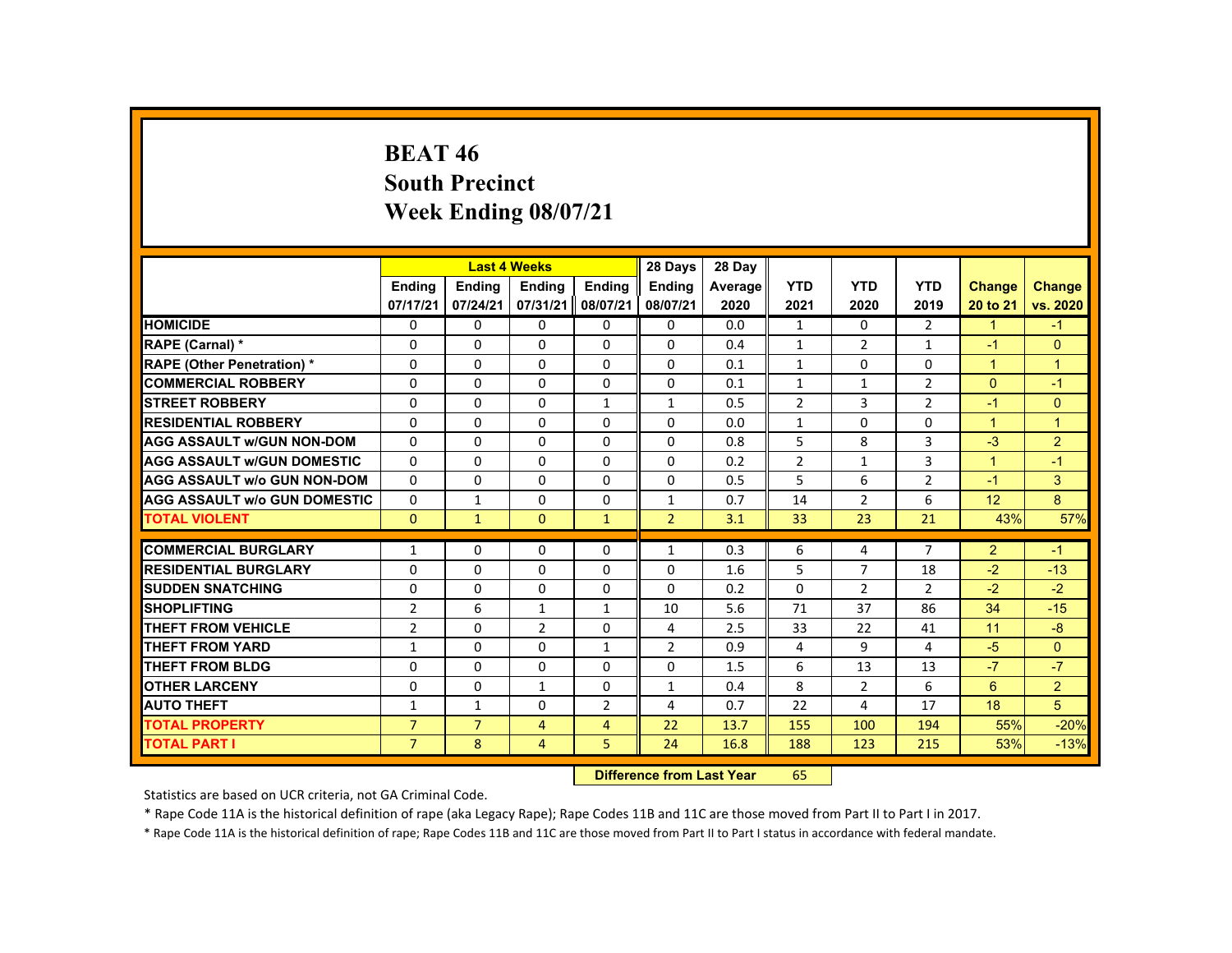# BEAT 46
## South Precinct
## Week Ending 08/07/21

| | Last 4 Weeks | | | | 28 Days | 28 Day | | | | | |
|---|---|---|---|---|---|---|---|---|---|---|---|
| | Ending 07/17/21 | Ending 07/24/21 | Ending 07/31/21 | Ending 08/07/21 | Ending 08/07/21 | Average 2020 | YTD 2021 | YTD 2020 | YTD 2019 | Change 20 to 21 | Change vs. 2020 |
| HOMICIDE | 0 | 0 | 0 | 0 | 0 | 0.0 | 1 | 0 | 2 | 1 | -1 |
| RAPE (Carnal) * | 0 | 0 | 0 | 0 | 0 | 0.4 | 1 | 2 | 1 | -1 | 0 |
| RAPE (Other Penetration) * | 0 | 0 | 0 | 0 | 0 | 0.1 | 1 | 0 | 0 | 1 | 1 |
| COMMERCIAL ROBBERY | 0 | 0 | 0 | 0 | 0 | 0.1 | 1 | 1 | 2 | 0 | -1 |
| STREET ROBBERY | 0 | 0 | 0 | 1 | 1 | 0.5 | 2 | 3 | 2 | -1 | 0 |
| RESIDENTIAL ROBBERY | 0 | 0 | 0 | 0 | 0 | 0.0 | 1 | 0 | 0 | 1 | 1 |
| AGG ASSAULT w/GUN NON-DOM | 0 | 0 | 0 | 0 | 0 | 0.8 | 5 | 8 | 3 | -3 | 2 |
| AGG ASSAULT w/GUN DOMESTIC | 0 | 0 | 0 | 0 | 0 | 0.2 | 2 | 1 | 3 | 1 | -1 |
| AGG ASSAULT w/o GUN NON-DOM | 0 | 0 | 0 | 0 | 0 | 0.5 | 5 | 6 | 2 | -1 | 3 |
| AGG ASSAULT w/o GUN DOMESTIC | 0 | 1 | 0 | 0 | 1 | 0.7 | 14 | 2 | 6 | 12 | 8 |
| TOTAL VIOLENT | 0 | 1 | 0 | 1 | 2 | 3.1 | 33 | 23 | 21 | 43% | 57% |
| COMMERCIAL BURGLARY | 1 | 0 | 0 | 0 | 1 | 0.3 | 6 | 4 | 7 | 2 | -1 |
| RESIDENTIAL BURGLARY | 0 | 0 | 0 | 0 | 0 | 1.6 | 5 | 7 | 18 | -2 | -13 |
| SUDDEN SNATCHING | 0 | 0 | 0 | 0 | 0 | 0.2 | 0 | 2 | 2 | -2 | -2 |
| SHOPLIFTING | 2 | 6 | 1 | 1 | 10 | 5.6 | 71 | 37 | 86 | 34 | -15 |
| THEFT FROM VEHICLE | 2 | 0 | 2 | 0 | 4 | 2.5 | 33 | 22 | 41 | 11 | -8 |
| THEFT FROM YARD | 1 | 0 | 0 | 1 | 2 | 0.9 | 4 | 9 | 4 | -5 | 0 |
| THEFT FROM BLDG | 0 | 0 | 0 | 0 | 0 | 1.5 | 6 | 13 | 13 | -7 | -7 |
| OTHER LARCENY | 0 | 0 | 1 | 0 | 1 | 0.4 | 8 | 2 | 6 | 6 | 2 |
| AUTO THEFT | 1 | 1 | 0 | 2 | 4 | 0.7 | 22 | 4 | 17 | 18 | 5 |
| TOTAL PROPERTY | 7 | 7 | 4 | 4 | 22 | 13.7 | 155 | 100 | 194 | 55% | -20% |
| TOTAL PART I | 7 | 8 | 4 | 5 | 24 | 16.8 | 188 | 123 | 215 | 53% | -13% |

**Difference from Last Year** 65

Statistics are based on UCR criteria, not GA Criminal Code.

* Rape Code 11A is the historical definition of rape (aka Legacy Rape); Rape Codes 11B and 11C are those moved from Part II to Part I in 2017.

* Rape Code 11A is the historical definition of rape; Rape Codes 11B and 11C are those moved from Part II to Part I status in accordance with federal mandate.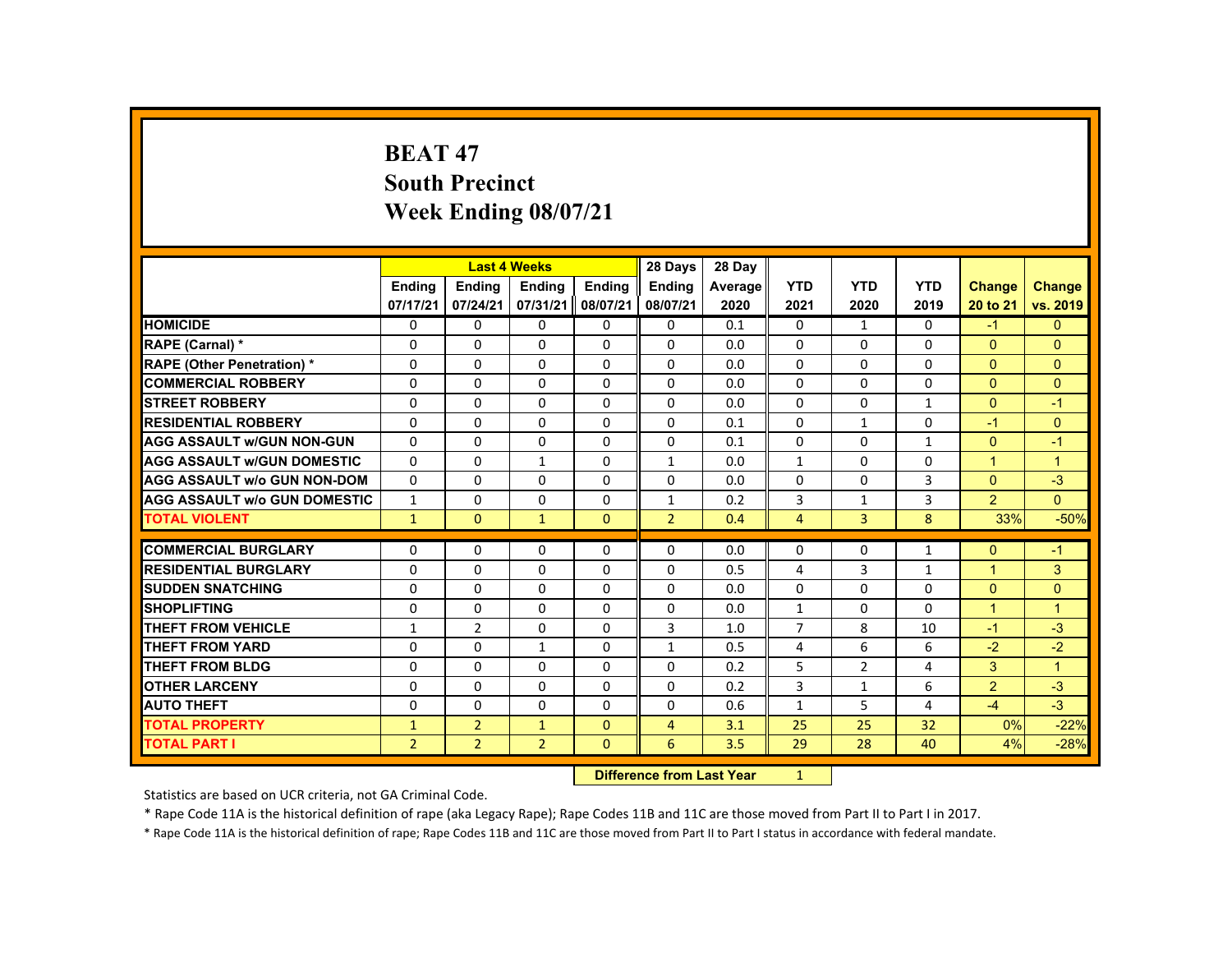# BEAT 47
## South Precinct
## Week Ending 08/07/21

| | Last 4 Weeks | | | | 28 Days | 28 Day | | | | | |
|---|---|---|---|---|---|---|---|---|---|---|---|
| | Ending 07/17/21 | Ending 07/24/21 | Ending 07/31/21 | Ending 08/07/21 | Ending 08/07/21 | Average 2020 | YTD 2021 | YTD 2020 | YTD 2019 | Change 20 to 21 | Change vs. 2019 |
| HOMICIDE | 0 | 0 | 0 | 0 | 0 | 0.1 | 0 | 1 | 0 | -1 | 0 |
| RAPE (Carnal) * | 0 | 0 | 0 | 0 | 0 | 0.0 | 0 | 0 | 0 | 0 | 0 |
| RAPE (Other Penetration) * | 0 | 0 | 0 | 0 | 0 | 0.0 | 0 | 0 | 0 | 0 | 0 |
| COMMERCIAL ROBBERY | 0 | 0 | 0 | 0 | 0 | 0.0 | 0 | 0 | 0 | 0 | 0 |
| STREET ROBBERY | 0 | 0 | 0 | 0 | 0 | 0.0 | 0 | 0 | 1 | 0 | -1 |
| RESIDENTIAL ROBBERY | 0 | 0 | 0 | 0 | 0 | 0.1 | 0 | 1 | 0 | -1 | 0 |
| AGG ASSAULT w/GUN NON-GUN | 0 | 0 | 0 | 0 | 0 | 0.1 | 0 | 0 | 1 | 0 | -1 |
| AGG ASSAULT w/GUN DOMESTIC | 0 | 0 | 1 | 0 | 1 | 0.0 | 1 | 0 | 0 | 1 | 1 |
| AGG ASSAULT w/o GUN NON-DOM | 0 | 0 | 0 | 0 | 0 | 0.0 | 0 | 0 | 3 | 0 | -3 |
| AGG ASSAULT w/o GUN DOMESTIC | 1 | 0 | 0 | 0 | 1 | 0.2 | 3 | 1 | 3 | 2 | 0 |
| TOTAL VIOLENT | 1 | 0 | 1 | 0 | 2 | 0.4 | 4 | 3 | 8 | 33% | -50% |
| COMMERCIAL BURGLARY | 0 | 0 | 0 | 0 | 0 | 0.0 | 0 | 0 | 1 | 0 | -1 |
| RESIDENTIAL BURGLARY | 0 | 0 | 0 | 0 | 0 | 0.5 | 4 | 3 | 1 | 1 | 3 |
| SUDDEN SNATCHING | 0 | 0 | 0 | 0 | 0 | 0.0 | 0 | 0 | 0 | 0 | 0 |
| SHOPLIFTING | 0 | 0 | 0 | 0 | 0 | 0.0 | 1 | 0 | 0 | 1 | 1 |
| THEFT FROM VEHICLE | 1 | 2 | 0 | 0 | 3 | 1.0 | 7 | 8 | 10 | -1 | -3 |
| THEFT FROM YARD | 0 | 0 | 1 | 0 | 1 | 0.5 | 4 | 6 | 6 | -2 | -2 |
| THEFT FROM BLDG | 0 | 0 | 0 | 0 | 0 | 0.2 | 5 | 2 | 4 | 3 | 1 |
| OTHER LARCENY | 0 | 0 | 0 | 0 | 0 | 0.2 | 3 | 1 | 6 | 2 | -3 |
| AUTO THEFT | 0 | 0 | 0 | 0 | 0 | 0.6 | 1 | 5 | 4 | -4 | -3 |
| TOTAL PROPERTY | 1 | 2 | 1 | 0 | 4 | 3.1 | 25 | 25 | 32 | 0% | -22% |
| TOTAL PART I | 2 | 2 | 2 | 0 | 6 | 3.5 | 29 | 28 | 40 | 4% | -28% |

**Difference from Last Year** 1

Statistics are based on UCR criteria, not GA Criminal Code.

* Rape Code 11A is the historical definition of rape (aka Legacy Rape); Rape Codes 11B and 11C are those moved from Part II to Part I in 2017.

* Rape Code 11A is the historical definition of rape; Rape Codes 11B and 11C are those moved from Part II to Part I status in accordance with federal mandate.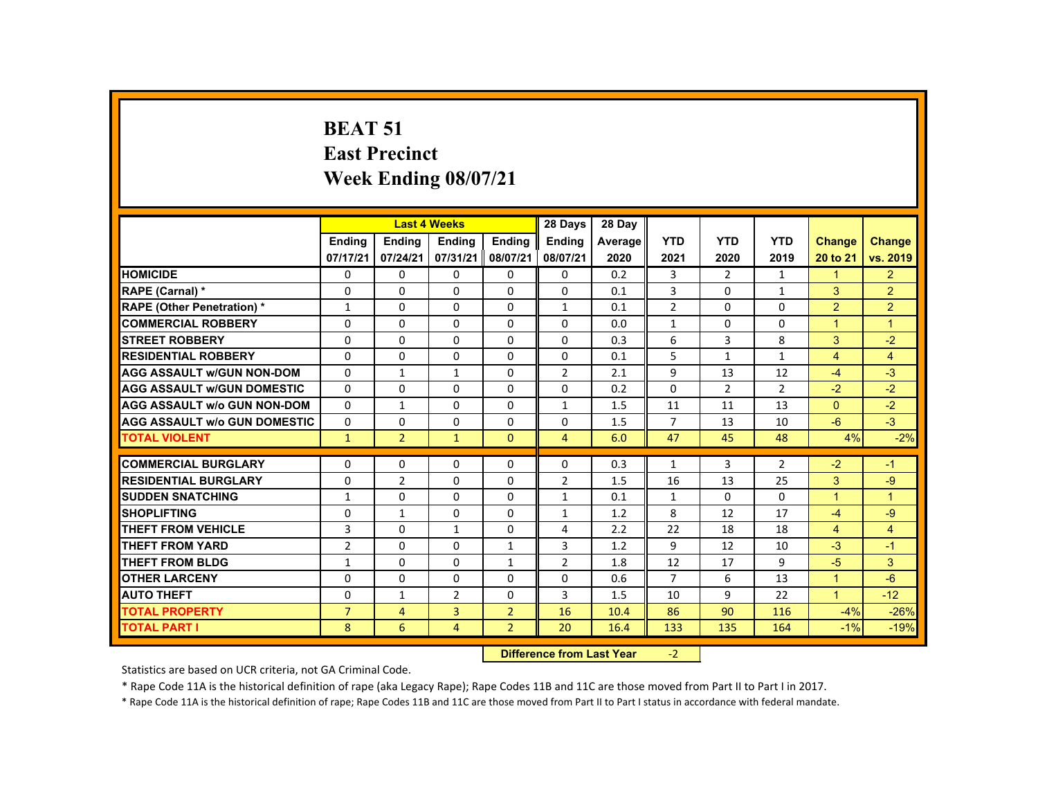# BEAT 51
## East Precinct
## Week Ending 08/07/21

| | Last 4 Weeks | | | | 28 Days | 28 Day | YTD | YTD | YTD | Change | Change |
|---|---|---|---|---|---|---|---|---|---|---|---|
| | Ending 07/17/21 | Ending 07/24/21 | Ending 07/31/21 | Ending 08/07/21 | Ending 08/07/21 | Average 2020 | 2021 | 2020 | 2019 | 20 to 21 | vs. 2019 |
| HOMICIDE | 0 | 0 | 0 | 0 | 0 | 0.2 | 3 | 2 | 1 | 1 | 2 |
| RAPE (Carnal) * | 0 | 0 | 0 | 0 | 0 | 0.1 | 3 | 0 | 1 | 3 | 2 |
| RAPE (Other Penetration) * | 1 | 0 | 0 | 0 | 1 | 0.1 | 2 | 0 | 0 | 2 | 2 |
| COMMERCIAL ROBBERY | 0 | 0 | 0 | 0 | 0 | 0.0 | 1 | 0 | 0 | 1 | 1 |
| STREET ROBBERY | 0 | 0 | 0 | 0 | 0 | 0.3 | 6 | 3 | 8 | 3 | -2 |
| RESIDENTIAL ROBBERY | 0 | 0 | 0 | 0 | 0 | 0.1 | 5 | 1 | 1 | 4 | 4 |
| AGG ASSAULT w/GUN NON-DOM | 0 | 1 | 1 | 0 | 2 | 2.1 | 9 | 13 | 12 | -4 | -3 |
| AGG ASSAULT w/GUN DOMESTIC | 0 | 0 | 0 | 0 | 0 | 0.2 | 0 | 2 | 2 | -2 | -2 |
| AGG ASSAULT w/o GUN NON-DOM | 0 | 1 | 0 | 0 | 1 | 1.5 | 11 | 11 | 13 | 0 | -2 |
| AGG ASSAULT w/o GUN DOMESTIC | 0 | 0 | 0 | 0 | 0 | 1.5 | 7 | 13 | 10 | -6 | -3 |
| TOTAL VIOLENT | 1 | 2 | 1 | 0 | 4 | 6.0 | 47 | 45 | 48 | 4% | -2% |
| COMMERCIAL BURGLARY | 0 | 0 | 0 | 0 | 0 | 0.3 | 1 | 3 | 2 | -2 | -1 |
| RESIDENTIAL BURGLARY | 0 | 2 | 0 | 0 | 2 | 1.5 | 16 | 13 | 25 | 3 | -9 |
| SUDDEN SNATCHING | 1 | 0 | 0 | 0 | 1 | 0.1 | 1 | 0 | 0 | 1 | 1 |
| SHOPLIFTING | 0 | 1 | 0 | 0 | 1 | 1.2 | 8 | 12 | 17 | -4 | -9 |
| THEFT FROM VEHICLE | 3 | 0 | 1 | 0 | 4 | 2.2 | 22 | 18 | 18 | 4 | 4 |
| THEFT FROM YARD | 2 | 0 | 0 | 1 | 3 | 1.2 | 9 | 12 | 10 | -3 | -1 |
| THEFT FROM BLDG | 1 | 0 | 0 | 1 | 2 | 1.8 | 12 | 17 | 9 | -5 | 3 |
| OTHER LARCENY | 0 | 0 | 0 | 0 | 0 | 0.6 | 7 | 6 | 13 | 1 | -6 |
| AUTO THEFT | 0 | 1 | 2 | 0 | 3 | 1.5 | 10 | 9 | 22 | 1 | -12 |
| TOTAL PROPERTY | 7 | 4 | 3 | 2 | 16 | 10.4 | 86 | 90 | 116 | -4% | -26% |
| TOTAL PART I | 8 | 6 | 4 | 2 | 20 | 16.4 | 133 | 135 | 164 | -1% | -19% |

**Difference from Last Year** -2

Statistics are based on UCR criteria, not GA Criminal Code.

* Rape Code 11A is the historical definition of rape (aka Legacy Rape); Rape Codes 11B and 11C are those moved from Part II to Part I in 2017.

* Rape Code 11A is the historical definition of rape; Rape Codes 11B and 11C are those moved from Part II to Part I status in accordance with federal mandate.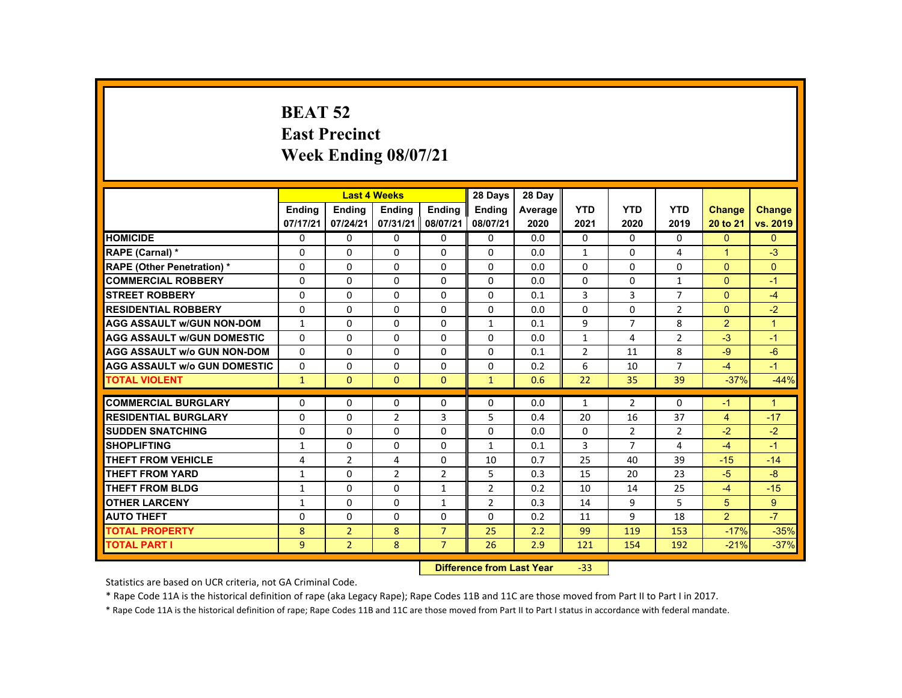# BEAT 52
## East Precinct
## Week Ending 08/07/21

| | Last 4 Weeks | | | | 28 Days | 28 Day | YTD | YTD | YTD | Change | Change |
|---|---|---|---|---|---|---|---|---|---|---|---|
| | Ending 07/17/21 | Ending 07/24/21 | Ending 07/31/21 | Ending 08/07/21 | Ending 08/07/21 | Average 2020 | YTD 2021 | YTD 2020 | YTD 2019 | Change 20 to 21 | Change vs. 2019 |
| **HOMICIDE** | 0 | 0 | 0 | 0 | 0 | 0.0 | 0 | 0 | 0 | 0 | 0 |
| **RAPE (Carnal) *** | 0 | 0 | 0 | 0 | 0 | 0.0 | 1 | 0 | 4 | 1 | -3 |
| **RAPE (Other Penetration) *** | 0 | 0 | 0 | 0 | 0 | 0.0 | 0 | 0 | 0 | 0 | 0 |
| **COMMERCIAL ROBBERY** | 0 | 0 | 0 | 0 | 0 | 0.0 | 0 | 0 | 1 | 0 | -1 |
| **STREET ROBBERY** | 0 | 0 | 0 | 0 | 0 | 0.1 | 3 | 3 | 7 | 0 | -4 |
| **RESIDENTIAL ROBBERY** | 0 | 0 | 0 | 0 | 0 | 0.0 | 0 | 0 | 2 | 0 | -2 |
| **AGG ASSAULT w/GUN NON-DOM** | 1 | 0 | 0 | 0 | 1 | 0.1 | 9 | 7 | 8 | 2 | 1 |
| **AGG ASSAULT w/GUN DOMESTIC** | 0 | 0 | 0 | 0 | 0 | 0.0 | 1 | 4 | 2 | -3 | -1 |
| **AGG ASSAULT w/o GUN NON-DOM** | 0 | 0 | 0 | 0 | 0 | 0.1 | 2 | 11 | 8 | -9 | -6 |
| **AGG ASSAULT w/o GUN DOMESTIC** | 0 | 0 | 0 | 0 | 0 | 0.2 | 6 | 10 | 7 | -4 | -1 |
| **TOTAL VIOLENT** | 1 | 0 | 0 | 0 | 1 | 0.6 | 22 | 35 | 39 | -37% | -44% |
| **COMMERCIAL BURGLARY** | 0 | 0 | 0 | 0 | 0 | 0.0 | 1 | 2 | 0 | -1 | 1 |
| **RESIDENTIAL BURGLARY** | 0 | 0 | 2 | 3 | 5 | 0.4 | 20 | 16 | 37 | 4 | -17 |
| **SUDDEN SNATCHING** | 0 | 0 | 0 | 0 | 0 | 0.0 | 0 | 2 | 2 | -2 | -2 |
| **SHOPLIFTING** | 1 | 0 | 0 | 0 | 1 | 0.1 | 3 | 7 | 4 | -4 | -1 |
| **THEFT FROM VEHICLE** | 4 | 2 | 4 | 0 | 10 | 0.7 | 25 | 40 | 39 | -15 | -14 |
| **THEFT FROM YARD** | 1 | 0 | 2 | 2 | 5 | 0.3 | 15 | 20 | 23 | -5 | -8 |
| **THEFT FROM BLDG** | 1 | 0 | 0 | 1 | 2 | 0.2 | 10 | 14 | 25 | -4 | -15 |
| **OTHER LARCENY** | 1 | 0 | 0 | 1 | 2 | 0.3 | 14 | 9 | 5 | 5 | 9 |
| **AUTO THEFT** | 0 | 0 | 0 | 0 | 0 | 0.2 | 11 | 9 | 18 | 2 | -7 |
| **TOTAL PROPERTY** | 8 | 2 | 8 | 7 | 25 | 2.2 | 99 | 119 | 153 | -17% | -35% |
| **TOTAL PART I** | 9 | 2 | 8 | 7 | 26 | 2.9 | 121 | 154 | 192 | -21% | -37% |

**Difference from Last Year** -33

Statistics are based on UCR criteria, not GA Criminal Code.

* Rape Code 11A is the historical definition of rape (aka Legacy Rape); Rape Codes 11B and 11C are those moved from Part II to Part I in 2017.

* Rape Code 11A is the historical definition of rape; Rape Codes 11B and 11C are those moved from Part II to Part I status in accordance with federal mandate.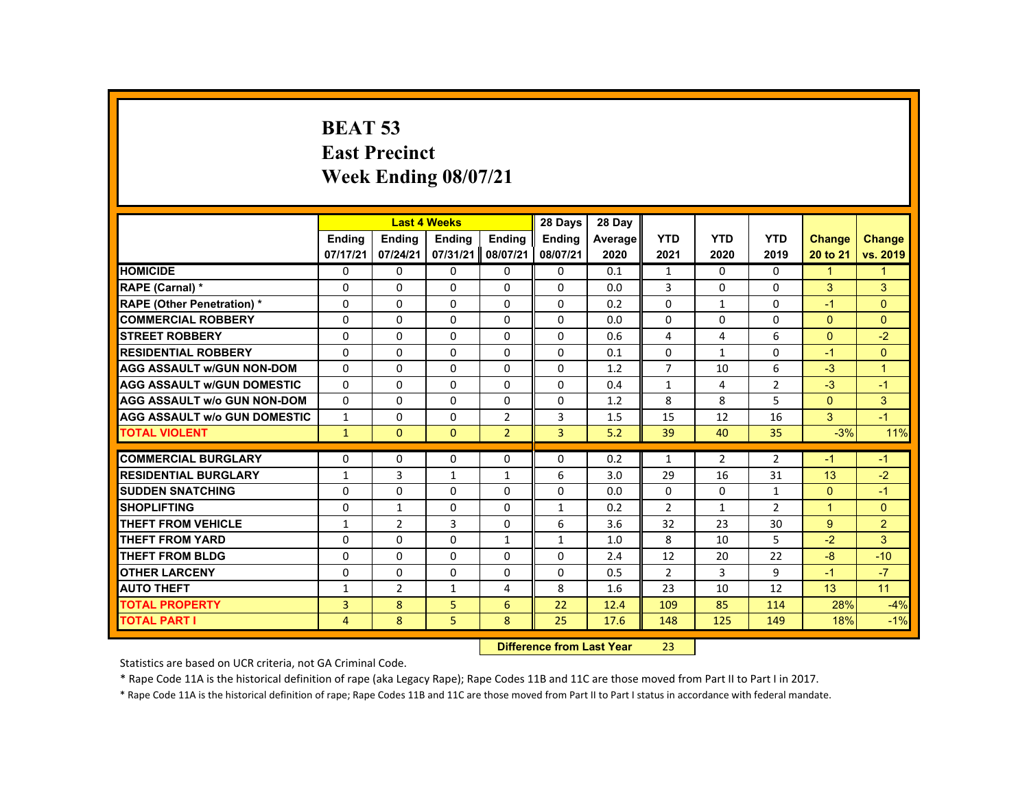# BEAT 53
## East Precinct
## Week Ending 08/07/21

| | Last 4 Weeks | | | | 28 Days | 28 Day | | | | | |
|---|---|---|---|---|---|---|---|---|---|---|---|
| | Ending 07/17/21 | Ending 07/24/21 | Ending 07/31/21 | Ending 08/07/21 | Ending 08/07/21 | Average 2020 | YTD 2021 | YTD 2020 | YTD 2019 | Change 20 to 21 | Change vs. 2019 |
| HOMICIDE | 0 | 0 | 0 | 0 | 0 | 0.1 | 1 | 0 | 0 | 1 | 1 |
| RAPE (Carnal) * | 0 | 0 | 0 | 0 | 0 | 0.0 | 3 | 0 | 0 | 3 | 3 |
| RAPE (Other Penetration) * | 0 | 0 | 0 | 0 | 0 | 0.2 | 0 | 1 | 0 | -1 | 0 |
| COMMERCIAL ROBBERY | 0 | 0 | 0 | 0 | 0 | 0.0 | 0 | 0 | 0 | 0 | 0 |
| STREET ROBBERY | 0 | 0 | 0 | 0 | 0 | 0.6 | 4 | 4 | 6 | 0 | -2 |
| RESIDENTIAL ROBBERY | 0 | 0 | 0 | 0 | 0 | 0.1 | 0 | 1 | 0 | -1 | 0 |
| AGG ASSAULT w/GUN NON-DOM | 0 | 0 | 0 | 0 | 0 | 1.2 | 7 | 10 | 6 | -3 | 1 |
| AGG ASSAULT w/GUN DOMESTIC | 0 | 0 | 0 | 0 | 0 | 0.4 | 1 | 4 | 2 | -3 | -1 |
| AGG ASSAULT w/o GUN NON-DOM | 0 | 0 | 0 | 0 | 0 | 1.2 | 8 | 8 | 5 | 0 | 3 |
| AGG ASSAULT w/o GUN DOMESTIC | 1 | 0 | 0 | 2 | 3 | 1.5 | 15 | 12 | 16 | 3 | -1 |
| TOTAL VIOLENT | 1 | 0 | 0 | 2 | 3 | 5.2 | 39 | 40 | 35 | -3% | 11% |
| COMMERCIAL BURGLARY | 0 | 0 | 0 | 0 | 0 | 0.2 | 1 | 2 | 2 | -1 | -1 |
| RESIDENTIAL BURGLARY | 1 | 3 | 1 | 1 | 6 | 3.0 | 29 | 16 | 31 | 13 | -2 |
| SUDDEN SNATCHING | 0 | 0 | 0 | 0 | 0 | 0.0 | 0 | 0 | 1 | 0 | -1 |
| SHOPLIFTING | 0 | 1 | 0 | 0 | 1 | 0.2 | 2 | 1 | 2 | 1 | 0 |
| THEFT FROM VEHICLE | 1 | 2 | 3 | 0 | 6 | 3.6 | 32 | 23 | 30 | 9 | 2 |
| THEFT FROM YARD | 0 | 0 | 0 | 1 | 1 | 1.0 | 8 | 10 | 5 | -2 | 3 |
| THEFT FROM BLDG | 0 | 0 | 0 | 0 | 0 | 2.4 | 12 | 20 | 22 | -8 | -10 |
| OTHER LARCENY | 0 | 0 | 0 | 0 | 0 | 0.5 | 2 | 3 | 9 | -1 | -7 |
| AUTO THEFT | 1 | 2 | 1 | 4 | 8 | 1.6 | 23 | 10 | 12 | 13 | 11 |
| TOTAL PROPERTY | 3 | 8 | 5 | 6 | 22 | 12.4 | 109 | 85 | 114 | 28% | -4% |
| TOTAL PART I | 4 | 8 | 5 | 8 | 25 | 17.6 | 148 | 125 | 149 | 18% | -1% |

**Difference from Last Year** 23

Statistics are based on UCR criteria, not GA Criminal Code.

* Rape Code 11A is the historical definition of rape (aka Legacy Rape); Rape Codes 11B and 11C are those moved from Part II to Part I in 2017.

* Rape Code 11A is the historical definition of rape; Rape Codes 11B and 11C are those moved from Part II to Part I status in accordance with federal mandate.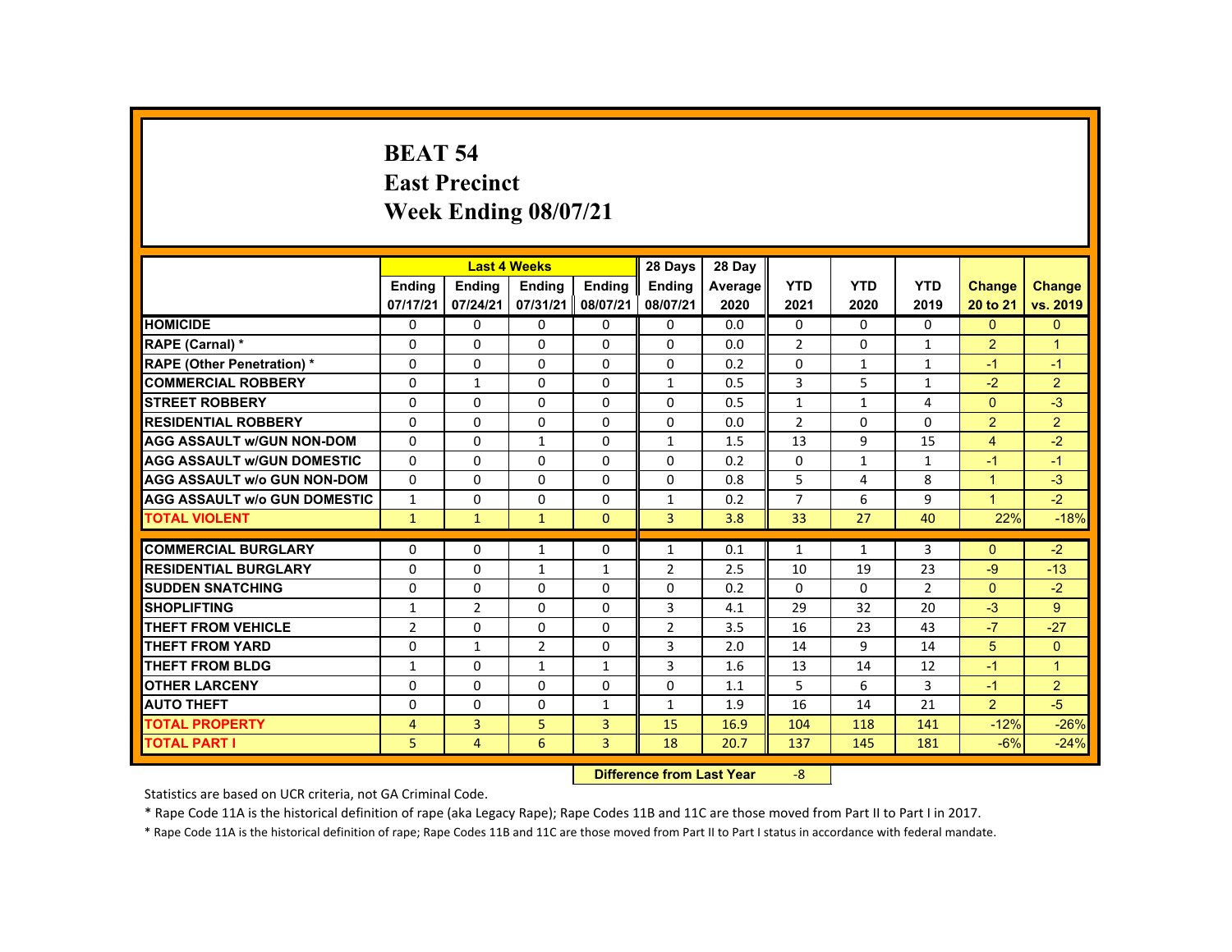# BEAT 54
## East Precinct
## Week Ending 08/07/21

| | Last 4 Weeks | | | | 28 Days | 28 Day | | | | | |
|---|---|---|---|---|---|---|---|---|---|---|---|
| | Ending 07/17/21 | Ending 07/24/21 | Ending 07/31/21 | Ending 08/07/21 | Ending 08/07/21 | Average 2020 | YTD 2021 | YTD 2020 | YTD 2019 | Change 20 to 21 | Change vs. 2019 |
| HOMICIDE | 0 | 0 | 0 | 0 | 0 | 0.0 | 0 | 0 | 0 | 0 | 0 |
| RAPE (Carnal) * | 0 | 0 | 0 | 0 | 0 | 0.0 | 2 | 0 | 1 | 2 | 1 |
| RAPE (Other Penetration) * | 0 | 0 | 0 | 0 | 0 | 0.2 | 0 | 1 | 1 | -1 | -1 |
| COMMERCIAL ROBBERY | 0 | 1 | 0 | 0 | 1 | 0.5 | 3 | 5 | 1 | -2 | 2 |
| STREET ROBBERY | 0 | 0 | 0 | 0 | 0 | 0.5 | 1 | 1 | 4 | 0 | -3 |
| RESIDENTIAL ROBBERY | 0 | 0 | 0 | 0 | 0 | 0.0 | 2 | 0 | 0 | 2 | 2 |
| AGG ASSAULT w/GUN NON-DOM | 0 | 0 | 1 | 0 | 1 | 1.5 | 13 | 9 | 15 | 4 | -2 |
| AGG ASSAULT w/GUN DOMESTIC | 0 | 0 | 0 | 0 | 0 | 0.2 | 0 | 1 | 1 | -1 | -1 |
| AGG ASSAULT w/o GUN NON-DOM | 0 | 0 | 0 | 0 | 0 | 0.8 | 5 | 4 | 8 | 1 | -3 |
| AGG ASSAULT w/o GUN DOMESTIC | 1 | 0 | 0 | 0 | 1 | 0.2 | 7 | 6 | 9 | 1 | -2 |
| TOTAL VIOLENT | 1 | 1 | 1 | 0 | 3 | 3.8 | 33 | 27 | 40 | 22% | -18% |
| COMMERCIAL BURGLARY | 0 | 0 | 1 | 0 | 1 | 0.1 | 1 | 1 | 3 | 0 | -2 |
| RESIDENTIAL BURGLARY | 0 | 0 | 1 | 1 | 2 | 2.5 | 10 | 19 | 23 | -9 | -13 |
| SUDDEN SNATCHING | 0 | 0 | 0 | 0 | 0 | 0.2 | 0 | 0 | 2 | 0 | -2 |
| SHOPLIFTING | 1 | 2 | 0 | 0 | 3 | 4.1 | 29 | 32 | 20 | -3 | 9 |
| THEFT FROM VEHICLE | 2 | 0 | 0 | 0 | 2 | 3.5 | 16 | 23 | 43 | -7 | -27 |
| THEFT FROM YARD | 0 | 1 | 2 | 0 | 3 | 2.0 | 14 | 9 | 14 | 5 | 0 |
| THEFT FROM BLDG | 1 | 0 | 1 | 1 | 3 | 1.6 | 13 | 14 | 12 | -1 | 1 |
| OTHER LARCENY | 0 | 0 | 0 | 0 | 0 | 1.1 | 5 | 6 | 3 | -1 | 2 |
| AUTO THEFT | 0 | 0 | 0 | 1 | 1 | 1.9 | 16 | 14 | 21 | 2 | -5 |
| TOTAL PROPERTY | 4 | 3 | 5 | 3 | 15 | 16.9 | 104 | 118 | 141 | -12% | -26% |
| TOTAL PART I | 5 | 4 | 6 | 3 | 18 | 20.7 | 137 | 145 | 181 | -6% | -24% |

**Difference from Last Year** -8

Statistics are based on UCR criteria, not GA Criminal Code.

* Rape Code 11A is the historical definition of rape (aka Legacy Rape); Rape Codes 11B and 11C are those moved from Part II to Part I in 2017.

* Rape Code 11A is the historical definition of rape; Rape Codes 11B and 11C are those moved from Part II to Part I status in accordance with federal mandate.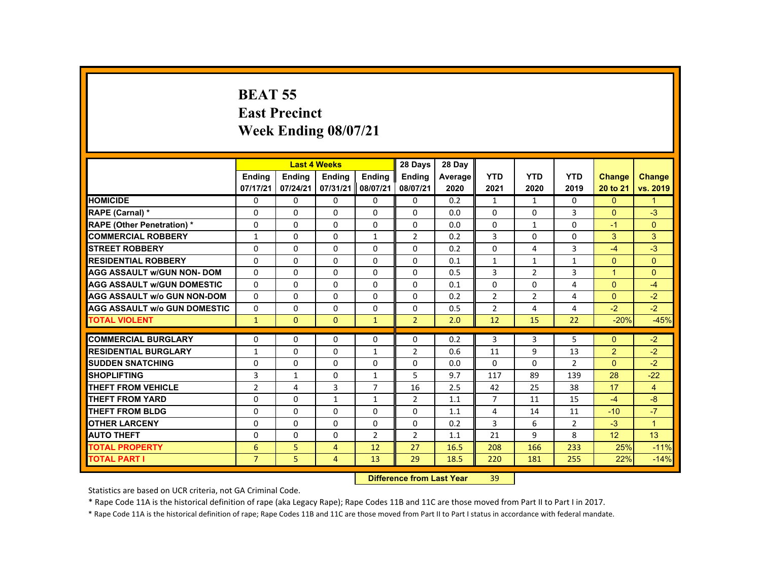# BEAT 55
## East Precinct
## Week Ending 08/07/21

| | Last 4 Weeks | | | | 28 Days | 28 Day | | | | | |
|---|---|---|---|---|---|---|---|---|---|---|---|
| | Ending 07/17/21 | Ending 07/24/21 | Ending 07/31/21 | Ending 08/07/21 | Ending 08/07/21 | Average 2020 | YTD 2021 | YTD 2020 | YTD 2019 | Change 20 to 21 | Change vs. 2019 |
| HOMICIDE | 0 | 0 | 0 | 0 | 0 | 0.2 | 1 | 1 | 0 | 0 | 1 |
| RAPE (Carnal) * | 0 | 0 | 0 | 0 | 0 | 0.0 | 0 | 0 | 3 | 0 | -3 |
| RAPE (Other Penetration) * | 0 | 0 | 0 | 0 | 0 | 0.0 | 0 | 1 | 0 | -1 | 0 |
| COMMERCIAL ROBBERY | 1 | 0 | 0 | 1 | 2 | 0.2 | 3 | 0 | 0 | 3 | 3 |
| STREET ROBBERY | 0 | 0 | 0 | 0 | 0 | 0.2 | 0 | 4 | 3 | -4 | -3 |
| RESIDENTIAL ROBBERY | 0 | 0 | 0 | 0 | 0 | 0.1 | 1 | 1 | 1 | 0 | 0 |
| AGG ASSAULT w/GUN NON- DOM | 0 | 0 | 0 | 0 | 0 | 0.5 | 3 | 2 | 3 | 1 | 0 |
| AGG ASSAULT w/GUN DOMESTIC | 0 | 0 | 0 | 0 | 0 | 0.1 | 0 | 0 | 4 | 0 | -4 |
| AGG ASSAULT w/o GUN NON-DOM | 0 | 0 | 0 | 0 | 0 | 0.2 | 2 | 2 | 4 | 0 | -2 |
| AGG ASSAULT w/o GUN DOMESTIC | 0 | 0 | 0 | 0 | 0 | 0.5 | 2 | 4 | 4 | -2 | -2 |
| TOTAL VIOLENT | 1 | 0 | 0 | 1 | 2 | 2.0 | 12 | 15 | 22 | -20% | -45% |
| COMMERCIAL BURGLARY | 0 | 0 | 0 | 0 | 0 | 0.2 | 3 | 3 | 5 | 0 | -2 |
| RESIDENTIAL BURGLARY | 1 | 0 | 0 | 1 | 2 | 0.6 | 11 | 9 | 13 | 2 | -2 |
| SUDDEN SNATCHING | 0 | 0 | 0 | 0 | 0 | 0.0 | 0 | 0 | 2 | 0 | -2 |
| SHOPLIFTING | 3 | 1 | 0 | 1 | 5 | 9.7 | 117 | 89 | 139 | 28 | -22 |
| THEFT FROM VEHICLE | 2 | 4 | 3 | 7 | 16 | 2.5 | 42 | 25 | 38 | 17 | 4 |
| THEFT FROM YARD | 0 | 0 | 1 | 1 | 2 | 1.1 | 7 | 11 | 15 | -4 | -8 |
| THEFT FROM BLDG | 0 | 0 | 0 | 0 | 0 | 1.1 | 4 | 14 | 11 | -10 | -7 |
| OTHER LARCENY | 0 | 0 | 0 | 0 | 0 | 0.2 | 3 | 6 | 2 | -3 | 1 |
| AUTO THEFT | 0 | 0 | 0 | 2 | 2 | 1.1 | 21 | 9 | 8 | 12 | 13 |
| TOTAL PROPERTY | 6 | 5 | 4 | 12 | 27 | 16.5 | 208 | 166 | 233 | 25% | -11% |
| TOTAL PART I | 7 | 5 | 4 | 13 | 29 | 18.5 | 220 | 181 | 255 | 22% | -14% |

**Difference from Last Year** 39

Statistics are based on UCR criteria, not GA Criminal Code.

* Rape Code 11A is the historical definition of rape (aka Legacy Rape); Rape Codes 11B and 11C are those moved from Part II to Part I in 2017.

* Rape Code 11A is the historical definition of rape; Rape Codes 11B and 11C are those moved from Part II to Part I status in accordance with federal mandate.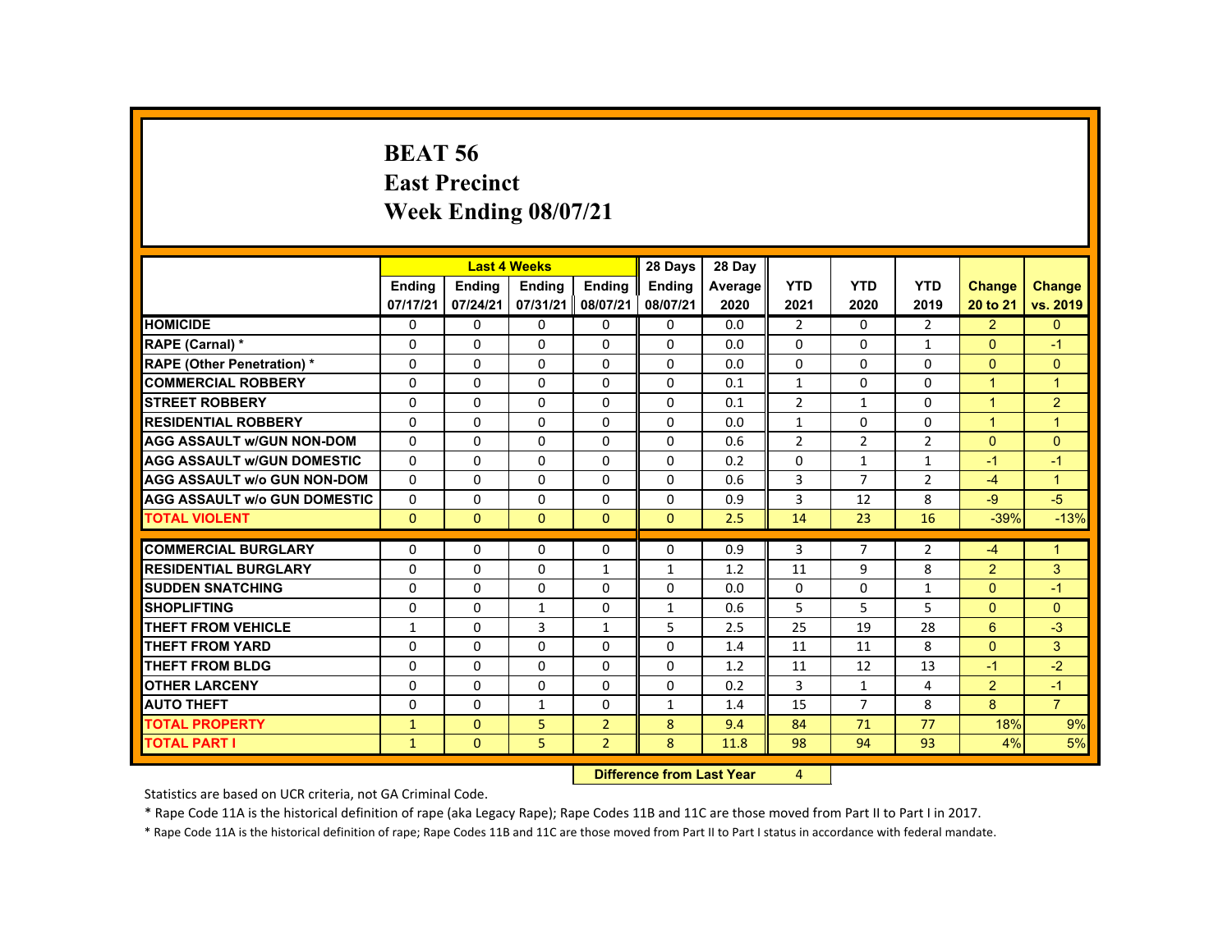# BEAT 56
# East Precinct
# Week Ending 08/07/21

| | Last 4 Weeks | | | | 28 Days | 28 Day | | | | | |
|---|---|---|---|---|---|---|---|---|---|---|---|
| | Ending 07/17/21 | Ending 07/24/21 | Ending 07/31/21 | Ending 08/07/21 | Ending 08/07/21 | Average 2020 | YTD 2021 | YTD 2020 | YTD 2019 | Change 20 to 21 | Change vs. 2019 |
| HOMICIDE | 0 | 0 | 0 | 0 | 0 | 0.0 | 2 | 0 | 2 | 2 | 0 |
| RAPE (Carnal) * | 0 | 0 | 0 | 0 | 0 | 0.0 | 0 | 0 | 1 | 0 | -1 |
| RAPE (Other Penetration) * | 0 | 0 | 0 | 0 | 0 | 0.0 | 0 | 0 | 0 | 0 | 0 |
| COMMERCIAL ROBBERY | 0 | 0 | 0 | 0 | 0 | 0.1 | 1 | 0 | 0 | 1 | 1 |
| STREET ROBBERY | 0 | 0 | 0 | 0 | 0 | 0.1 | 2 | 1 | 0 | 1 | 2 |
| RESIDENTIAL ROBBERY | 0 | 0 | 0 | 0 | 0 | 0.0 | 1 | 0 | 0 | 1 | 1 |
| AGG ASSAULT w/GUN NON-DOM | 0 | 0 | 0 | 0 | 0 | 0.6 | 2 | 2 | 2 | 0 | 0 |
| AGG ASSAULT w/GUN DOMESTIC | 0 | 0 | 0 | 0 | 0 | 0.2 | 0 | 1 | 1 | -1 | -1 |
| AGG ASSAULT w/o GUN NON-DOM | 0 | 0 | 0 | 0 | 0 | 0.6 | 3 | 7 | 2 | -4 | 1 |
| AGG ASSAULT w/o GUN DOMESTIC | 0 | 0 | 0 | 0 | 0 | 0.9 | 3 | 12 | 8 | -9 | -5 |
| TOTAL VIOLENT | 0 | 0 | 0 | 0 | 0 | 2.5 | 14 | 23 | 16 | -39% | -13% |
| COMMERCIAL BURGLARY | 0 | 0 | 0 | 0 | 0 | 0.9 | 3 | 7 | 2 | -4 | 1 |
| RESIDENTIAL BURGLARY | 0 | 0 | 0 | 1 | 1 | 1.2 | 11 | 9 | 8 | 2 | 3 |
| SUDDEN SNATCHING | 0 | 0 | 0 | 0 | 0 | 0.0 | 0 | 0 | 1 | 0 | -1 |
| SHOPLIFTING | 0 | 0 | 1 | 0 | 1 | 0.6 | 5 | 5 | 5 | 0 | 0 |
| THEFT FROM VEHICLE | 1 | 0 | 3 | 1 | 5 | 2.5 | 25 | 19 | 28 | 6 | -3 |
| THEFT FROM YARD | 0 | 0 | 0 | 0 | 0 | 1.4 | 11 | 11 | 8 | 0 | 3 |
| THEFT FROM BLDG | 0 | 0 | 0 | 0 | 0 | 1.2 | 11 | 12 | 13 | -1 | -2 |
| OTHER LARCENY | 0 | 0 | 0 | 0 | 0 | 0.2 | 3 | 1 | 4 | 2 | -1 |
| AUTO THEFT | 0 | 0 | 1 | 0 | 1 | 1.4 | 15 | 7 | 8 | 8 | 7 |
| TOTAL PROPERTY | 1 | 0 | 5 | 2 | 8 | 9.4 | 84 | 71 | 77 | 18% | 9% |
| TOTAL PART I | 1 | 0 | 5 | 2 | 8 | 11.8 | 98 | 94 | 93 | 4% | 5% |

**Difference from Last Year** 4

Statistics are based on UCR criteria, not GA Criminal Code.

* Rape Code 11A is the historical definition of rape (aka Legacy Rape); Rape Codes 11B and 11C are those moved from Part II to Part I in 2017.

* Rape Code 11A is the historical definition of rape; Rape Codes 11B and 11C are those moved from Part II to Part I status in accordance with federal mandate.